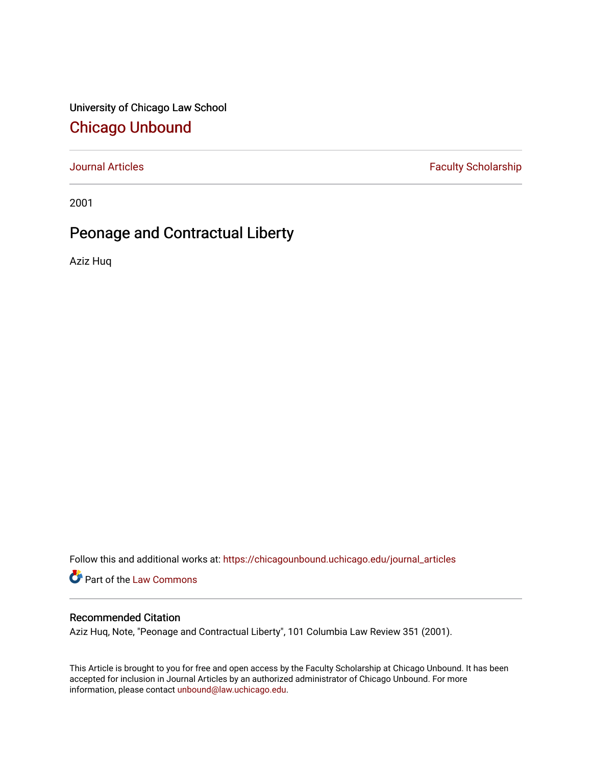University of Chicago Law School

## Chicago Unbound

Journal Articles | Faculty Scholarship

2001

# Peonage and Contractual Liberty

Aziz Huq

Follow this and additional works at: https://chicagounbound.uchicago.edu/journal_articles

Part of the Law Commons

### Recommended Citation

Aziz Huq, Note, "Peonage and Contractual Liberty", 101 Columbia Law Review 351 (2001).

This Article is brought to you for free and open access by the Faculty Scholarship at Chicago Unbound. It has been accepted for inclusion in Journal Articles by an authorized administrator of Chicago Unbound. For more information, please contact unbound@law.uchicago.edu.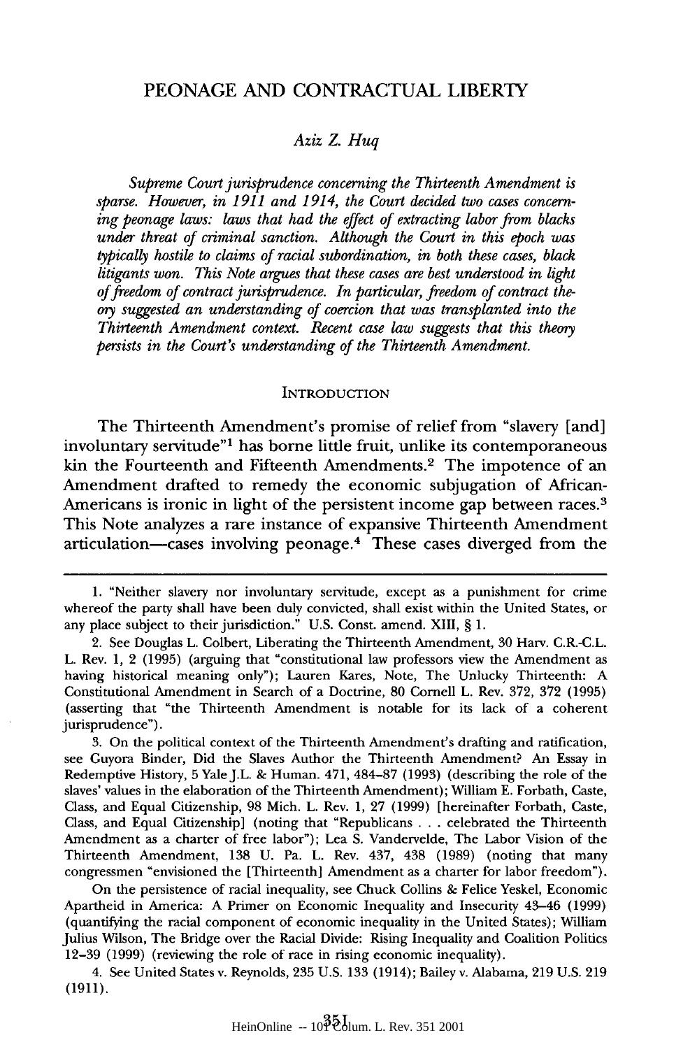# PEONAGE AND CONTRACTUAL LIBERTY

*Aziz Z. Huq*

*Supreme Court jurisprudence concerning the Thirteenth Amendment is sparse. However, in 1911 and 1914, the Court decided two cases concerning peonage laws: laws that had the effect of extracting labor from blacks under threat of criminal sanction. Although the Court in this epoch was typically hostile to claims of racial subordination, in both these cases, black litigants won. This Note argues that these cases are best understood in light of freedom of contract jurisprudence. In particular, freedom of contract theory suggested an understanding of coercion that was transplanted into the Thirteenth Amendment context. Recent case law suggests that this theory persists in the Court's understanding of the Thirteenth Amendment.*

## INTRODUCTION

The Thirteenth Amendment's promise of relief from "slavery [and] involuntary servitude"[1] has borne little fruit, unlike its contemporaneous kin the Fourteenth and Fifteenth Amendments.[2] The impotence of an Amendment drafted to remedy the economic subjugation of African-Americans is ironic in light of the persistent income gap between races.[3] This Note analyzes a rare instance of expansive Thirteenth Amendment articulation—cases involving peonage.[4] These cases diverged from the

---

1. "Neither slavery nor involuntary servitude, except as a punishment for crime whereof the party shall have been duly convicted, shall exist within the United States, or any place subject to their jurisdiction." U.S. Const. amend. XIII, § 1.

2. See Douglas L. Colbert, Liberating the Thirteenth Amendment, 30 Harv. C.R.-C.L. L. Rev. 1, 2 (1995) (arguing that "constitutional law professors view the Amendment as having historical meaning only"); Lauren Kares, Note, The Unlucky Thirteenth: A Constitutional Amendment in Search of a Doctrine, 80 Cornell L. Rev. 372, 372 (1995) (asserting that "the Thirteenth Amendment is notable for its lack of a coherent jurisprudence").

3. On the political context of the Thirteenth Amendment's drafting and ratification, see Guyora Binder, Did the Slaves Author the Thirteenth Amendment? An Essay in Redemptive History, 5 Yale J.L. & Human. 471, 484–87 (1993) (describing the role of the slaves' values in the elaboration of the Thirteenth Amendment); William E. Forbath, Caste, Class, and Equal Citizenship, 98 Mich. L. Rev. 1, 27 (1999) [hereinafter Forbath, Caste, Class, and Equal Citizenship] (noting that "Republicans . . . celebrated the Thirteenth Amendment as a charter of free labor"); Lea S. Vandervelde, The Labor Vision of the Thirteenth Amendment, 138 U. Pa. L. Rev. 437, 438 (1989) (noting that many congressmen "envisioned the [Thirteenth] Amendment as a charter for labor freedom").

On the persistence of racial inequality, see Chuck Collins & Felice Yeskel, Economic Apartheid in America: A Primer on Economic Inequality and Insecurity 43–46 (1999) (quantifying the racial component of economic inequality in the United States); William Julius Wilson, The Bridge over the Racial Divide: Rising Inequality and Coalition Politics 12–39 (1999) (reviewing the role of race in rising economic inequality).

4. See United States v. Reynolds, 235 U.S. 133 (1914); Bailey v. Alabama, 219 U.S. 219 (1911).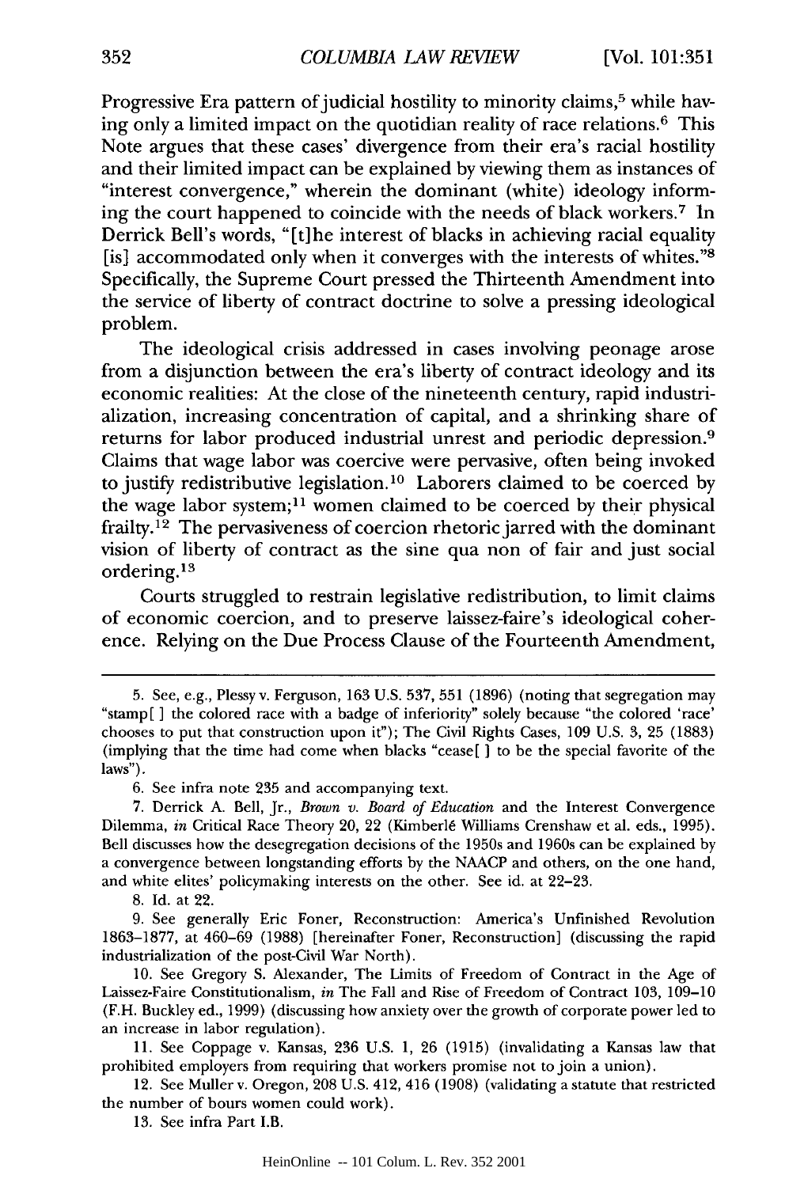Progressive Era pattern of judicial hostility to minority claims,[5] while having only a limited impact on the quotidian reality of race relations.[6] This Note argues that these cases' divergence from their era's racial hostility and their limited impact can be explained by viewing them as instances of "interest convergence," wherein the dominant (white) ideology informing the court happened to coincide with the needs of black workers.[7] In Derrick Bell's words, "[t]he interest of blacks in achieving racial equality [is] accommodated only when it converges with the interests of whites."[8] Specifically, the Supreme Court pressed the Thirteenth Amendment into the service of liberty of contract doctrine to solve a pressing ideological problem.

The ideological crisis addressed in cases involving peonage arose from a disjunction between the era's liberty of contract ideology and its economic realities: At the close of the nineteenth century, rapid industrialization, increasing concentration of capital, and a shrinking share of returns for labor produced industrial unrest and periodic depression.[9] Claims that wage labor was coercive were pervasive, often being invoked to justify redistributive legislation.[10] Laborers claimed to be coerced by the wage labor system;[11] women claimed to be coerced by their physical frailty.[12] The pervasiveness of coercion rhetoric jarred with the dominant vision of liberty of contract as the sine qua non of fair and just social ordering.[13]

Courts struggled to restrain legislative redistribution, to limit claims of economic coercion, and to preserve laissez-faire's ideological coherence. Relying on the Due Process Clause of the Fourteenth Amendment,

---

5. See, e.g., Plessy v. Ferguson, 163 U.S. 537, 551 (1896) (noting that segregation may "stamp[ ] the colored race with a badge of inferiority" solely because "the colored 'race' chooses to put that construction upon it"); The Civil Rights Cases, 109 U.S. 3, 25 (1883) (implying that the time had come when blacks "cease[ ] to be the special favorite of the laws").

6. See infra note 235 and accompanying text.

7. Derrick A. Bell, Jr., *Brown v. Board of Education* and the Interest Convergence Dilemma, *in* Critical Race Theory 20, 22 (Kimberlé Williams Crenshaw et al. eds., 1995). Bell discusses how the desegregation decisions of the 1950s and 1960s can be explained by a convergence between longstanding efforts by the NAACP and others, on the one hand, and white elites' policymaking interests on the other. See id. at 22–23.

8. Id. at 22.

9. See generally Eric Foner, Reconstruction: America's Unfinished Revolution 1863–1877, at 460–69 (1988) [hereinafter Foner, Reconstruction] (discussing the rapid industrialization of the post-Civil War North).

10. See Gregory S. Alexander, The Limits of Freedom of Contract in the Age of Laissez-Faire Constitutionalism, *in* The Fall and Rise of Freedom of Contract 103, 109–10 (F.H. Buckley ed., 1999) (discussing how anxiety over the growth of corporate power led to an increase in labor regulation).

11. See Coppage v. Kansas, 236 U.S. 1, 26 (1915) (invalidating a Kansas law that prohibited employers from requiring that workers promise not to join a union).

12. See Muller v. Oregon, 208 U.S. 412, 416 (1908) (validating a statute that restricted the number of hours women could work).

13. See infra Part I.B.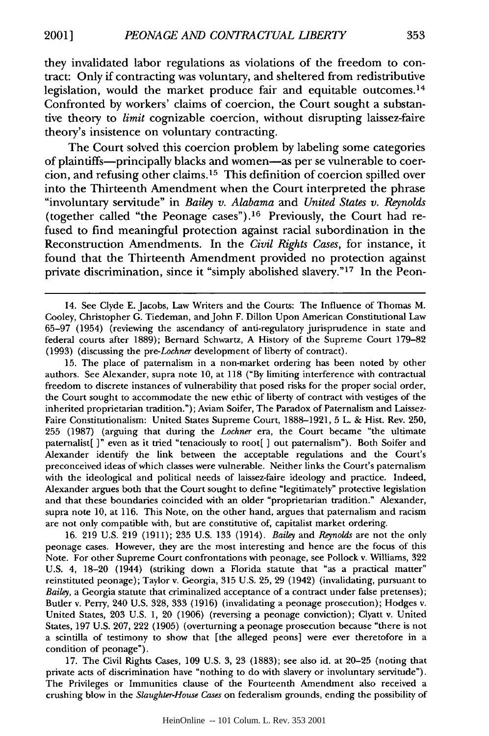they invalidated labor regulations as violations of the freedom to contract: Only if contracting was voluntary, and sheltered from redistributive legislation, would the market produce fair and equitable outcomes.[14] Confronted by workers' claims of coercion, the Court sought a substantive theory to *limit* cognizable coercion, without disrupting laissez-faire theory's insistence on voluntary contracting.

The Court solved this coercion problem by labeling some categories of plaintiffs—principally blacks and women—as per se vulnerable to coercion, and refusing other claims.[15] This definition of coercion spilled over into the Thirteenth Amendment when the Court interpreted the phrase "involuntary servitude" in *Bailey v. Alabama* and *United States v. Reynolds* (together called "the Peonage cases").[16] Previously, the Court had refused to find meaningful protection against racial subordination in the Reconstruction Amendments. In the *Civil Rights Cases*, for instance, it found that the Thirteenth Amendment provided no protection against private discrimination, since it "simply abolished slavery."[17] In the Peon-

---

14. See Clyde E. Jacobs, Law Writers and the Courts: The Influence of Thomas M. Cooley, Christopher G. Tiedeman, and John F. Dillon Upon American Constitutional Law 65–97 (1954) (reviewing the ascendancy of anti-regulatory jurisprudence in state and federal courts after 1889); Bernard Schwartz, A History of the Supreme Court 179–82 (1993) (discussing the pre-*Lochner* development of liberty of contract).

15. The place of paternalism in a non-market ordering has been noted by other authors. See Alexander, supra note 10, at 118 ("By limiting interference with contractual freedom to discrete instances of vulnerability that posed risks for the proper social order, the Court sought to accommodate the new ethic of liberty of contract with vestiges of the inherited proprietarian tradition."); Aviam Soifer, The Paradox of Paternalism and Laissez-Faire Constitutionalism: United States Supreme Court, 1888–1921, 5 L. & Hist. Rev. 250, 255 (1987) (arguing that during the *Lochner* era, the Court became "the ultimate paternalist[ ]" even as it tried "tenaciously to root[ ] out paternalism"). Both Soifer and Alexander identify the link between the acceptable regulations and the Court's preconceived ideas of which classes were vulnerable. Neither links the Court's paternalism with the ideological and political needs of laissez-faire ideology and practice. Indeed, Alexander argues both that the Court sought to define "legitimately" protective legislation and that these boundaries coincided with an older "proprietarian tradition." Alexander, supra note 10, at 116. This Note, on the other hand, argues that paternalism and racism are not only compatible with, but are constitutive of, capitalist market ordering.

16. 219 U.S. 219 (1911); 235 U.S. 133 (1914). *Bailey* and *Reynolds* are not the only peonage cases. However, they are the most interesting and hence are the focus of this Note. For other Supreme Court confrontations with peonage, see Pollock v. Williams, 322 U.S. 4, 18–20 (1944) (striking down a Florida statute that "as a practical matter" reinstituted peonage); Taylor v. Georgia, 315 U.S. 25, 29 (1942) (invalidating, pursuant to *Bailey*, a Georgia statute that criminalized acceptance of a contract under false pretenses); Butler v. Perry, 240 U.S. 328, 333 (1916) (invalidating a peonage prosecution); Hodges v. United States, 203 U.S. 1, 20 (1906) (reversing a peonage conviction); Clyatt v. United States, 197 U.S. 207, 222 (1905) (overturning a peonage prosecution because "there is not a scintilla of testimony to show that [the alleged peons] were ever theretofore in a condition of peonage").

17. The Civil Rights Cases, 109 U.S. 3, 23 (1883); see also id. at 20–25 (noting that private acts of discrimination have "nothing to do with slavery or involuntary servitude"). The Privileges or Immunities clause of the Fourteenth Amendment also received a crushing blow in the *Slaughter-House Cases* on federalism grounds, ending the possibility of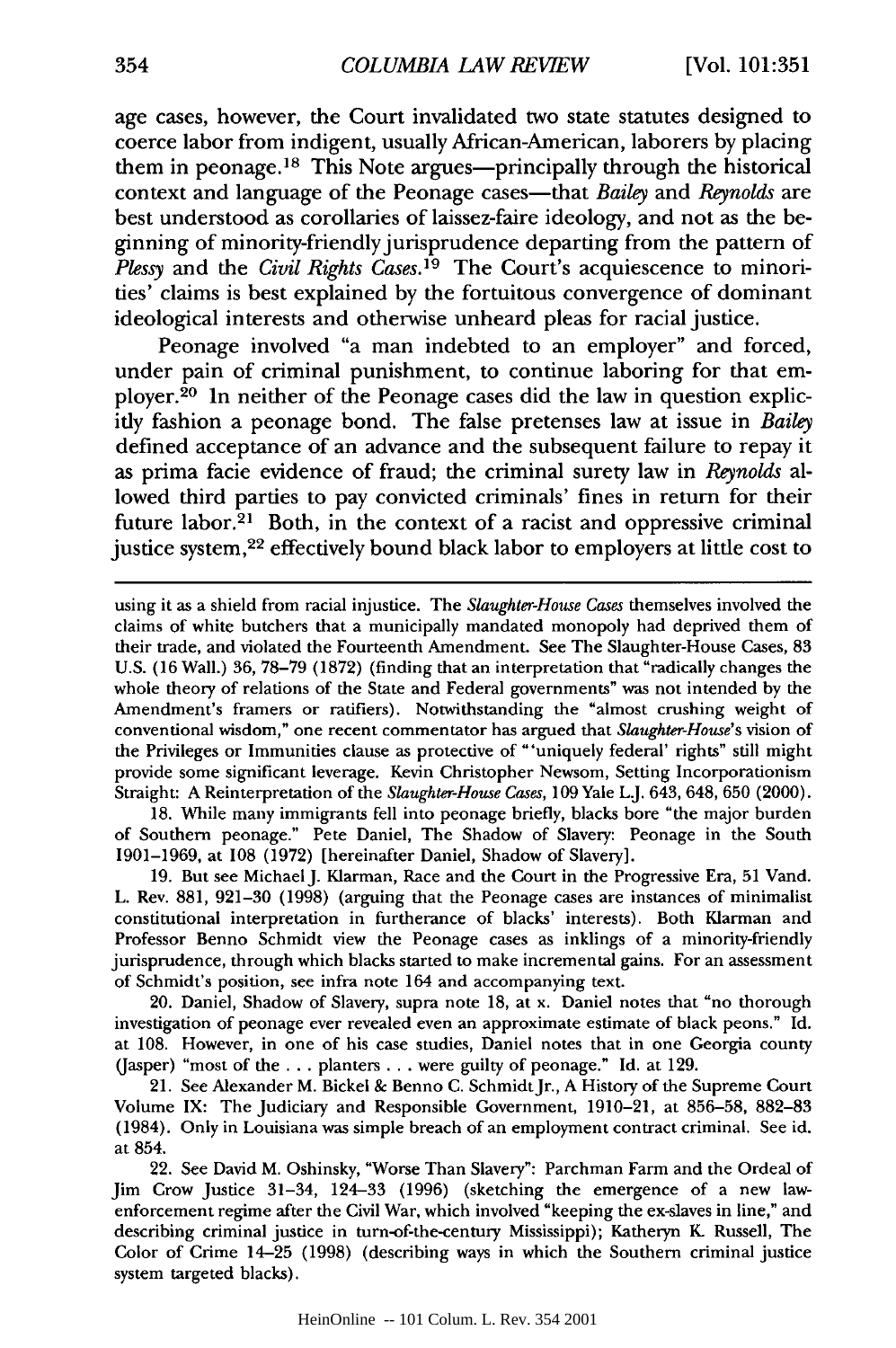age cases, however, the Court invalidated two state statutes designed to coerce labor from indigent, usually African-American, laborers by placing them in peonage.[18] This Note argues—principally through the historical context and language of the Peonage cases—that *Bailey* and *Reynolds* are best understood as corollaries of laissez-faire ideology, and not as the beginning of minority-friendly jurisprudence departing from the pattern of *Plessy* and the *Civil Rights Cases*.[19] The Court's acquiescence to minorities' claims is best explained by the fortuitous convergence of dominant ideological interests and otherwise unheard pleas for racial justice.

Peonage involved "a man indebted to an employer" and forced, under pain of criminal punishment, to continue laboring for that employer.[20] In neither of the Peonage cases did the law in question explicitly fashion a peonage bond. The false pretenses law at issue in *Bailey* defined acceptance of an advance and the subsequent failure to repay it as prima facie evidence of fraud; the criminal surety law in *Reynolds* allowed third parties to pay convicted criminals' fines in return for their future labor.[21] Both, in the context of a racist and oppressive criminal justice system,[22] effectively bound black labor to employers at little cost to

---

using it as a shield from racial injustice. The *Slaughter-House Cases* themselves involved the claims of white butchers that a municipally mandated monopoly had deprived them of their trade, and violated the Fourteenth Amendment. See The Slaughter-House Cases, 83 U.S. (16 Wall.) 36, 78–79 (1872) (finding that an interpretation that "radically changes the whole theory of relations of the State and Federal governments" was not intended by the Amendment's framers or ratifiers). Notwithstanding the "almost crushing weight of conventional wisdom," one recent commentator has argued that *Slaughter-House*'s vision of the Privileges or Immunities clause as protective of "'uniquely federal' rights" still might provide some significant leverage. Kevin Christopher Newsom, Setting Incorporationism Straight: A Reinterpretation of the *Slaughter-House Cases*, 109 Yale L.J. 643, 648, 650 (2000).

18. While many immigrants fell into peonage briefly, blacks bore "the major burden of Southern peonage." Pete Daniel, The Shadow of Slavery: Peonage in the South 1901–1969, at 108 (1972) [hereinafter Daniel, Shadow of Slavery].

19. But see Michael J. Klarman, Race and the Court in the Progressive Era, 51 Vand. L. Rev. 881, 921–30 (1998) (arguing that the Peonage cases are instances of minimalist constitutional interpretation in furtherance of blacks' interests). Both Klarman and Professor Benno Schmidt view the Peonage cases as inklings of a minority-friendly jurisprudence, through which blacks started to make incremental gains. For an assessment of Schmidt's position, see infra note 164 and accompanying text.

20. Daniel, Shadow of Slavery, supra note 18, at x. Daniel notes that "no thorough investigation of peonage ever revealed even an approximate estimate of black peons." Id. at 108. However, in one of his case studies, Daniel notes that in one Georgia county (Jasper) "most of the . . . planters . . . were guilty of peonage." Id. at 129.

21. See Alexander M. Bickel & Benno C. Schmidt Jr., A History of the Supreme Court Volume IX: The Judiciary and Responsible Government, 1910–21, at 856–58, 882–83 (1984). Only in Louisiana was simple breach of an employment contract criminal. See id. at 854.

22. See David M. Oshinsky, "Worse Than Slavery": Parchman Farm and the Ordeal of Jim Crow Justice 31–34, 124–33 (1996) (sketching the emergence of a new law-enforcement regime after the Civil War, which involved "keeping the ex-slaves in line," and describing criminal justice in turn-of-the-century Mississippi); Katheryn K. Russell, The Color of Crime 14–25 (1998) (describing ways in which the Southern criminal justice system targeted blacks).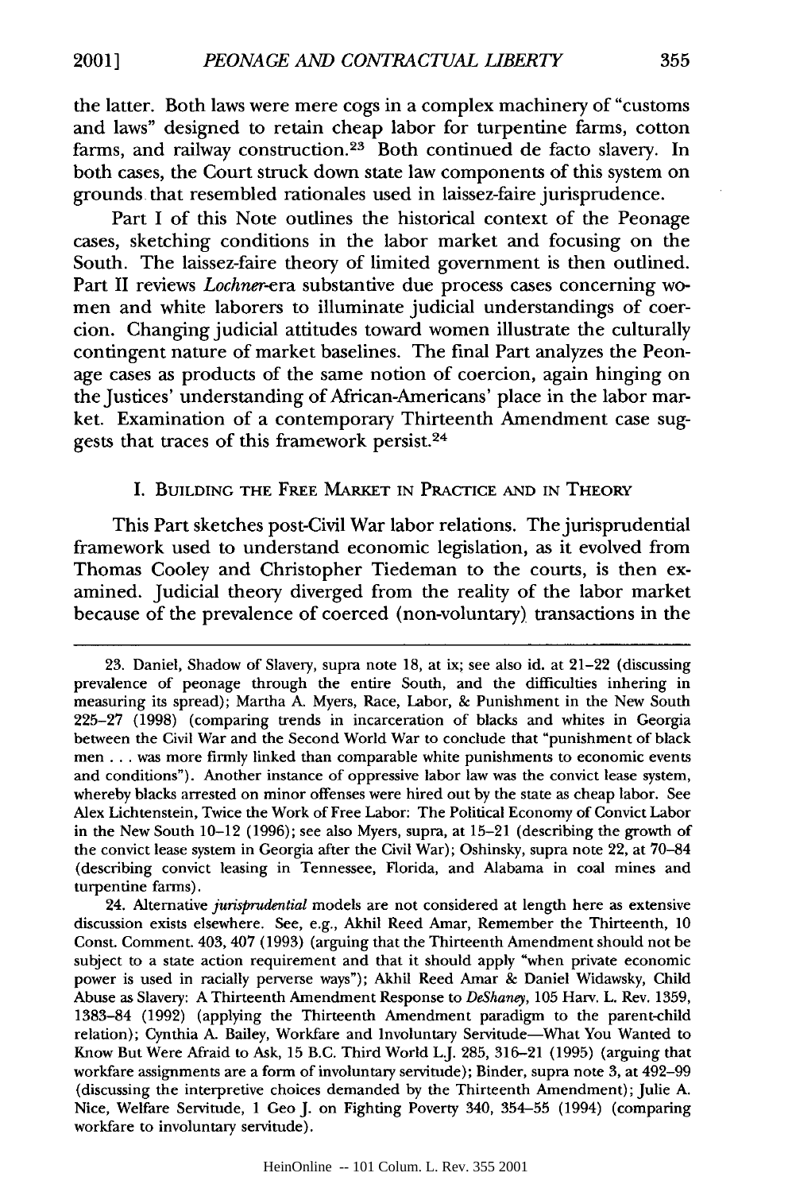the latter. Both laws were mere cogs in a complex machinery of "customs and laws" designed to retain cheap labor for turpentine farms, cotton farms, and railway construction.[23] Both continued de facto slavery. In both cases, the Court struck down state law components of this system on grounds that resembled rationales used in laissez-faire jurisprudence.

Part I of this Note outlines the historical context of the Peonage cases, sketching conditions in the labor market and focusing on the South. The laissez-faire theory of limited government is then outlined. Part II reviews *Lochner*-era substantive due process cases concerning women and white laborers to illuminate judicial understandings of coercion. Changing judicial attitudes toward women illustrate the culturally contingent nature of market baselines. The final Part analyzes the Peonage cases as products of the same notion of coercion, again hinging on the Justices' understanding of African-Americans' place in the labor market. Examination of a contemporary Thirteenth Amendment case suggests that traces of this framework persist.[24]

## I. Building the Free Market in Practice and in Theory

This Part sketches post-Civil War labor relations. The jurisprudential framework used to understand economic legislation, as it evolved from Thomas Cooley and Christopher Tiedeman to the courts, is then examined. Judicial theory diverged from the reality of the labor market because of the prevalence of coerced (non-voluntary) transactions in the

---

23. Daniel, Shadow of Slavery, supra note 18, at ix; see also id. at 21–22 (discussing prevalence of peonage through the entire South, and the difficulties inhering in measuring its spread); Martha A. Myers, Race, Labor, & Punishment in the New South 225–27 (1998) (comparing trends in incarceration of blacks and whites in Georgia between the Civil War and the Second World War to conclude that "punishment of black men . . . was more firmly linked than comparable white punishments to economic events and conditions"). Another instance of oppressive labor law was the convict lease system, whereby blacks arrested on minor offenses were hired out by the state as cheap labor. See Alex Lichtenstein, Twice the Work of Free Labor: The Political Economy of Convict Labor in the New South 10–12 (1996); see also Myers, supra, at 15–21 (describing the growth of the convict lease system in Georgia after the Civil War); Oshinsky, supra note 22, at 70–84 (describing convict leasing in Tennessee, Florida, and Alabama in coal mines and turpentine farms).

24. Alternative *jurisprudential* models are not considered at length here as extensive discussion exists elsewhere. See, e.g., Akhil Reed Amar, Remember the Thirteenth, 10 Const. Comment. 403, 407 (1993) (arguing that the Thirteenth Amendment should not be subject to a state action requirement and that it should apply "when private economic power is used in racially perverse ways"); Akhil Reed Amar & Daniel Widawsky, Child Abuse as Slavery: A Thirteenth Amendment Response to *DeShaney*, 105 Harv. L. Rev. 1359, 1383–84 (1992) (applying the Thirteenth Amendment paradigm to the parent-child relation); Cynthia A. Bailey, Workfare and Involuntary Servitude—What You Wanted to Know But Were Afraid to Ask, 15 B.C. Third World L.J. 285, 316–21 (1995) (arguing that workfare assignments are a form of involuntary servitude); Binder, supra note 3, at 492–99 (discussing the interpretive choices demanded by the Thirteenth Amendment); Julie A. Nice, Welfare Servitude, 1 Geo J. on Fighting Poverty 340, 354–55 (1994) (comparing workfare to involuntary servitude).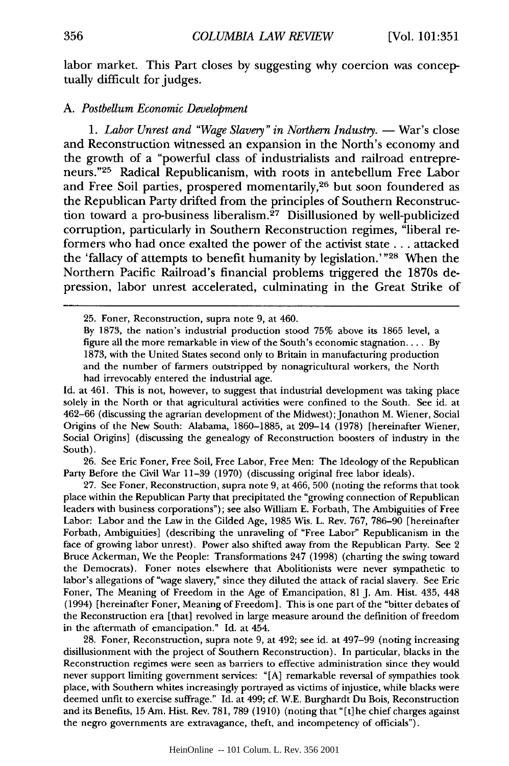labor market. This Part closes by suggesting why coercion was conceptually difficult for judges.

### A. *Postbellum Economic Development*

1. *Labor Unrest and "Wage Slavery" in Northern Industry.* — War's close and Reconstruction witnessed an expansion in the North's economy and the growth of a "powerful class of industrialists and railroad entrepreneurs."[25] Radical Republicanism, with roots in antebellum Free Labor and Free Soil parties, prospered momentarily,[26] but soon foundered as the Republican Party drifted from the principles of Southern Reconstruction toward a pro-business liberalism.[27] Disillusioned by well-publicized corruption, particularly in Southern Reconstruction regimes, "liberal reformers who had once exalted the power of the activist state . . . attacked the 'fallacy of attempts to benefit humanity by legislation.'"[28] When the Northern Pacific Railroad's financial problems triggered the 1870s depression, labor unrest accelerated, culminating in the Great Strike of

---

25. Foner, Reconstruction, supra note 9, at 460.

> By 1873, the nation's industrial production stood 75% above its 1865 level, a figure all the more remarkable in view of the South's economic stagnation. . . . By 1873, with the United States second only to Britain in manufacturing production and the number of farmers outstripped by nonagricultural workers, the North had irrevocably entered the industrial age.

Id. at 461. This is not, however, to suggest that industrial development was taking place solely in the North or that agricultural activities were confined to the South. See id. at 462–66 (discussing the agrarian development of the Midwest); Jonathon M. Wiener, Social Origins of the New South: Alabama, 1860–1885, at 209–14 (1978) [hereinafter Wiener, Social Origins] (discussing the genealogy of Reconstruction boosters of industry in the South).

26. See Eric Foner, Free Soil, Free Labor, Free Men: The Ideology of the Republican Party Before the Civil War 11–39 (1970) (discussing original free labor ideals).

27. See Foner, Reconstruction, supra note 9, at 466, 500 (noting the reforms that took place within the Republican Party that precipitated the "growing connection of Republican leaders with business corporations"); see also William E. Forbath, The Ambiguities of Free Labor: Labor and the Law in the Gilded Age, 1985 Wis. L. Rev. 767, 786–90 [hereinafter Forbath, Ambiguities] (describing the unraveling of "Free Labor" Republicanism in the face of growing labor unrest). Power also shifted away from the Republican Party. See 2 Bruce Ackerman, We the People: Transformations 247 (1998) (charting the swing toward the Democrats). Foner notes elsewhere that Abolitionists were never sympathetic to labor's allegations of "wage slavery," since they diluted the attack of racial slavery. See Eric Foner, The Meaning of Freedom in the Age of Emancipation, 81 J. Am. Hist. 435, 448 (1994) [hereinafter Foner, Meaning of Freedom]. This is one part of the "bitter debates of the Reconstruction era [that] revolved in large measure around the definition of freedom in the aftermath of emancipation." Id. at 454.

28. Foner, Reconstruction, supra note 9, at 492; see id. at 497–99 (noting increasing disillusionment with the project of Southern Reconstruction). In particular, blacks in the Reconstruction regimes were seen as barriers to effective administration since they would never support limiting government services: "[A] remarkable reversal of sympathies took place, with Southern whites increasingly portrayed as victims of injustice, while blacks were deemed unfit to exercise suffrage." Id. at 499; cf. W.E. Burghardt Du Bois, Reconstruction and its Benefits, 15 Am. Hist. Rev. 781, 789 (1910) (noting that "[t]he chief charges against the negro governments are extravagance, theft, and incompetency of officials").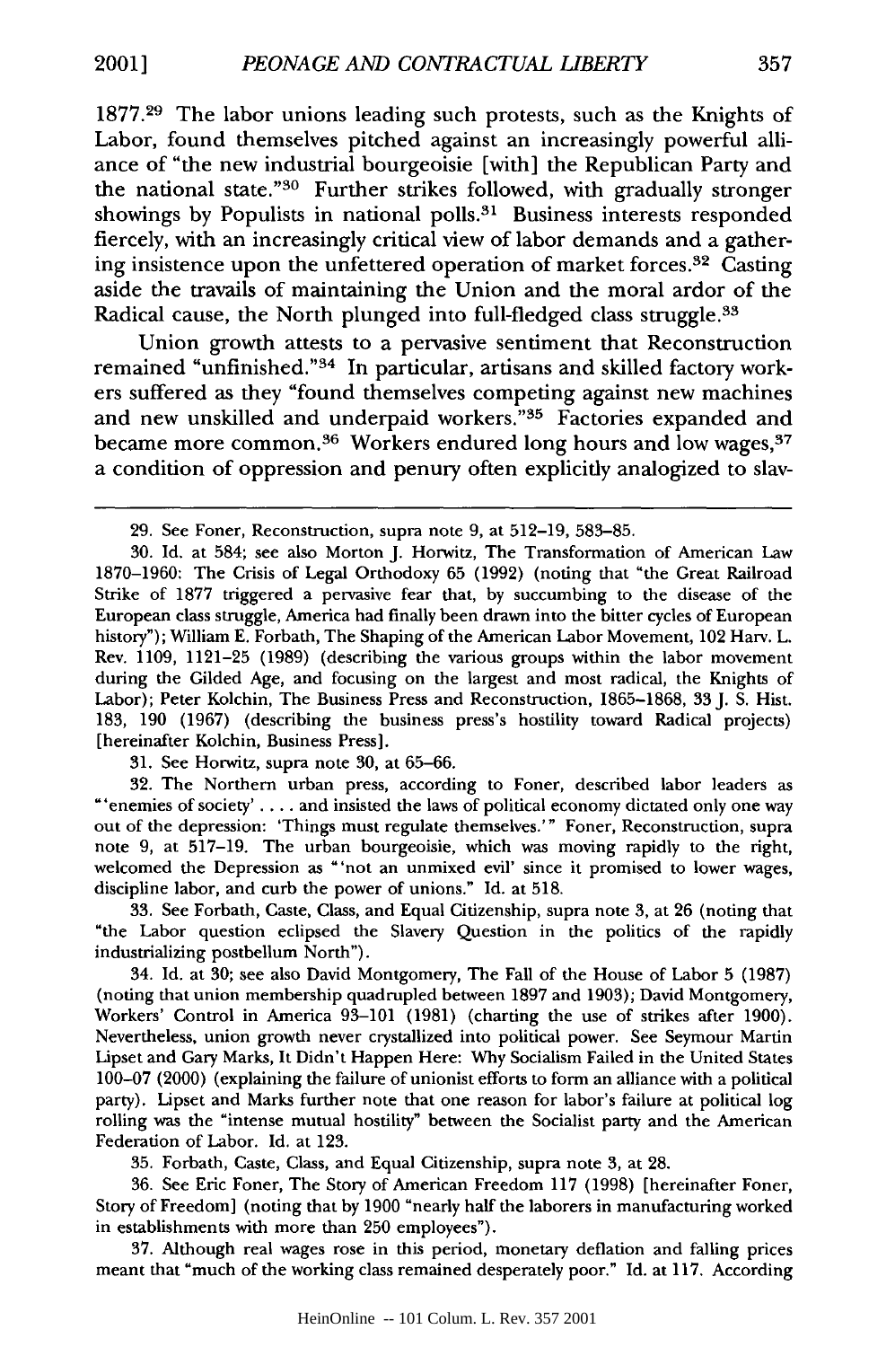1877.[29] The labor unions leading such protests, such as the Knights of Labor, found themselves pitched against an increasingly powerful alliance of "the new industrial bourgeoisie [with] the Republican Party and the national state."[30] Further strikes followed, with gradually stronger showings by Populists in national polls.[31] Business interests responded fiercely, with an increasingly critical view of labor demands and a gathering insistence upon the unfettered operation of market forces.[32] Casting aside the travails of maintaining the Union and the moral ardor of the Radical cause, the North plunged into full-fledged class struggle.[33]

Union growth attests to a pervasive sentiment that Reconstruction remained "unfinished."[34] In particular, artisans and skilled factory workers suffered as they "found themselves competing against new machines and new unskilled and underpaid workers."[35] Factories expanded and became more common.[36] Workers endured long hours and low wages,[37] a condition of oppression and penury often explicitly analogized to slav-

---

29. See Foner, Reconstruction, supra note 9, at 512–19, 583–85.

30. Id. at 584; see also Morton J. Horwitz, The Transformation of American Law 1870–1960: The Crisis of Legal Orthodoxy 65 (1992) (noting that "the Great Railroad Strike of 1877 triggered a pervasive fear that, by succumbing to the disease of the European class struggle, America had finally been drawn into the bitter cycles of European history"); William E. Forbath, The Shaping of the American Labor Movement, 102 Harv. L. Rev. 1109, 1121–25 (1989) (describing the various groups within the labor movement during the Gilded Age, and focusing on the largest and most radical, the Knights of Labor); Peter Kolchin, The Business Press and Reconstruction, 1865–1868, 33 J. S. Hist. 183, 190 (1967) (describing the business press's hostility toward Radical projects) [hereinafter Kolchin, Business Press].

31. See Horwitz, supra note 30, at 65–66.

32. The Northern urban press, according to Foner, described labor leaders as "'enemies of society' . . . . and insisted the laws of political economy dictated only one way out of the depression: 'Things must regulate themselves.'" Foner, Reconstruction, supra note 9, at 517–19. The urban bourgeoisie, which was moving rapidly to the right, welcomed the Depression as "'not an unmixed evil' since it promised to lower wages, discipline labor, and curb the power of unions." Id. at 518.

33. See Forbath, Caste, Class, and Equal Citizenship, supra note 3, at 26 (noting that "the Labor question eclipsed the Slavery Question in the politics of the rapidly industrializing postbellum North").

34. Id. at 30; see also David Montgomery, The Fall of the House of Labor 5 (1987) (noting that union membership quadrupled between 1897 and 1903); David Montgomery, Workers' Control in America 93–101 (1981) (charting the use of strikes after 1900). Nevertheless, union growth never crystallized into political power. See Seymour Martin Lipset and Gary Marks, It Didn't Happen Here: Why Socialism Failed in the United States 100–07 (2000) (explaining the failure of unionist efforts to form an alliance with a political party). Lipset and Marks further note that one reason for labor's failure at political log rolling was the "intense mutual hostility" between the Socialist party and the American Federation of Labor. Id. at 123.

35. Forbath, Caste, Class, and Equal Citizenship, supra note 3, at 28.

36. See Eric Foner, The Story of American Freedom 117 (1998) [hereinafter Foner, Story of Freedom] (noting that by 1900 "nearly half the laborers in manufacturing worked in establishments with more than 250 employees").

37. Although real wages rose in this period, monetary deflation and falling prices meant that "much of the working class remained desperately poor." Id. at 117. According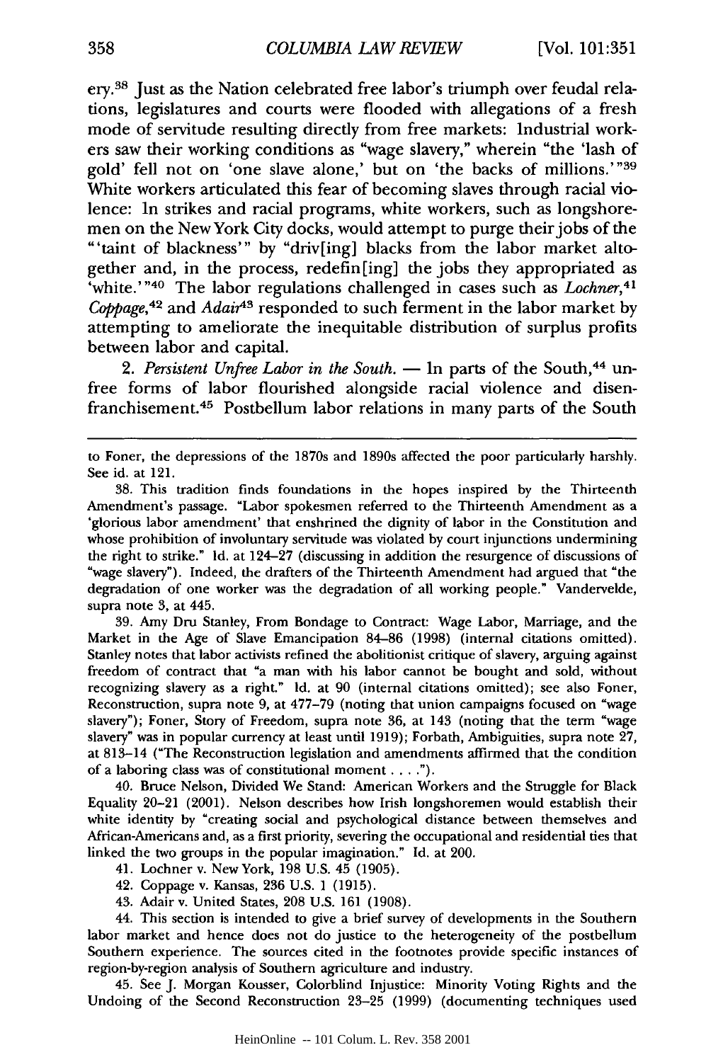ery.[38] Just as the Nation celebrated free labor's triumph over feudal relations, legislatures and courts were flooded with allegations of a fresh mode of servitude resulting directly from free markets: Industrial workers saw their working conditions as "wage slavery," wherein "the 'lash of gold' fell not on 'one slave alone,' but on 'the backs of millions.'"[39] White workers articulated this fear of becoming slaves through racial violence: In strikes and racial programs, white workers, such as longshoremen on the New York City docks, would attempt to purge their jobs of the "'taint of blackness'" by "driv[ing] blacks from the labor market altogether and, in the process, redefin[ing] the jobs they appropriated as 'white.'"[40] The labor regulations challenged in cases such as *Lochner*,[41] *Coppage*,[42] and *Adair*[43] responded to such ferment in the labor market by attempting to ameliorate the inequitable distribution of surplus profits between labor and capital.

2. *Persistent Unfree Labor in the South.* — In parts of the South,[44] unfree forms of labor flourished alongside racial violence and disenfranchisement.[45] Postbellum labor relations in many parts of the South

---

to Foner, the depressions of the 1870s and 1890s affected the poor particularly harshly. See id. at 121.

38. This tradition finds foundations in the hopes inspired by the Thirteenth Amendment's passage. "Labor spokesmen referred to the Thirteenth Amendment as a 'glorious labor amendment' that enshrined the dignity of labor in the Constitution and whose prohibition of involuntary servitude was violated by court injunctions undermining the right to strike." Id. at 124–27 (discussing in addition the resurgence of discussions of "wage slavery"). Indeed, the drafters of the Thirteenth Amendment had argued that "the degradation of one worker was the degradation of all working people." Vandervelde, supra note 3, at 445.

39. Amy Dru Stanley, From Bondage to Contract: Wage Labor, Marriage, and the Market in the Age of Slave Emancipation 84–86 (1998) (internal citations omitted). Stanley notes that labor activists refined the abolitionist critique of slavery, arguing against freedom of contract that "a man with his labor cannot be bought and sold, without recognizing slavery as a right." Id. at 90 (internal citations omitted); see also Foner, Reconstruction, supra note 9, at 477–79 (noting that union campaigns focused on "wage slavery"); Foner, Story of Freedom, supra note 36, at 143 (noting that the term "wage slavery" was in popular currency at least until 1919); Forbath, Ambiguities, supra note 27, at 813–14 ("The Reconstruction legislation and amendments affirmed that the condition of a laboring class was of constitutional moment . . . .").

40. Bruce Nelson, Divided We Stand: American Workers and the Struggle for Black Equality 20–21 (2001). Nelson describes how Irish longshoremen would establish their white identity by "creating social and psychological distance between themselves and African-Americans and, as a first priority, severing the occupational and residential ties that linked the two groups in the popular imagination." Id. at 200.

41. Lochner v. New York, 198 U.S. 45 (1905).

42. Coppage v. Kansas, 236 U.S. 1 (1915).

43. Adair v. United States, 208 U.S. 161 (1908).

44. This section is intended to give a brief survey of developments in the Southern labor market and hence does not do justice to the heterogeneity of the postbellum Southern experience. The sources cited in the footnotes provide specific instances of region-by-region analysis of Southern agriculture and industry.

45. See J. Morgan Kousser, Colorblind Injustice: Minority Voting Rights and the Undoing of the Second Reconstruction 23–25 (1999) (documenting techniques used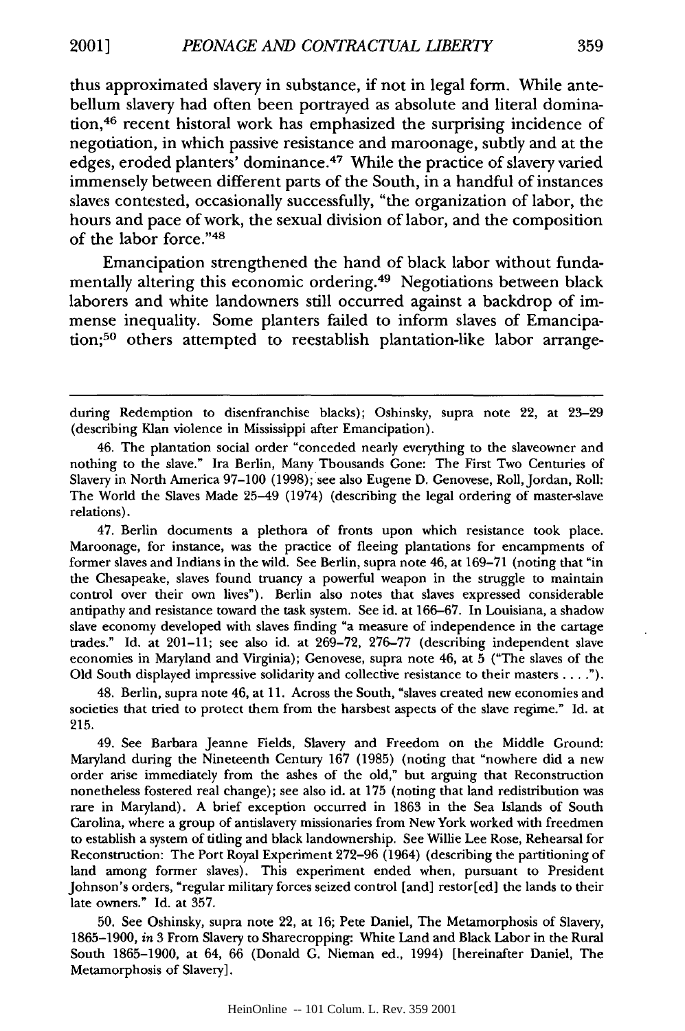thus approximated slavery in substance, if not in legal form. While antebellum slavery had often been portrayed as absolute and literal domination,[46] recent historal work has emphasized the surprising incidence of negotiation, in which passive resistance and maroonage, subtly and at the edges, eroded planters' dominance.[47] While the practice of slavery varied immensely between different parts of the South, in a handful of instances slaves contested, occasionally successfully, "the organization of labor, the hours and pace of work, the sexual division of labor, and the composition of the labor force."[48]

Emancipation strengthened the hand of black labor without fundamentally altering this economic ordering.[49] Negotiations between black laborers and white landowners still occurred against a backdrop of immense inequality. Some planters failed to inform slaves of Emancipation;[50] others attempted to reestablish plantation-like labor arrange-

---

during Redemption to disenfranchise blacks); Oshinsky, supra note 22, at 23–29 (describing Klan violence in Mississippi after Emancipation).

46. The plantation social order "conceded nearly everything to the slaveowner and nothing to the slave." Ira Berlin, Many Thousands Gone: The First Two Centuries of Slavery in North America 97–100 (1998); see also Eugene D. Genovese, Roll, Jordan, Roll: The World the Slaves Made 25–49 (1974) (describing the legal ordering of master-slave relations).

47. Berlin documents a plethora of fronts upon which resistance took place. Maroonage, for instance, was the practice of fleeing plantations for encampments of former slaves and Indians in the wild. See Berlin, supra note 46, at 169–71 (noting that "in the Chesapeake, slaves found truancy a powerful weapon in the struggle to maintain control over their own lives"). Berlin also notes that slaves expressed considerable antipathy and resistance toward the task system. See id. at 166–67. In Louisiana, a shadow slave economy developed with slaves finding "a measure of independence in the cartage trades." Id. at 201–11; see also id. at 269–72, 276–77 (describing independent slave economies in Maryland and Virginia); Genovese, supra note 46, at 5 ("The slaves of the Old South displayed impressive solidarity and collective resistance to their masters . . . .").

48. Berlin, supra note 46, at 11. Across the South, "slaves created new economies and societies that tried to protect them from the harshest aspects of the slave regime." Id. at 215.

49. See Barbara Jeanne Fields, Slavery and Freedom on the Middle Ground: Maryland during the Nineteenth Century 167 (1985) (noting that "nowhere did a new order arise immediately from the ashes of the old," but arguing that Reconstruction nonetheless fostered real change); see also id. at 175 (noting that land redistribution was rare in Maryland). A brief exception occurred in 1863 in the Sea Islands of South Carolina, where a group of antislavery missionaries from New York worked with freedmen to establish a system of titling and black landownership. See Willie Lee Rose, Rehearsal for Reconstruction: The Port Royal Experiment 272–96 (1964) (describing the partitioning of land among former slaves). This experiment ended when, pursuant to President Johnson's orders, "regular military forces seized control [and] restor[ed] the lands to their late owners." Id. at 357.

50. See Oshinsky, supra note 22, at 16; Pete Daniel, The Metamorphosis of Slavery, 1865–1900, *in* 3 From Slavery to Sharecropping: White Land and Black Labor in the Rural South 1865–1900, at 64, 66 (Donald G. Nieman ed., 1994) [hereinafter Daniel, The Metamorphosis of Slavery].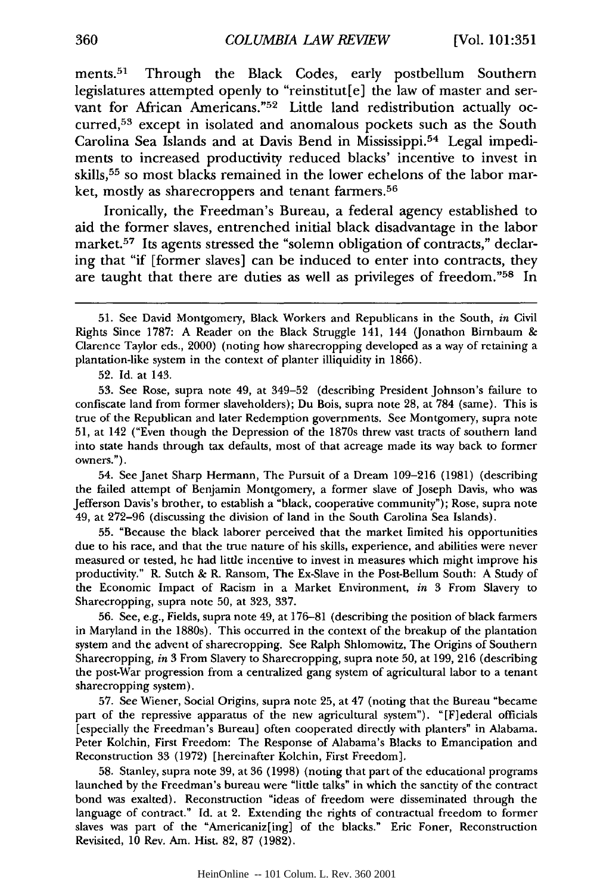ments.[51] Through the Black Codes, early postbellum Southern legislatures attempted openly to "reinstitut[e] the law of master and servant for African Americans."[52] Little land redistribution actually occurred,[53] except in isolated and anomalous pockets such as the South Carolina Sea Islands and at Davis Bend in Mississippi.[54] Legal impediments to increased productivity reduced blacks' incentive to invest in skills,[55] so most blacks remained in the lower echelons of the labor market, mostly as sharecroppers and tenant farmers.[56]

Ironically, the Freedman's Bureau, a federal agency established to aid the former slaves, entrenched initial black disadvantage in the labor market.[57] Its agents stressed the "solemn obligation of contracts," declaring that "if [former slaves] can be induced to enter into contracts, they are taught that there are duties as well as privileges of freedom."[58] In

---

51. See David Montgomery, Black Workers and Republicans in the South, *in* Civil Rights Since 1787: A Reader on the Black Struggle 141, 144 (Jonathon Birnbaum & Clarence Taylor eds., 2000) (noting how sharecropping developed as a way of retaining a plantation-like system in the context of planter illiquidity in 1866).

52. Id. at 143.

53. See Rose, supra note 49, at 349–52 (describing President Johnson's failure to confiscate land from former slaveholders); Du Bois, supra note 28, at 784 (same). This is true of the Republican and later Redemption governments. See Montgomery, supra note 51, at 142 ("Even though the Depression of the 1870s threw vast tracts of southern land into state hands through tax defaults, most of that acreage made its way back to former owners.").

54. See Janet Sharp Hermann, The Pursuit of a Dream 109–216 (1981) (describing the failed attempt of Benjamin Montgomery, a former slave of Joseph Davis, who was Jefferson Davis's brother, to establish a "black, cooperative community"); Rose, supra note 49, at 272–96 (discussing the division of land in the South Carolina Sea Islands).

55. "Because the black laborer perceived that the market limited his opportunities due to his race, and that the true nature of his skills, experience, and abilities were never measured or tested, he had little incentive to invest in measures which might improve his productivity." R. Sutch & R. Ransom, The Ex-Slave in the Post-Bellum South: A Study of the Economic Impact of Racism in a Market Environment, *in* 3 From Slavery to Sharecropping, supra note 50, at 323, 337.

56. See, e.g., Fields, supra note 49, at 176–81 (describing the position of black farmers in Maryland in the 1880s). This occurred in the context of the breakup of the plantation system and the advent of sharecropping. See Ralph Shlomowitz, The Origins of Southern Sharecropping, *in* 3 From Slavery to Sharecropping, supra note 50, at 199, 216 (describing the post-War progression from a centralized gang system of agricultural labor to a tenant sharecropping system).

57. See Wiener, Social Origins, supra note 25, at 47 (noting that the Bureau "became part of the repressive apparatus of the new agricultural system"). "[F]ederal officials [especially the Freedman's Bureau] often cooperated directly with planters" in Alabama. Peter Kolchin, First Freedom: The Response of Alabama's Blacks to Emancipation and Reconstruction 33 (1972) [hereinafter Kolchin, First Freedom].

58. Stanley, supra note 39, at 36 (1998) (noting that part of the educational programs launched by the Freedman's bureau were "little talks" in which the sanctity of the contract bond was exalted). Reconstruction "ideas of freedom were disseminated through the language of contract." Id. at 2. Extending the rights of contractual freedom to former slaves was part of the "Americaniz[ing] of the blacks." Eric Foner, Reconstruction Revisited, 10 Rev. Am. Hist. 82, 87 (1982).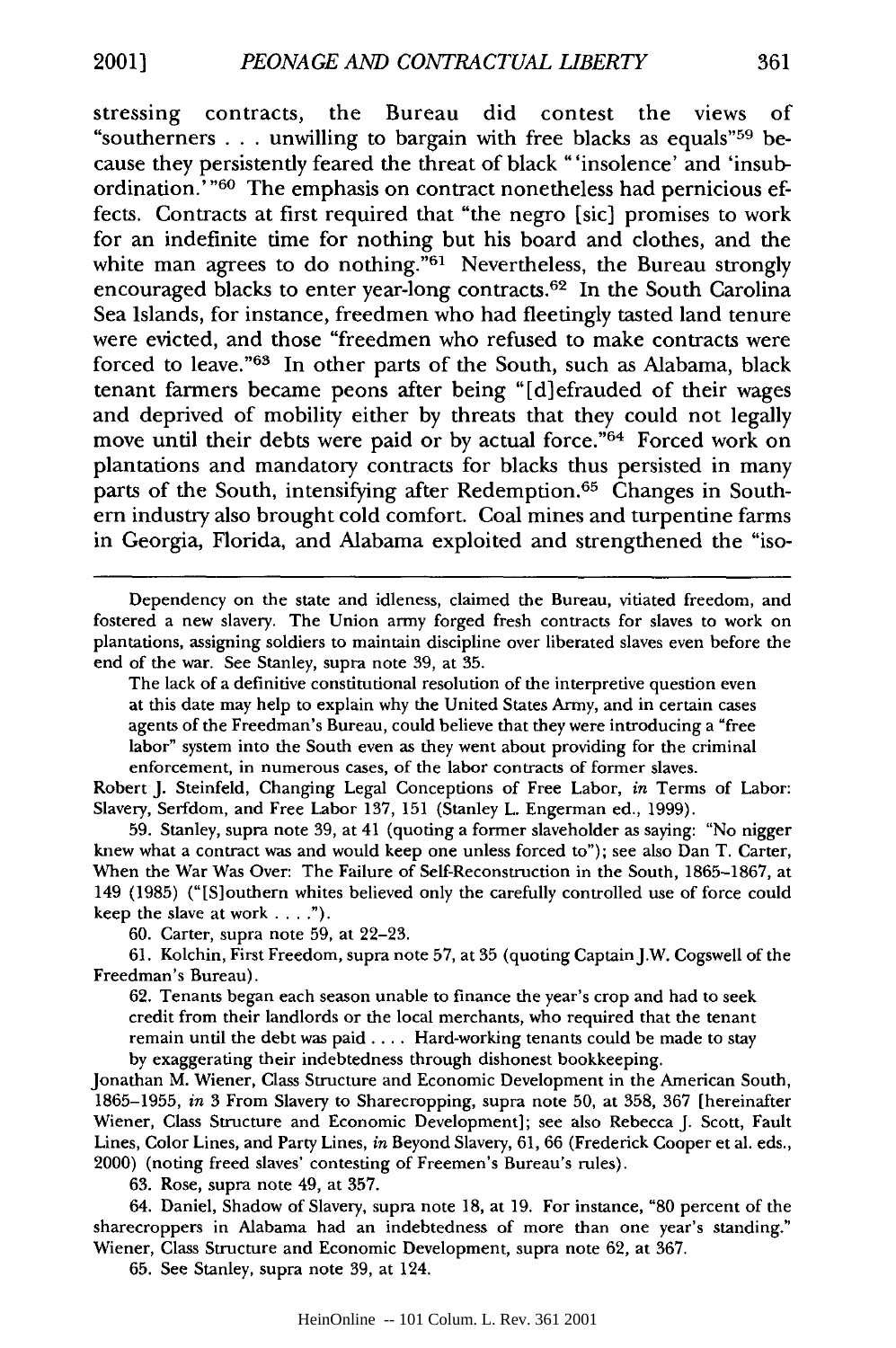stressing contracts, the Bureau did contest the views of "southerners . . . unwilling to bargain with free blacks as equals"[59] because they persistently feared the threat of black "'insolence' and 'insubordination.'"[60] The emphasis on contract nonetheless had pernicious effects. Contracts at first required that "the negro [sic] promises to work for an indefinite time for nothing but his board and clothes, and the white man agrees to do nothing."[61] Nevertheless, the Bureau strongly encouraged blacks to enter year-long contracts.[62] In the South Carolina Sea Islands, for instance, freedmen who had fleetingly tasted land tenure were evicted, and those "freedmen who refused to make contracts were forced to leave."[63] In other parts of the South, such as Alabama, black tenant farmers became peons after being "[d]efrauded of their wages and deprived of mobility either by threats that they could not legally move until their debts were paid or by actual force."[64] Forced work on plantations and mandatory contracts for blacks thus persisted in many parts of the South, intensifying after Redemption.[65] Changes in Southern industry also brought cold comfort. Coal mines and turpentine farms in Georgia, Florida, and Alabama exploited and strengthened the "iso-

---

Dependency on the state and idleness, claimed the Bureau, vitiated freedom, and fostered a new slavery. The Union army forged fresh contracts for slaves to work on plantations, assigning soldiers to maintain discipline over liberated slaves even before the end of the war. See Stanley, supra note 39, at 35.

> The lack of a definitive constitutional resolution of the interpretive question even at this date may help to explain why the United States Army, and in certain cases agents of the Freedman's Bureau, could believe that they were introducing a "free labor" system into the South even as they went about providing for the criminal enforcement, in numerous cases, of the labor contracts of former slaves.

Robert J. Steinfeld, Changing Legal Conceptions of Free Labor, *in* Terms of Labor: Slavery, Serfdom, and Free Labor 137, 151 (Stanley L. Engerman ed., 1999).

59. Stanley, supra note 39, at 41 (quoting a former slaveholder as saying: "No nigger knew what a contract was and would keep one unless forced to"); see also Dan T. Carter, When the War Was Over: The Failure of Self-Reconstruction in the South, 1865–1867, at 149 (1985) ("[S]outhern whites believed only the carefully controlled use of force could keep the slave at work . . . .").

60. Carter, supra note 59, at 22–23.

61. Kolchin, First Freedom, supra note 57, at 35 (quoting Captain J.W. Cogswell of the Freedman's Bureau).

62. 
> Tenants began each season unable to finance the year's crop and had to seek credit from their landlords or the local merchants, who required that the tenant remain until the debt was paid . . . . Hard-working tenants could be made to stay by exaggerating their indebtedness through dishonest bookkeeping.

Jonathan M. Wiener, Class Structure and Economic Development in the American South, 1865–1955, *in* 3 From Slavery to Sharecropping, supra note 50, at 358, 367 [hereinafter Wiener, Class Structure and Economic Development]; see also Rebecca J. Scott, Fault Lines, Color Lines, and Party Lines, *in* Beyond Slavery, 61, 66 (Frederick Cooper et al. eds., 2000) (noting freed slaves' contesting of Freemen's Bureau's rules).

63. Rose, supra note 49, at 357.

64. Daniel, Shadow of Slavery, supra note 18, at 19. For instance, "80 percent of the sharecroppers in Alabama had an indebtedness of more than one year's standing." Wiener, Class Structure and Economic Development, supra note 62, at 367.

65. See Stanley, supra note 39, at 124.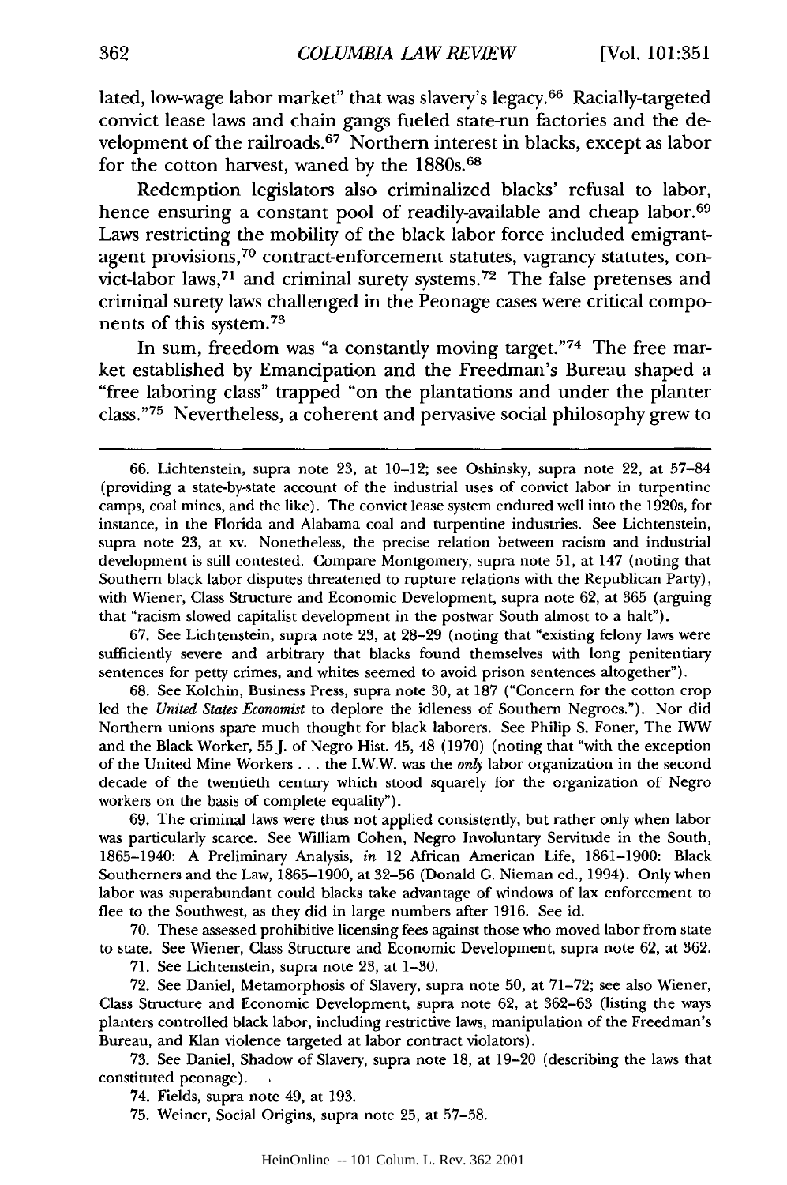lated, low-wage labor market" that was slavery's legacy.[66] Racially-targeted convict lease laws and chain gangs fueled state-run factories and the development of the railroads.[67] Northern interest in blacks, except as labor for the cotton harvest, waned by the 1880s.[68]

Redemption legislators also criminalized blacks' refusal to labor, hence ensuring a constant pool of readily-available and cheap labor.[69] Laws restricting the mobility of the black labor force included emigrant-agent provisions,[70] contract-enforcement statutes, vagrancy statutes, convict-labor laws,[71] and criminal surety systems.[72] The false pretenses and criminal surety laws challenged in the Peonage cases were critical components of this system.[73]

In sum, freedom was "a constantly moving target."[74] The free market established by Emancipation and the Freedman's Bureau shaped a "free laboring class" trapped "on the plantations and under the planter class."[75] Nevertheless, a coherent and pervasive social philosophy grew to

---

66. Lichtenstein, supra note 23, at 10–12; see Oshinsky, supra note 22, at 57–84 (providing a state-by-state account of the industrial uses of convict labor in turpentine camps, coal mines, and the like). The convict lease system endured well into the 1920s, for instance, in the Florida and Alabama coal and turpentine industries. See Lichtenstein, supra note 23, at xv. Nonetheless, the precise relation between racism and industrial development is still contested. Compare Montgomery, supra note 51, at 147 (noting that Southern black labor disputes threatened to rupture relations with the Republican Party), with Wiener, Class Structure and Economic Development, supra note 62, at 365 (arguing that "racism slowed capitalist development in the postwar South almost to a halt").

67. See Lichtenstein, supra note 23, at 28–29 (noting that "existing felony laws were sufficiently severe and arbitrary that blacks found themselves with long penitentiary sentences for petty crimes, and whites seemed to avoid prison sentences altogether").

68. See Kolchin, Business Press, supra note 30, at 187 ("Concern for the cotton crop led the *United States Economist* to deplore the idleness of Southern Negroes."). Nor did Northern unions spare much thought for black laborers. See Philip S. Foner, The IWW and the Black Worker, 55 J. of Negro Hist. 45, 48 (1970) (noting that "with the exception of the United Mine Workers . . . the I.W.W. was the *only* labor organization in the second decade of the twentieth century which stood squarely for the organization of Negro workers on the basis of complete equality").

69. The criminal laws were thus not applied consistently, but rather only when labor was particularly scarce. See William Cohen, Negro Involuntary Servitude in the South, 1865–1940: A Preliminary Analysis, *in* 12 African American Life, 1861–1900: Black Southerners and the Law, 1865–1900, at 32–56 (Donald G. Nieman ed., 1994). Only when labor was superabundant could blacks take advantage of windows of lax enforcement to flee to the Southwest, as they did in large numbers after 1916. See id.

70. These assessed prohibitive licensing fees against those who moved labor from state to state. See Wiener, Class Structure and Economic Development, supra note 62, at 362.

71. See Lichtenstein, supra note 23, at 1–30.

72. See Daniel, Metamorphosis of Slavery, supra note 50, at 71–72; see also Wiener, Class Structure and Economic Development, supra note 62, at 362–63 (listing the ways planters controlled black labor, including restrictive laws, manipulation of the Freedman's Bureau, and Klan violence targeted at labor contract violators).

73. See Daniel, Shadow of Slavery, supra note 18, at 19–20 (describing the laws that constituted peonage).

74. Fields, supra note 49, at 193.

75. Weiner, Social Origins, supra note 25, at 57–58.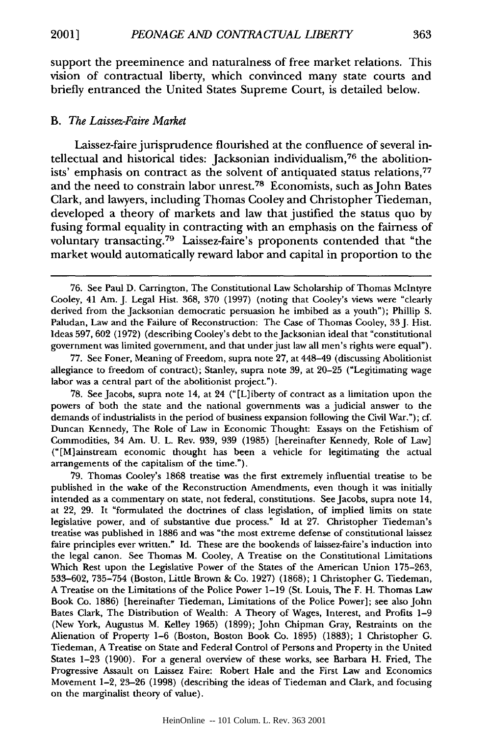support the preeminence and naturalness of free market relations. This vision of contractual liberty, which convinced many state courts and briefly entranced the United States Supreme Court, is detailed below.

### B. *The Laissez-Faire Market*

Laissez-faire jurisprudence flourished at the confluence of several intellectual and historical tides: Jacksonian individualism,[76] the abolitionists' emphasis on contract as the solvent of antiquated status relations,[77] and the need to constrain labor unrest.[78] Economists, such as John Bates Clark, and lawyers, including Thomas Cooley and Christopher Tiedeman, developed a theory of markets and law that justified the status quo by fusing formal equality in contracting with an emphasis on the fairness of voluntary transacting.[79] Laissez-faire's proponents contended that "the market would automatically reward labor and capital in proportion to the

---

76. See Paul D. Carrington, The Constitutional Law Scholarship of Thomas McIntyre Cooley, 41 Am. J. Legal Hist. 368, 370 (1997) (noting that Cooley's views were "clearly derived from the Jacksonian democratic persuasion he imbibed as a youth"); Phillip S. Paludan, Law and the Failure of Reconstruction: The Case of Thomas Cooley, 33 J. Hist. Ideas 597, 602 (1972) (describing Cooley's debt to the Jacksonian ideal that "constitutional government was limited government, and that under just law all men's rights were equal").

77. See Foner, Meaning of Freedom, supra note 27, at 448–49 (discussing Abolitionist allegiance to freedom of contract); Stanley, supra note 39, at 20–25 ("Legitimating wage labor was a central part of the abolitionist project.").

78. See Jacobs, supra note 14, at 24 ("[L]iberty of contract as a limitation upon the powers of both the state and the national governments was a judicial answer to the demands of industrialists in the period of business expansion following the Civil War."); cf. Duncan Kennedy, The Role of Law in Economic Thought: Essays on the Fetishism of Commodities, 34 Am. U. L. Rev. 939, 939 (1985) [hereinafter Kennedy, Role of Law] ("[M]ainstream economic thought has been a vehicle for legitimating the actual arrangements of the capitalism of the time.").

79. Thomas Cooley's 1868 treatise was the first extremely influential treatise to be published in the wake of the Reconstruction Amendments, even though it was initially intended as a commentary on state, not federal, constitutions. See Jacobs, supra note 14, at 22, 29. It "formulated the doctrines of class legislation, of implied limits on state legislative power, and of substantive due process." Id at 27. Christopher Tiedeman's treatise was published in 1886 and was "the most extreme defense of constitutional laissez faire principles ever written." Id. These are the bookends of laissez-faire's induction into the legal canon. See Thomas M. Cooley, A Treatise on the Constitutional Limitations Which Rest upon the Legislative Power of the States of the American Union 175–263, 533–602, 735–754 (Boston, Little Brown & Co. 1927) (1868); 1 Christopher G. Tiedeman, A Treatise on the Limitations of the Police Power 1–19 (St. Louis, The F. H. Thomas Law Book Co. 1886) [hereinafter Tiedeman, Limitations of the Police Power]; see also John Bates Clark, The Distribution of Wealth: A Theory of Wages, Interest, and Profits 1–9 (New York, Augustus M. Kelley 1965) (1899); John Chipman Gray, Restraints on the Alienation of Property 1–6 (Boston, Boston Book Co. 1895) (1883); 1 Christopher G. Tiedeman, A Treatise on State and Federal Control of Persons and Property in the United States 1–23 (1900). For a general overview of these works, see Barbara H. Fried, The Progressive Assault on Laissez Faire: Robert Hale and the First Law and Economics Movement 1–2, 23–26 (1998) (describing the ideas of Tiedeman and Clark, and focusing on the marginalist theory of value).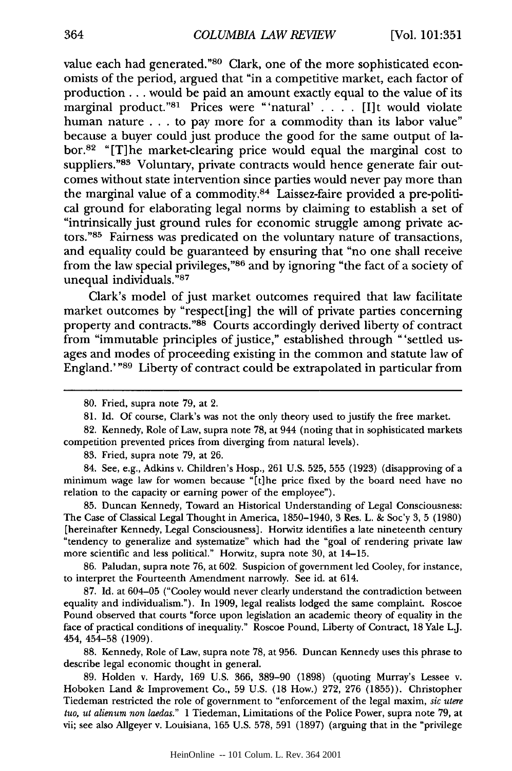value each had generated."[80] Clark, one of the more sophisticated economists of the period, argued that "in a competitive market, each factor of production . . . would be paid an amount exactly equal to the value of its marginal product."[81] Prices were "'natural' . . . . [I]t would violate human nature . . . to pay more for a commodity than its labor value" because a buyer could just produce the good for the same output of labor.[82] "[T]he market-clearing price would equal the marginal cost to suppliers."[83] Voluntary, private contracts would hence generate fair outcomes without state intervention since parties would never pay more than the marginal value of a commodity.[84] Laissez-faire provided a pre-political ground for elaborating legal norms by claiming to establish a set of "intrinsically just ground rules for economic struggle among private actors."[85] Fairness was predicated on the voluntary nature of transactions, and equality could be guaranteed by ensuring that "no one shall receive from the law special privileges,"[86] and by ignoring "the fact of a society of unequal individuals."[87]

Clark's model of just market outcomes required that law facilitate market outcomes by "respect[ing] the will of private parties concerning property and contracts."[88] Courts accordingly derived liberty of contract from "immutable principles of justice," established through "'settled usages and modes of proceeding existing in the common and statute law of England.'"[89] Liberty of contract could be extrapolated in particular from

---

80. Fried, supra note 79, at 2.

81. Id. Of course, Clark's was not the only theory used to justify the free market.

82. Kennedy, Role of Law, supra note 78, at 944 (noting that in sophisticated markets competition prevented prices from diverging from natural levels).

83. Fried, supra note 79, at 26.

84. See, e.g., Adkins v. Children's Hosp., 261 U.S. 525, 555 (1923) (disapproving of a minimum wage law for women because "[t]he price fixed by the board need have no relation to the capacity or earning power of the employee").

85. Duncan Kennedy, Toward an Historical Understanding of Legal Consciousness: The Case of Classical Legal Thought in America, 1850–1940, 3 Res. L. & Soc'y 3, 5 (1980) [hereinafter Kennedy, Legal Consciousness]. Horwitz identifies a late nineteenth century "tendency to generalize and systematize" which had the "goal of rendering private law more scientific and less political." Horwitz, supra note 30, at 14–15.

86. Paludan, supra note 76, at 602. Suspicion of government led Cooley, for instance, to interpret the Fourteenth Amendment narrowly. See id. at 614.

87. Id. at 604–05 ("Cooley would never clearly understand the contradiction between equality and individualism."). In 1909, legal realists lodged the same complaint. Roscoe Pound observed that courts "force upon legislation an academic theory of equality in the face of practical conditions of inequality." Roscoe Pound, Liberty of Contract, 18 Yale L.J. 454, 454–58 (1909).

88. Kennedy, Role of Law, supra note 78, at 956. Duncan Kennedy uses this phrase to describe legal economic thought in general.

89. Holden v. Hardy, 169 U.S. 366, 389–90 (1898) (quoting Murray's Lessee v. Hoboken Land & Improvement Co., 59 U.S. (18 How.) 272, 276 (1855)). Christopher Tiedeman restricted the role of government to "enforcement of the legal maxim, *sic utere tuo, ut alienum non laedas.*" 1 Tiedeman, Limitations of the Police Power, supra note 79, at vii; see also Allgeyer v. Louisiana, 165 U.S. 578, 591 (1897) (arguing that in the "privilege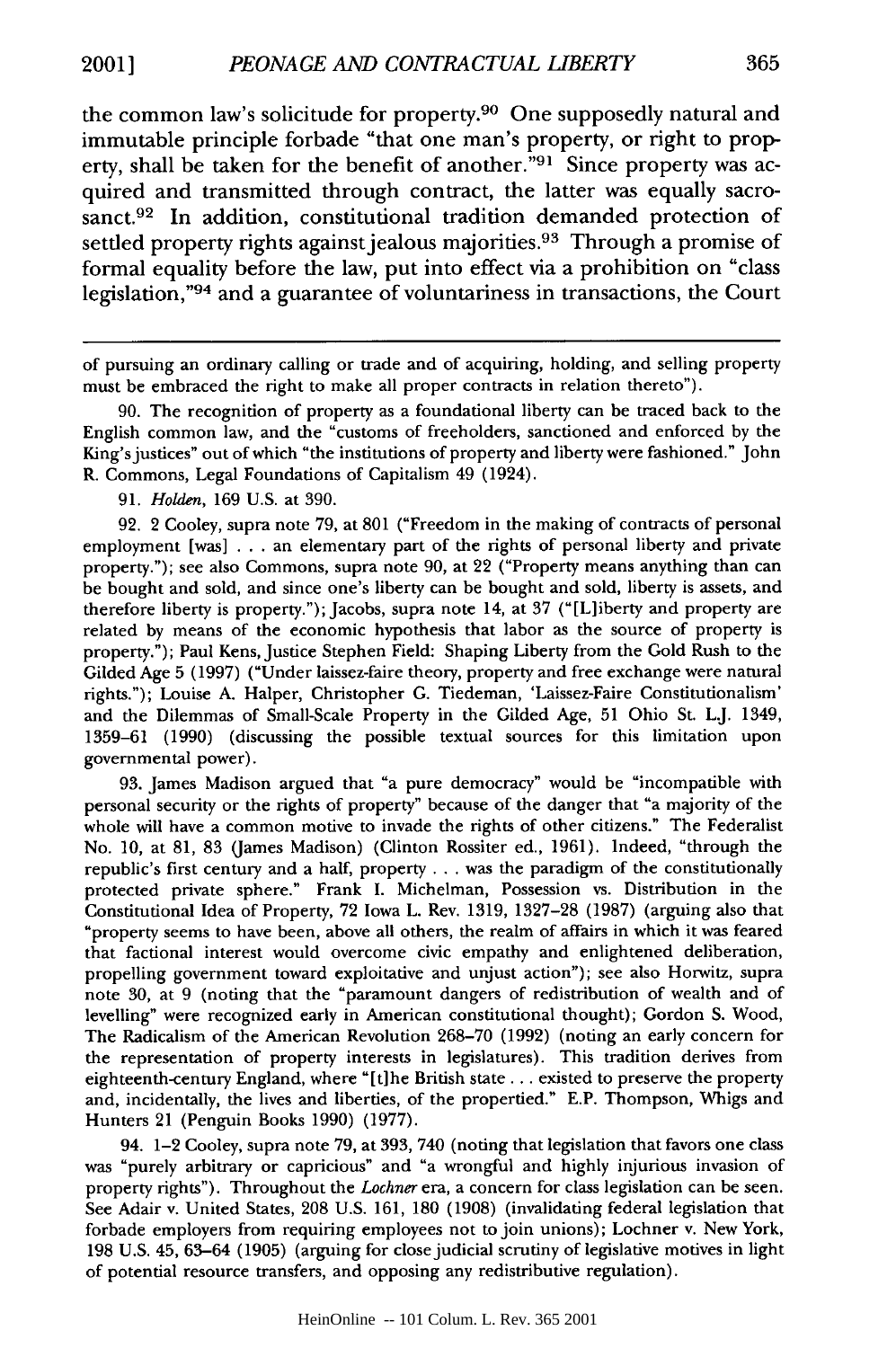the common law's solicitude for property.[90] One supposedly natural and immutable principle forbade "that one man's property, or right to property, shall be taken for the benefit of another."[91] Since property was acquired and transmitted through contract, the latter was equally sacrosanct.[92] In addition, constitutional tradition demanded protection of settled property rights against jealous majorities.[93] Through a promise of formal equality before the law, put into effect via a prohibition on "class legislation,"[94] and a guarantee of voluntariness in transactions, the Court

---

of pursuing an ordinary calling or trade and of acquiring, holding, and selling property must be embraced the right to make all proper contracts in relation thereto").

90. The recognition of property as a foundational liberty can be traced back to the English common law, and the "customs of freeholders, sanctioned and enforced by the King's justices" out of which "the institutions of property and liberty were fashioned." John R. Commons, Legal Foundations of Capitalism 49 (1924).

91. *Holden*, 169 U.S. at 390.

92. 2 Cooley, supra note 79, at 801 ("Freedom in the making of contracts of personal employment [was] . . . an elementary part of the rights of personal liberty and private property."); see also Commons, supra note 90, at 22 ("Property means anything than can be bought and sold, and since one's liberty can be bought and sold, liberty is assets, and therefore liberty is property."); Jacobs, supra note 14, at 37 ("[L]iberty and property are related by means of the economic hypothesis that labor as the source of property is property."); Paul Kens, Justice Stephen Field: Shaping Liberty from the Gold Rush to the Gilded Age 5 (1997) ("Under laissez-faire theory, property and free exchange were natural rights."); Louise A. Halper, Christopher G. Tiedeman, 'Laissez-Faire Constitutionalism' and the Dilemmas of Small-Scale Property in the Gilded Age, 51 Ohio St. L.J. 1349, 1359–61 (1990) (discussing the possible textual sources for this limitation upon governmental power).

93. James Madison argued that "a pure democracy" would be "incompatible with personal security or the rights of property" because of the danger that "a majority of the whole will have a common motive to invade the rights of other citizens." The Federalist No. 10, at 81, 83 (James Madison) (Clinton Rossiter ed., 1961). Indeed, "through the republic's first century and a half, property . . . was the paradigm of the constitutionally protected private sphere." Frank I. Michelman, Possession vs. Distribution in the Constitutional Idea of Property, 72 Iowa L. Rev. 1319, 1327–28 (1987) (arguing also that "property seems to have been, above all others, the realm of affairs in which it was feared that factional interest would overcome civic empathy and enlightened deliberation, propelling government toward exploitative and unjust action"); see also Horwitz, supra note 30, at 9 (noting that the "paramount dangers of redistribution of wealth and of levelling" were recognized early in American constitutional thought); Gordon S. Wood, The Radicalism of the American Revolution 268–70 (1992) (noting an early concern for the representation of property interests in legislatures). This tradition derives from eighteenth-century England, where "[t]he British state . . . existed to preserve the property and, incidentally, the lives and liberties, of the propertied." E.P. Thompson, Whigs and Hunters 21 (Penguin Books 1990) (1977).

94. 1–2 Cooley, supra note 79, at 393, 740 (noting that legislation that favors one class was "purely arbitrary or capricious" and "a wrongful and highly injurious invasion of property rights"). Throughout the *Lochner* era, a concern for class legislation can be seen. See Adair v. United States, 208 U.S. 161, 180 (1908) (invalidating federal legislation that forbade employers from requiring employees not to join unions); Lochner v. New York, 198 U.S. 45, 63–64 (1905) (arguing for close judicial scrutiny of legislative motives in light of potential resource transfers, and opposing any redistributive regulation).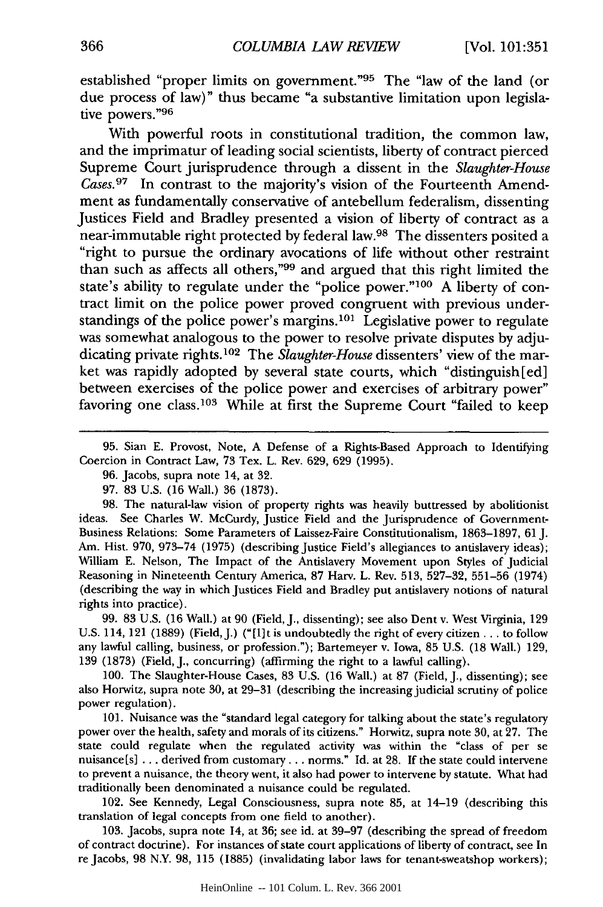established "proper limits on government."[95] The "law of the land (or due process of law)" thus became "a substantive limitation upon legislative powers."[96]

With powerful roots in constitutional tradition, the common law, and the imprimatur of leading social scientists, liberty of contract pierced Supreme Court jurisprudence through a dissent in the *Slaughter-House Cases*.[97] In contrast to the majority's vision of the Fourteenth Amendment as fundamentally conservative of antebellum federalism, dissenting Justices Field and Bradley presented a vision of liberty of contract as a near-immutable right protected by federal law.[98] The dissenters posited a "right to pursue the ordinary avocations of life without other restraint than such as affects all others,"[99] and argued that this right limited the state's ability to regulate under the "police power."[100] A liberty of contract limit on the police power proved congruent with previous understandings of the police power's margins.[101] Legislative power to regulate was somewhat analogous to the power to resolve private disputes by adjudicating private rights.[102] The *Slaughter-House* dissenters' view of the market was rapidly adopted by several state courts, which "distinguish[ed] between exercises of the police power and exercises of arbitrary power" favoring one class.[103] While at first the Supreme Court "failed to keep

---

95. Sian E. Provost, Note, A Defense of a Rights-Based Approach to Identifying Coercion in Contract Law, 73 Tex. L. Rev. 629, 629 (1995).

96. Jacobs, supra note 14, at 32.

97. 83 U.S. (16 Wall.) 36 (1873).

98. The natural-law vision of property rights was heavily buttressed by abolitionist ideas. See Charles W. McCurdy, Justice Field and the Jurisprudence of Government-Business Relations: Some Parameters of Laissez-Faire Constitutionalism, 1863–1897, 61 J. Am. Hist. 970, 973–74 (1975) (describing Justice Field's allegiances to antislavery ideas); William E. Nelson, The Impact of the Antislavery Movement upon Styles of Judicial Reasoning in Nineteenth Century America, 87 Harv. L. Rev. 513, 527–32, 551–56 (1974) (describing the way in which Justices Field and Bradley put antislavery notions of natural rights into practice).

99. 83 U.S. (16 Wall.) at 90 (Field, J., dissenting); see also Dent v. West Virginia, 129 U.S. 114, 121 (1889) (Field, J.) ("[I]t is undoubtedly the right of every citizen . . . to follow any lawful calling, business, or profession."); Bartemeyer v. Iowa, 85 U.S. (18 Wall.) 129, 139 (1873) (Field, J., concurring) (affirming the right to a lawful calling).

100. The Slaughter-House Cases, 83 U.S. (16 Wall.) at 87 (Field, J., dissenting); see also Horwitz, supra note 30, at 29–31 (describing the increasing judicial scrutiny of police power regulation).

101. Nuisance was the "standard legal category for talking about the state's regulatory power over the health, safety and morals of its citizens." Horwitz, supra note 30, at 27. The state could regulate when the regulated activity was within the "class of per se nuisance[s] . . . derived from customary . . . norms." Id. at 28. If the state could intervene to prevent a nuisance, the theory went, it also had power to intervene by statute. What had traditionally been denominated a nuisance could be regulated.

102. See Kennedy, Legal Consciousness, supra note 85, at 14–19 (describing this translation of legal concepts from one field to another).

103. Jacobs, supra note 14, at 36; see id. at 39–97 (describing the spread of freedom of contract doctrine). For instances of state court applications of liberty of contract, see In re Jacobs, 98 N.Y. 98, 115 (1885) (invalidating labor laws for tenant-sweatshop workers);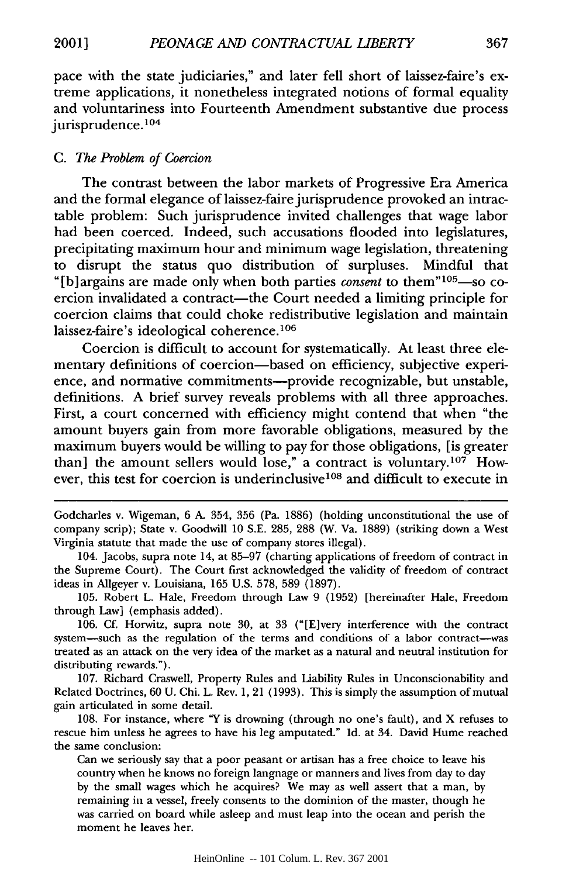pace with the state judiciaries," and later fell short of laissez-faire's extreme applications, it nonetheless integrated notions of formal equality and voluntariness into Fourteenth Amendment substantive due process jurisprudence.[104]

### C. *The Problem of Coercion*

The contrast between the labor markets of Progressive Era America and the formal elegance of laissez-faire jurisprudence provoked an intractable problem: Such jurisprudence invited challenges that wage labor had been coerced. Indeed, such accusations flooded into legislatures, precipitating maximum hour and minimum wage legislation, threatening to disrupt the status quo distribution of surpluses. Mindful that "[b]argains are made only when both parties *consent* to them"[105]—so coercion invalidated a contract—the Court needed a limiting principle for coercion claims that could choke redistributive legislation and maintain laissez-faire's ideological coherence.[106]

Coercion is difficult to account for systematically. At least three elementary definitions of coercion—based on efficiency, subjective experience, and normative commitments—provide recognizable, but unstable, definitions. A brief survey reveals problems with all three approaches. First, a court concerned with efficiency might contend that when "the amount buyers gain from more favorable obligations, measured by the maximum buyers would be willing to pay for those obligations, [is greater than] the amount sellers would lose," a contract is voluntary.[107] However, this test for coercion is underinclusive[108] and difficult to execute in

---

Godcharles v. Wigeman, 6 A. 354, 356 (Pa. 1886) (holding unconstitutional the use of company scrip); State v. Goodwill 10 S.E. 285, 288 (W. Va. 1889) (striking down a West Virginia statute that made the use of company stores illegal).

104. Jacobs, supra note 14, at 85–97 (charting applications of freedom of contract in the Supreme Court). The Court first acknowledged the validity of freedom of contract ideas in Allgeyer v. Louisiana, 165 U.S. 578, 589 (1897).

105. Robert L. Hale, Freedom through Law 9 (1952) [hereinafter Hale, Freedom through Law] (emphasis added).

106. Cf. Horwitz, supra note 30, at 33 ("[E]very interference with the contract system—such as the regulation of the terms and conditions of a labor contract—was treated as an attack on the very idea of the market as a natural and neutral institution for distributing rewards.").

107. Richard Craswell, Property Rules and Liability Rules in Unconscionability and Related Doctrines, 60 U. Chi. L. Rev. 1, 21 (1993). This is simply the assumption of mutual gain articulated in some detail.

108. For instance, where "Y is drowning (through no one's fault), and X refuses to rescue him unless he agrees to have his leg amputated." Id. at 34. David Hume reached the same conclusion:

> Can we seriously say that a poor peasant or artisan has a free choice to leave his country when he knows no foreign langnage or manners and lives from day to day by the small wages which he acquires? We may as well assert that a man, by remaining in a vessel, freely consents to the dominion of the master, though he was carried on board while asleep and must leap into the ocean and perish the moment he leaves her.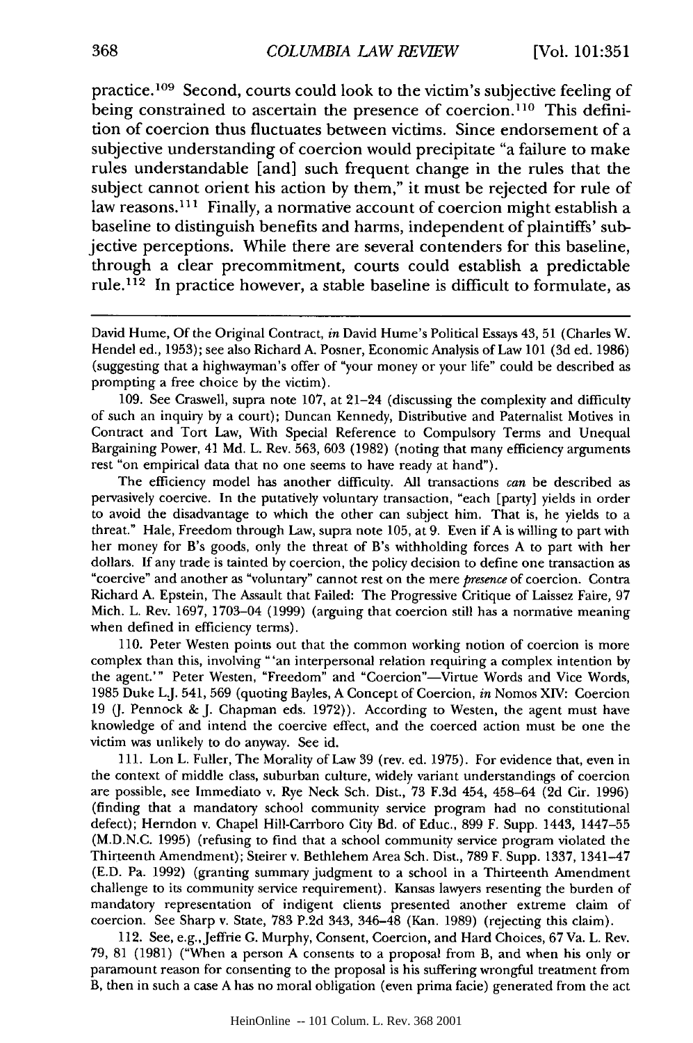practice.[109] Second, courts could look to the victim's subjective feeling of being constrained to ascertain the presence of coercion.[110] This definition of coercion thus fluctuates between victims. Since endorsement of a subjective understanding of coercion would precipitate "a failure to make rules understandable [and] such frequent change in the rules that the subject cannot orient his action by them," it must be rejected for rule of law reasons.[111] Finally, a normative account of coercion might establish a baseline to distinguish benefits and harms, independent of plaintiffs' subjective perceptions. While there are several contenders for this baseline, through a clear precommitment, courts could establish a predictable rule.[112] In practice however, a stable baseline is difficult to formulate, as

---

David Hume, Of the Original Contract, *in* David Hume's Political Essays 43, 51 (Charles W. Hendel ed., 1953); see also Richard A. Posner, Economic Analysis of Law 101 (3d ed. 1986) (suggesting that a highwayman's offer of "your money or your life" could be described as prompting a free choice by the victim).

109. See Craswell, supra note 107, at 21–24 (discussing the complexity and difficulty of such an inquiry by a court); Duncan Kennedy, Distributive and Paternalist Motives in Contract and Tort Law, With Special Reference to Compulsory Terms and Unequal Bargaining Power, 41 Md. L. Rev. 563, 603 (1982) (noting that many efficiency arguments rest "on empirical data that no one seems to have ready at hand").

The efficiency model has another difficulty. All transactions *can* be described as pervasively coercive. In the putatively voluntary transaction, "each [party] yields in order to avoid the disadvantage to which the other can subject him. That is, he yields to a threat." Hale, Freedom through Law, supra note 105, at 9. Even if A is willing to part with her money for B's goods, only the threat of B's withholding forces A to part with her dollars. If any trade is tainted by coercion, the policy decision to define one transaction as "coercive" and another as "voluntary" cannot rest on the mere *presence* of coercion. Contra Richard A. Epstein, The Assault that Failed: The Progressive Critique of Laissez Faire, 97 Mich. L. Rev. 1697, 1703–04 (1999) (arguing that coercion still has a normative meaning when defined in efficiency terms).

110. Peter Westen points out that the common working notion of coercion is more complex than this, involving "'an interpersonal relation requiring a complex intention by the agent.'" Peter Westen, "Freedom" and "Coercion"—Virtue Words and Vice Words, 1985 Duke L.J. 541, 569 (quoting Bayles, A Concept of Coercion, *in* Nomos XIV: Coercion 19 (J. Pennock & J. Chapman eds. 1972)). According to Westen, the agent must have knowledge of and intend the coercive effect, and the coerced action must be one the victim was unlikely to do anyway. See id.

111. Lon L. Fuller, The Morality of Law 39 (rev. ed. 1975). For evidence that, even in the context of middle class, suburban culture, widely variant understandings of coercion are possible, see Immediato v. Rye Neck Sch. Dist., 73 F.3d 454, 458–64 (2d Cir. 1996) (finding that a mandatory school community service program had no constitutional defect); Herndon v. Chapel Hill-Carrboro City Bd. of Educ., 899 F. Supp. 1443, 1447–55 (M.D.N.C. 1995) (refusing to find that a school community service program violated the Thirteenth Amendment); Steirer v. Bethlehem Area Sch. Dist., 789 F. Supp. 1337, 1341–47 (E.D. Pa. 1992) (granting summary judgment to a school in a Thirteenth Amendment challenge to its community service requirement). Kansas lawyers resenting the burden of mandatory representation of indigent clients presented another extreme claim of coercion. See Sharp v. State, 783 P.2d 343, 346–48 (Kan. 1989) (rejecting this claim).

112. See, e.g., Jeffrie G. Murphy, Consent, Coercion, and Hard Choices, 67 Va. L. Rev. 79, 81 (1981) ("When a person A consents to a proposal from B, and when his only or paramount reason for consenting to the proposal is his suffering wrongful treatment from B, then in such a case A has no moral obligation (even prima facie) generated from the act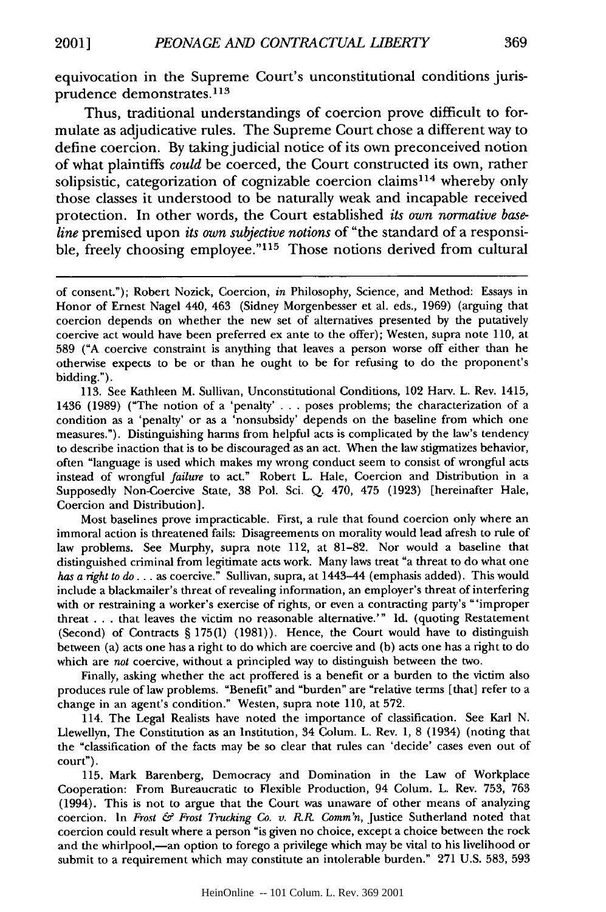equivocation in the Supreme Court's unconstitutional conditions jurisprudence demonstrates.[113]

Thus, traditional understandings of coercion prove difficult to formulate as adjudicative rules. The Supreme Court chose a different way to define coercion. By taking judicial notice of its own preconceived notion of what plaintiffs *could* be coerced, the Court constructed its own, rather solipsistic, categorization of cognizable coercion claims[114] whereby only those classes it understood to be naturally weak and incapable received protection. In other words, the Court established *its own normative baseline* premised upon *its own subjective notions* of "the standard of a responsible, freely choosing employee."[115] Those notions derived from cultural

---

of consent."); Robert Nozick, Coercion, *in* Philosophy, Science, and Method: Essays in Honor of Ernest Nagel 440, 463 (Sidney Morgenbesser et al. eds., 1969) (arguing that coercion depends on whether the new set of alternatives presented by the putatively coercive act would have been preferred ex ante to the offer); Westen, supra note 110, at 589 ("A coercive constraint is anything that leaves a person worse off either than he otherwise expects to be or than he ought to be for refusing to do the proponent's bidding.").

113. See Kathleen M. Sullivan, Unconstitutional Conditions, 102 Harv. L. Rev. 1415, 1436 (1989) ("The notion of a 'penalty' . . . poses problems; the characterization of a condition as a 'penalty' or as a 'nonsubsidy' depends on the baseline from which one measures."). Distinguishing harms from helpful acts is complicated by the law's tendency to describe inaction that is to be discouraged as an act. When the law stigmatizes behavior, often "language is used which makes my wrong conduct seem to consist of wrongful acts instead of wrongful *failure* to act." Robert L. Hale, Coercion and Distribution in a Supposedly Non-Coercive State, 38 Pol. Sci. Q. 470, 475 (1923) [hereinafter Hale, Coercion and Distribution].

Most baselines prove impracticable. First, a rule that found coercion only where an immoral action is threatened fails: Disagreements on morality would lead afresh to rule of law problems. See Murphy, supra note 112, at 81–82. Nor would a baseline that distinguished criminal from legitimate acts work. Many laws treat "a threat to do what one *has a right to do* . . . as coercive." Sullivan, supra, at 1443–44 (emphasis added). This would include a blackmailer's threat of revealing information, an employer's threat of interfering with or restraining a worker's exercise of rights, or even a contracting party's "'improper threat . . . that leaves the victim no reasonable alternative.'" Id. (quoting Restatement (Second) of Contracts § 175(1) (1981)). Hence, the Court would have to distinguish between (a) acts one has a right to do which are coercive and (b) acts one has a right to do which are *not* coercive, without a principled way to distinguish between the two.

Finally, asking whether the act proffered is a benefit or a burden to the victim also produces rule of law problems. "Benefit" and "burden" are "relative terms [that] refer to a change in an agent's condition." Westen, supra note 110, at 572.

114. The Legal Realists have noted the importance of classification. See Karl N. Llewellyn, The Constitution as an Institution, 34 Colum. L. Rev. 1, 8 (1934) (noting that the "classification of the facts may be so clear that rules can 'decide' cases even out of court").

115. Mark Barenberg, Democracy and Domination in the Law of Workplace Cooperation: From Bureaucratic to Flexible Production, 94 Colum. L. Rev. 753, 763 (1994). This is not to argue that the Court was unaware of other means of analyzing coercion. In *Frost & Frost Trucking Co. v. R.R. Comm'n*, Justice Sutherland noted that coercion could result where a person "is given no choice, except a choice between the rock and the whirlpool,—an option to forego a privilege which may be vital to his livelihood or submit to a requirement which may constitute an intolerable burden." 271 U.S. 583, 593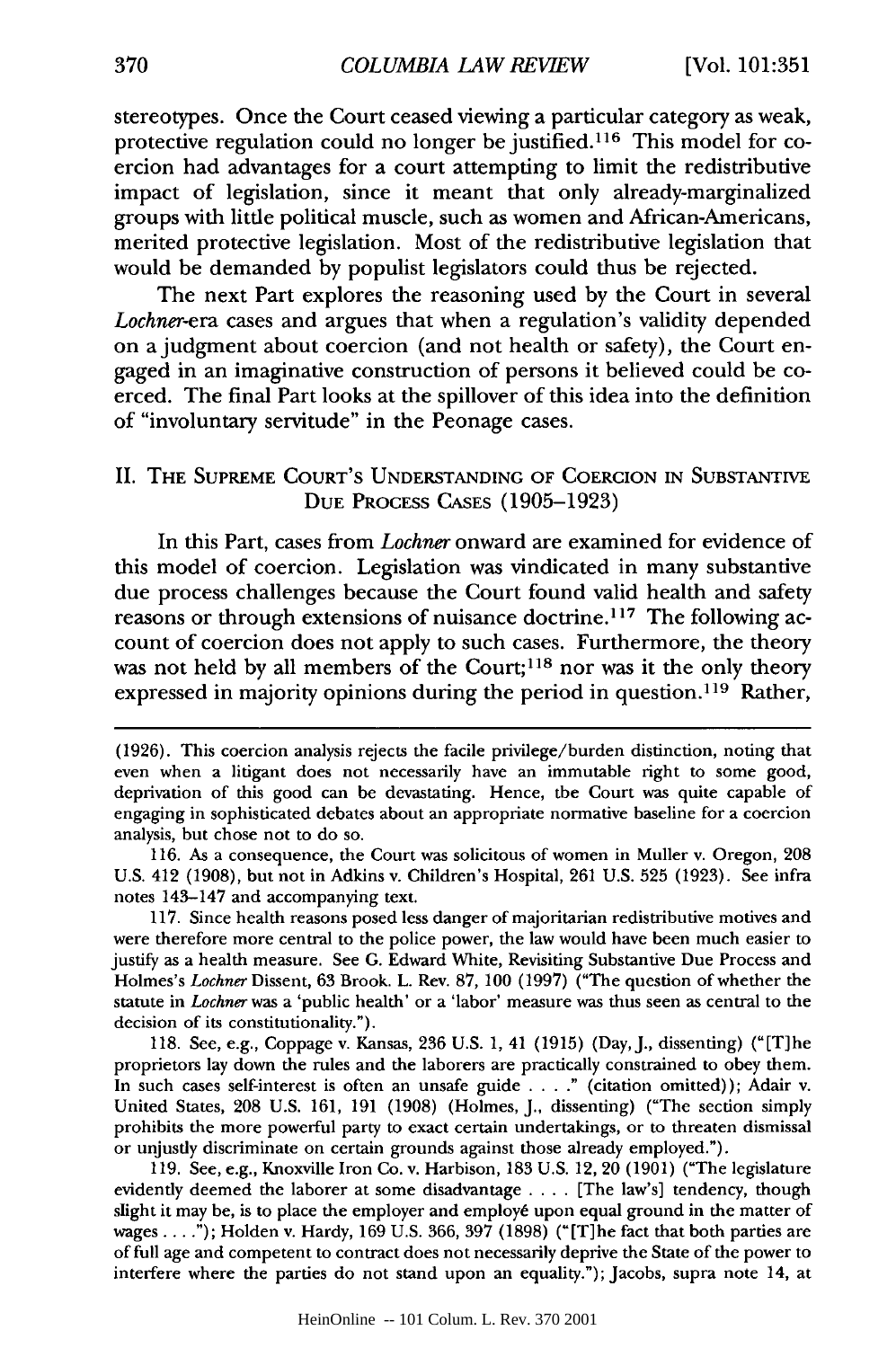stereotypes. Once the Court ceased viewing a particular category as weak, protective regulation could no longer be justified.[116] This model for coercion had advantages for a court attempting to limit the redistributive impact of legislation, since it meant that only already-marginalized groups with little political muscle, such as women and African-Americans, merited protective legislation. Most of the redistributive legislation that would be demanded by populist legislators could thus be rejected.

The next Part explores the reasoning used by the Court in several *Lochner*-era cases and argues that when a regulation's validity depended on a judgment about coercion (and not health or safety), the Court engaged in an imaginative construction of persons it believed could be coerced. The final Part looks at the spillover of this idea into the definition of "involuntary servitude" in the Peonage cases.

## II. The Supreme Court's Understanding of Coercion in Substantive Due Process Cases (1905–1923)

In this Part, cases from *Lochner* onward are examined for evidence of this model of coercion. Legislation was vindicated in many substantive due process challenges because the Court found valid health and safety reasons or through extensions of nuisance doctrine.[117] The following account of coercion does not apply to such cases. Furthermore, the theory was not held by all members of the Court;[118] nor was it the only theory expressed in majority opinions during the period in question.[119] Rather,

---

(1926). This coercion analysis rejects the facile privilege/burden distinction, noting that even when a litigant does not necessarily have an immutable right to some good, deprivation of this good can be devastating. Hence, the Court was quite capable of engaging in sophisticated debates about an appropriate normative baseline for a coercion analysis, but chose not to do so.

116. As a consequence, the Court was solicitous of women in Muller v. Oregon, 208 U.S. 412 (1908), but not in Adkins v. Children's Hospital, 261 U.S. 525 (1923). See infra notes 143–147 and accompanying text.

117. Since health reasons posed less danger of majoritarian redistributive motives and were therefore more central to the police power, the law would have been much easier to justify as a health measure. See G. Edward White, Revisiting Substantive Due Process and Holmes's *Lochner* Dissent, 63 Brook. L. Rev. 87, 100 (1997) ("The question of whether the statute in *Lochner* was a 'public health' or a 'labor' measure was thus seen as central to the decision of its constitutionality.").

118. See, e.g., Coppage v. Kansas, 236 U.S. 1, 41 (1915) (Day, J., dissenting) ("[T]he proprietors lay down the rules and the laborers are practically constrained to obey them. In such cases self-interest is often an unsafe guide . . . ." (citation omitted)); Adair v. United States, 208 U.S. 161, 191 (1908) (Holmes, J., dissenting) ("The section simply prohibits the more powerful party to exact certain undertakings, or to threaten dismissal or unjustly discriminate on certain grounds against those already employed.").

119. See, e.g., Knoxville Iron Co. v. Harbison, 183 U.S. 12, 20 (1901) ("The legislature evidently deemed the laborer at some disadvantage . . . . [The law's] tendency, though slight it may be, is to place the employer and employé upon equal ground in the matter of wages . . . ."); Holden v. Hardy, 169 U.S. 366, 397 (1898) ("[T]he fact that both parties are of full age and competent to contract does not necessarily deprive the State of the power to interfere where the parties do not stand upon an equality."); Jacobs, supra note 14, at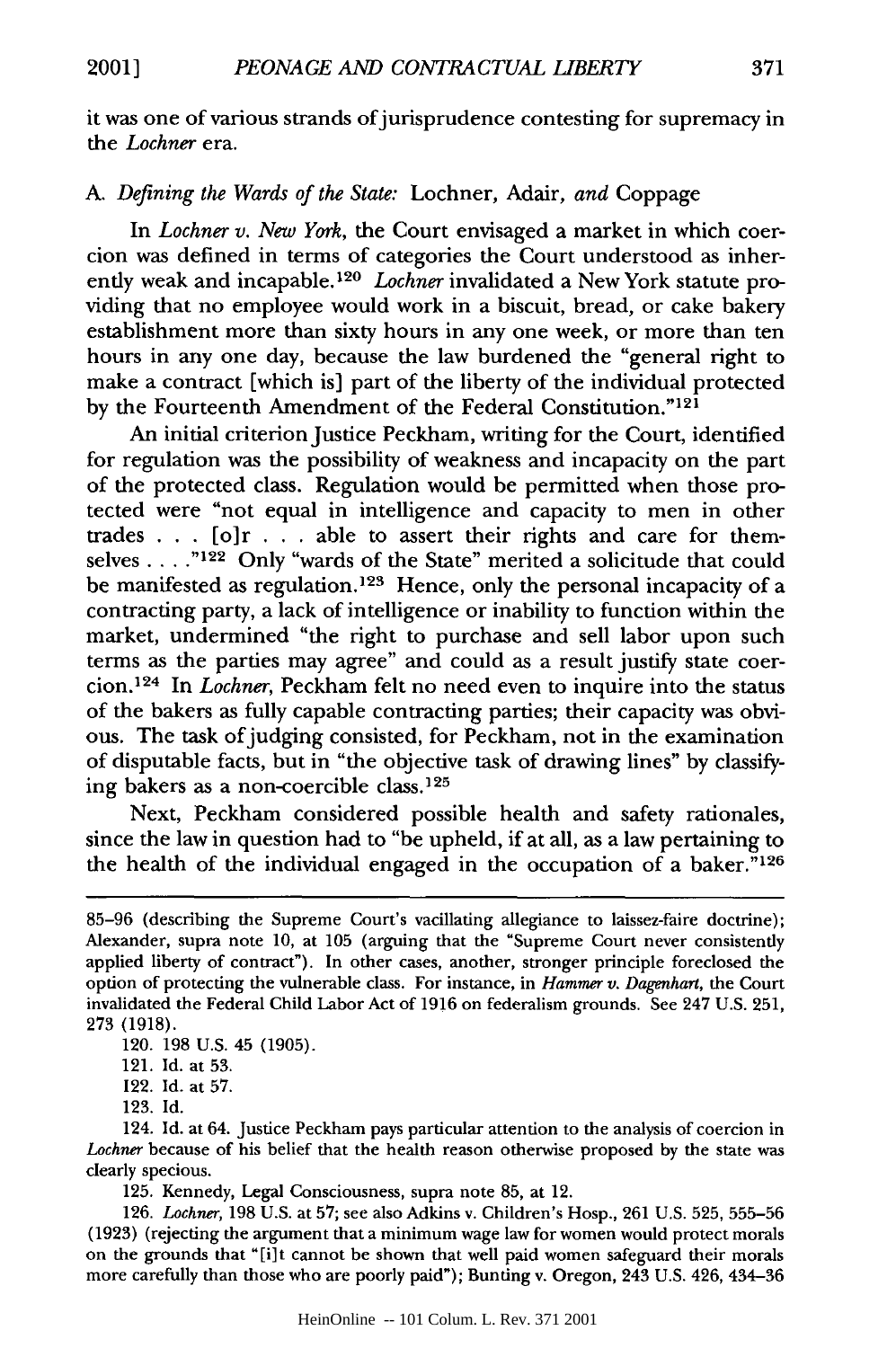it was one of various strands of jurisprudence contesting for supremacy in the *Lochner* era.

### A. *Defining the Wards of the State:* Lochner, Adair, *and* Coppage

In *Lochner v. New York*, the Court envisaged a market in which coercion was defined in terms of categories the Court understood as inherently weak and incapable.[120] *Lochner* invalidated a New York statute providing that no employee would work in a biscuit, bread, or cake bakery establishment more than sixty hours in any one week, or more than ten hours in any one day, because the law burdened the "general right to make a contract [which is] part of the liberty of the individual protected by the Fourteenth Amendment of the Federal Constitution."[121]

An initial criterion Justice Peckham, writing for the Court, identified for regulation was the possibility of weakness and incapacity on the part of the protected class. Regulation would be permitted when those protected were "not equal in intelligence and capacity to men in other trades . . . [o]r . . . able to assert their rights and care for themselves . . . ."[122] Only "wards of the State" merited a solicitude that could be manifested as regulation.[123] Hence, only the personal incapacity of a contracting party, a lack of intelligence or inability to function within the market, undermined "the right to purchase and sell labor upon such terms as the parties may agree" and could as a result justify state coercion.[124] In *Lochner*, Peckham felt no need even to inquire into the status of the bakers as fully capable contracting parties; their capacity was obvious. The task of judging consisted, for Peckham, not in the examination of disputable facts, but in "the objective task of drawing lines" by classifying bakers as a non-coercible class.[125]

Next, Peckham considered possible health and safety rationales, since the law in question had to "be upheld, if at all, as a law pertaining to the health of the individual engaged in the occupation of a baker."[126]

---

85–96 (describing the Supreme Court's vacillating allegiance to laissez-faire doctrine); Alexander, supra note 10, at 105 (arguing that the "Supreme Court never consistently applied liberty of contract"). In other cases, another, stronger principle foreclosed the option of protecting the vulnerable class. For instance, in *Hammer v. Dagenhart*, the Court invalidated the Federal Child Labor Act of 1916 on federalism grounds. See 247 U.S. 251, 273 (1918).

120. 198 U.S. 45 (1905).

121. Id. at 53.

122. Id. at 57.

123. Id.

124. Id. at 64. Justice Peckham pays particular attention to the analysis of coercion in *Lochner* because of his belief that the health reason otherwise proposed by the state was clearly specious.

125. Kennedy, Legal Consciousness, supra note 85, at 12.

126. *Lochner*, 198 U.S. at 57; see also Adkins v. Children's Hosp., 261 U.S. 525, 555–56 (1923) (rejecting the argument that a minimum wage law for women would protect morals on the grounds that "[i]t cannot be shown that well paid women safeguard their morals more carefully than those who are poorly paid"); Bunting v. Oregon, 243 U.S. 426, 434–36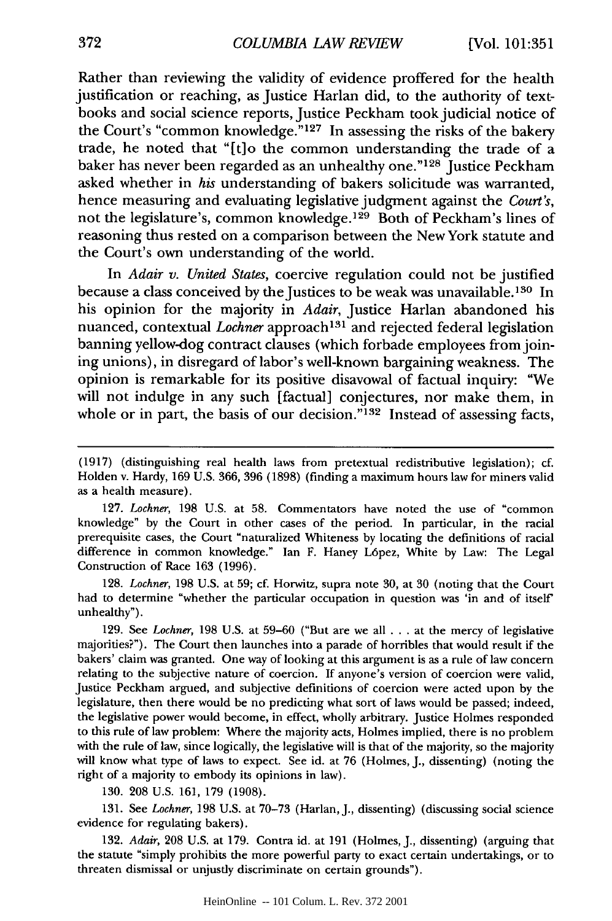Rather than reviewing the validity of evidence proffered for the health justification or reaching, as Justice Harlan did, to the authority of textbooks and social science reports, Justice Peckham took judicial notice of the Court's "common knowledge."[127] In assessing the risks of the bakery trade, he noted that "[t]o the common understanding the trade of a baker has never been regarded as an unhealthy one."[128] Justice Peckham asked whether in *his* understanding of bakers solicitude was warranted, hence measuring and evaluating legislative judgment against the *Court's*, not the legislature's, common knowledge.[129] Both of Peckham's lines of reasoning thus rested on a comparison between the New York statute and the Court's own understanding of the world.

In *Adair v. United States*, coercive regulation could not be justified because a class conceived by the Justices to be weak was unavailable.[130] In his opinion for the majority in *Adair*, Justice Harlan abandoned his nuanced, contextual *Lochner* approach[131] and rejected federal legislation banning yellow-dog contract clauses (which forbade employees from joining unions), in disregard of labor's well-known bargaining weakness. The opinion is remarkable for its positive disavowal of factual inquiry: "We will not indulge in any such [factual] conjectures, nor make them, in whole or in part, the basis of our decision."[132] Instead of assessing facts,

---

(1917) (distinguishing real health laws from pretextual redistributive legislation); cf. Holden v. Hardy, 169 U.S. 366, 396 (1898) (finding a maximum hours law for miners valid as a health measure).

127. *Lochner*, 198 U.S. at 58. Commentators have noted the use of "common knowledge" by the Court in other cases of the period. In particular, in the racial prerequisite cases, the Court "naturalized Whiteness by locating the definitions of racial difference in common knowledge." Ian F. Haney López, White by Law: The Legal Construction of Race 163 (1996).

128. *Lochner*, 198 U.S. at 59; cf. Horwitz, supra note 30, at 30 (noting that the Court had to determine "whether the particular occupation in question was 'in and of itself' unhealthy").

129. See *Lochner*, 198 U.S. at 59–60 ("But are we all . . . at the mercy of legislative majorities?"). The Court then launches into a parade of horribles that would result if the bakers' claim was granted. One way of looking at this argument is as a rule of law concern relating to the subjective nature of coercion. If anyone's version of coercion were valid, Justice Peckham argued, and subjective definitions of coercion were acted upon by the legislature, then there would be no predicting what sort of laws would be passed; indeed, the legislative power would become, in effect, wholly arbitrary. Justice Holmes responded to this rule of law problem: Where the majority acts, Holmes implied, there is no problem with the rule of law, since logically, the legislative will is that of the majority, so the majority will know what type of laws to expect. See id. at 76 (Holmes, J., dissenting) (noting the right of a majority to embody its opinions in law).

130. 208 U.S. 161, 179 (1908).

131. See *Lochner*, 198 U.S. at 70–73 (Harlan, J., dissenting) (discussing social science evidence for regulating bakers).

132. *Adair*, 208 U.S. at 179. Contra id. at 191 (Holmes, J., dissenting) (arguing that the statute "simply prohibits the more powerful party to exact certain undertakings, or to threaten dismissal or unjustly discriminate on certain grounds").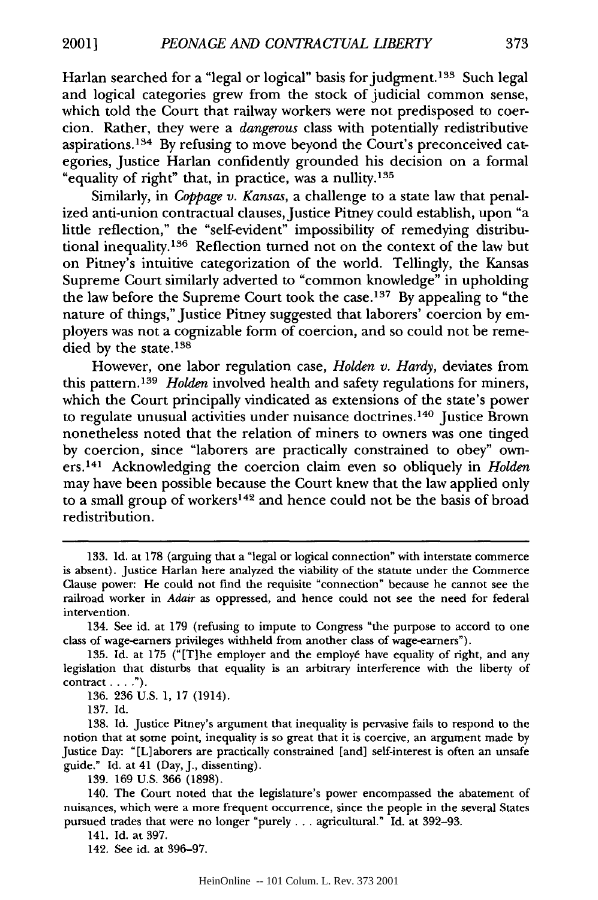Harlan searched for a "legal or logical" basis for judgment.[133] Such legal and logical categories grew from the stock of judicial common sense, which told the Court that railway workers were not predisposed to coercion. Rather, they were a *dangerous* class with potentially redistributive aspirations.[134] By refusing to move beyond the Court's preconceived categories, Justice Harlan confidently grounded his decision on a formal "equality of right" that, in practice, was a nullity.[135]

Similarly, in *Coppage v. Kansas*, a challenge to a state law that penalized anti-union contractual clauses, Justice Pitney could establish, upon "a little reflection," the "self-evident" impossibility of remedying distributional inequality.[136] Reflection turned not on the context of the law but on Pitney's intuitive categorization of the world. Tellingly, the Kansas Supreme Court similarly adverted to "common knowledge" in upholding the law before the Supreme Court took the case.[137] By appealing to "the nature of things," Justice Pitney suggested that laborers' coercion by employers was not a cognizable form of coercion, and so could not be remedied by the state.[138]

However, one labor regulation case, *Holden v. Hardy*, deviates from this pattern.[139] *Holden* involved health and safety regulations for miners, which the Court principally vindicated as extensions of the state's power to regulate unusual activities under nuisance doctrines.[140] Justice Brown nonetheless noted that the relation of miners to owners was one tinged by coercion, since "laborers are practically constrained to obey" owners.[141] Acknowledging the coercion claim even so obliquely in *Holden* may have been possible because the Court knew that the law applied only to a small group of workers[142] and hence could not be the basis of broad redistribution.

---

133. Id. at 178 (arguing that a "legal or logical connection" with interstate commerce is absent). Justice Harlan here analyzed the viability of the statute under the Commerce Clause power: He could not find the requisite "connection" because he cannot see the railroad worker in *Adair* as oppressed, and hence could not see the need for federal intervention.

134. See id. at 179 (refusing to impute to Congress "the purpose to accord to one class of wage-earners privileges withheld from another class of wage-earners").

135. Id. at 175 ("[T]he employer and the employé have equality of right, and any legislation that disturbs that equality is an arbitrary interference with the liberty of contract . . . .").

136. 236 U.S. 1, 17 (1914).

137. Id.

138. Id. Justice Pitney's argument that inequality is pervasive fails to respond to the notion that at some point, inequality is so great that it is coercive, an argument made by Justice Day: "[L]aborers are practically constrained [and] self-interest is often an unsafe guide." Id. at 41 (Day, J., dissenting).

139. 169 U.S. 366 (1898).

140. The Court noted that the legislature's power encompassed the abatement of nuisances, which were a more frequent occurrence, since the people in the several States pursued trades that were no longer "purely . . . agricultural." Id. at 392–93.

141. Id. at 397.

142. See id. at 396–97.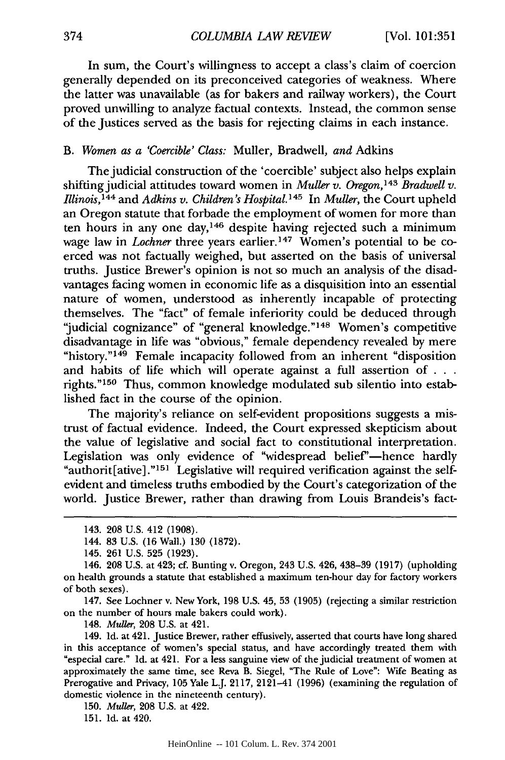In sum, the Court's willingness to accept a class's claim of coercion generally depended on its preconceived categories of weakness. Where the latter was unavailable (as for bakers and railway workers), the Court proved unwilling to analyze factual contexts. Instead, the common sense of the Justices served as the basis for rejecting claims in each instance.

### B. *Women as a 'Coercible' Class:* Muller, Bradwell, *and* Adkins

The judicial construction of the 'coercible' subject also helps explain shifting judicial attitudes toward women in *Muller v. Oregon*,[143] *Bradwell v. Illinois*,[144] and *Adkins v. Children's Hospital*.[145] In *Muller*, the Court upheld an Oregon statute that forbade the employment of women for more than ten hours in any one day,[146] despite having rejected such a minimum wage law in *Lochner* three years earlier.[147] Women's potential to be coerced was not factually weighed, but asserted on the basis of universal truths. Justice Brewer's opinion is not so much an analysis of the disadvantages facing women in economic life as a disquisition into an essential nature of women, understood as inherently incapable of protecting themselves. The "fact" of female inferiority could be deduced through "judicial cognizance" of "general knowledge."[148] Women's competitive disadvantage in life was "obvious," female dependency revealed by mere "history."[149] Female incapacity followed from an inherent "disposition and habits of life which will operate against a full assertion of . . . rights."[150] Thus, common knowledge modulated sub silentio into established fact in the course of the opinion.

The majority's reliance on self-evident propositions suggests a mistrust of factual evidence. Indeed, the Court expressed skepticism about the value of legislative and social fact to constitutional interpretation. Legislation was only evidence of "widespread belief"—hence hardly "authorit[ative]."[151] Legislative will required verification against the self-evident and timeless truths embodied by the Court's categorization of the world. Justice Brewer, rather than drawing from Louis Brandeis's fact-

---

143. 208 U.S. 412 (1908).

144. 83 U.S. (16 Wall.) 130 (1872).

145. 261 U.S. 525 (1923).

146. 208 U.S. at 423; cf. Bunting v. Oregon, 243 U.S. 426, 438–39 (1917) (upholding on health grounds a statute that established a maximum ten-hour day for factory workers of both sexes).

147. See Lochner v. New York, 198 U.S. 45, 53 (1905) (rejecting a similar restriction on the number of hours male bakers could work).

148. *Muller*, 208 U.S. at 421.

149. Id. at 421. Justice Brewer, rather effusively, asserted that courts have long shared in this acceptance of women's special status, and have accordingly treated them with "especial care." Id. at 421. For a less sanguine view of the judicial treatment of women at approximately the same time, see Reva B. Siegel, "The Rule of Love": Wife Beating as Prerogative and Privacy, 105 Yale L.J. 2117, 2121–41 (1996) (examining the regulation of domestic violence in the nineteenth century).

150. *Muller*, 208 U.S. at 422.

151. Id. at 420.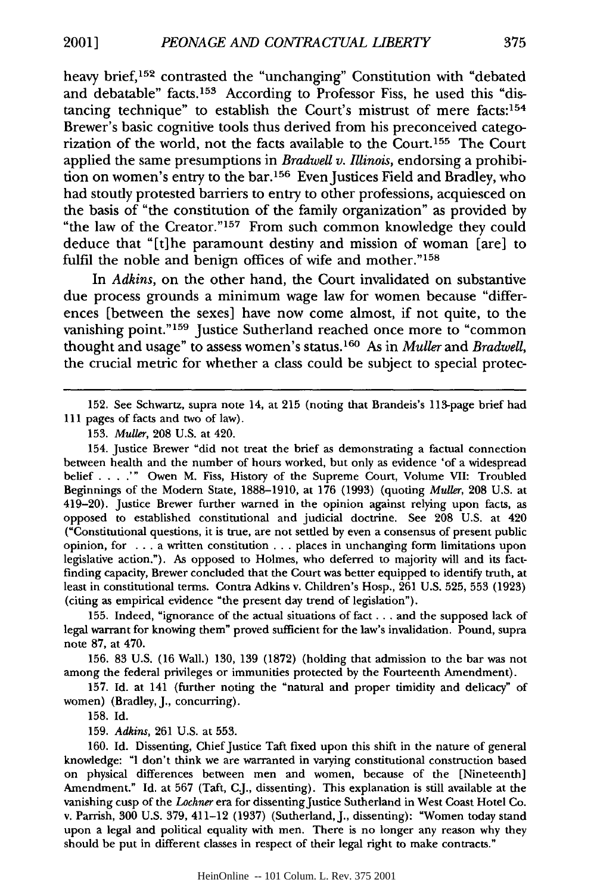heavy brief,[152] contrasted the "unchanging" Constitution with "debated and debatable" facts.[153] According to Professor Fiss, he used this "distancing technique" to establish the Court's mistrust of mere facts:[154] Brewer's basic cognitive tools thus derived from his preconceived categorization of the world, not the facts available to the Court.[155] The Court applied the same presumptions in *Bradwell v. Illinois*, endorsing a prohibition on women's entry to the bar.[156] Even Justices Field and Bradley, who had stoutly protested barriers to entry to other professions, acquiesced on the basis of "the constitution of the family organization" as provided by "the law of the Creator."[157] From such common knowledge they could deduce that "[t]he paramount destiny and mission of woman [are] to fulfil the noble and benign offices of wife and mother."[158]

In *Adkins*, on the other hand, the Court invalidated on substantive due process grounds a minimum wage law for women because "differences [between the sexes] have now come almost, if not quite, to the vanishing point."[159] Justice Sutherland reached once more to "common thought and usage" to assess women's status.[160] As in *Muller* and *Bradwell*, the crucial metric for whether a class could be subject to special protec-

---

152. See Schwartz, supra note 14, at 215 (noting that Brandeis's 113-page brief had 111 pages of facts and two of law).

153. *Muller*, 208 U.S. at 420.

154. Justice Brewer "did not treat the brief as demonstrating a factual connection between health and the number of hours worked, but only as evidence 'of a widespread belief . . . .'" Owen M. Fiss, History of the Supreme Court, Volume VII: Troubled Beginnings of the Modern State, 1888–1910, at 176 (1993) (quoting *Muller*, 208 U.S. at 419–20). Justice Brewer further warned in the opinion against relying upon facts, as opposed to established constitutional and judicial doctrine. See 208 U.S. at 420 ("Constitutional questions, it is true, are not settled by even a consensus of present public opinion, for . . . a written constitution . . . places in unchanging form limitations upon legislative action."). As opposed to Holmes, who deferred to majority will and its fact-finding capacity, Brewer concluded that the Court was better equipped to identify truth, at least in constitutional terms. Contra Adkins v. Children's Hosp., 261 U.S. 525, 553 (1923) (citing as empirical evidence "the present day trend of legislation").

155. Indeed, "ignorance of the actual situations of fact . . . and the supposed lack of legal warrant for knowing them" proved sufficient for the law's invalidation. Pound, supra note 87, at 470.

156. 83 U.S. (16 Wall.) 130, 139 (1872) (holding that admission to the bar was not among the federal privileges or immunities protected by the Fourteenth Amendment).

157. Id. at 141 (further noting the "natural and proper timidity and delicacy" of women) (Bradley, J., concurring).

158. Id.

159. *Adkins*, 261 U.S. at 553.

160. Id. Dissenting, Chief Justice Taft fixed upon this shift in the nature of general knowledge: "I don't think we are warranted in varying constitutional construction based on physical differences between men and women, because of the [Nineteenth] Amendment." Id. at 567 (Taft, C.J., dissenting). This explanation is still available at the vanishing cusp of the *Lochner* era for dissenting Justice Sutherland in West Coast Hotel Co. v. Parrish, 300 U.S. 379, 411–12 (1937) (Sutherland, J., dissenting): "Women today stand upon a legal and political equality with men. There is no longer any reason why they should be put in different classes in respect of their legal right to make contracts."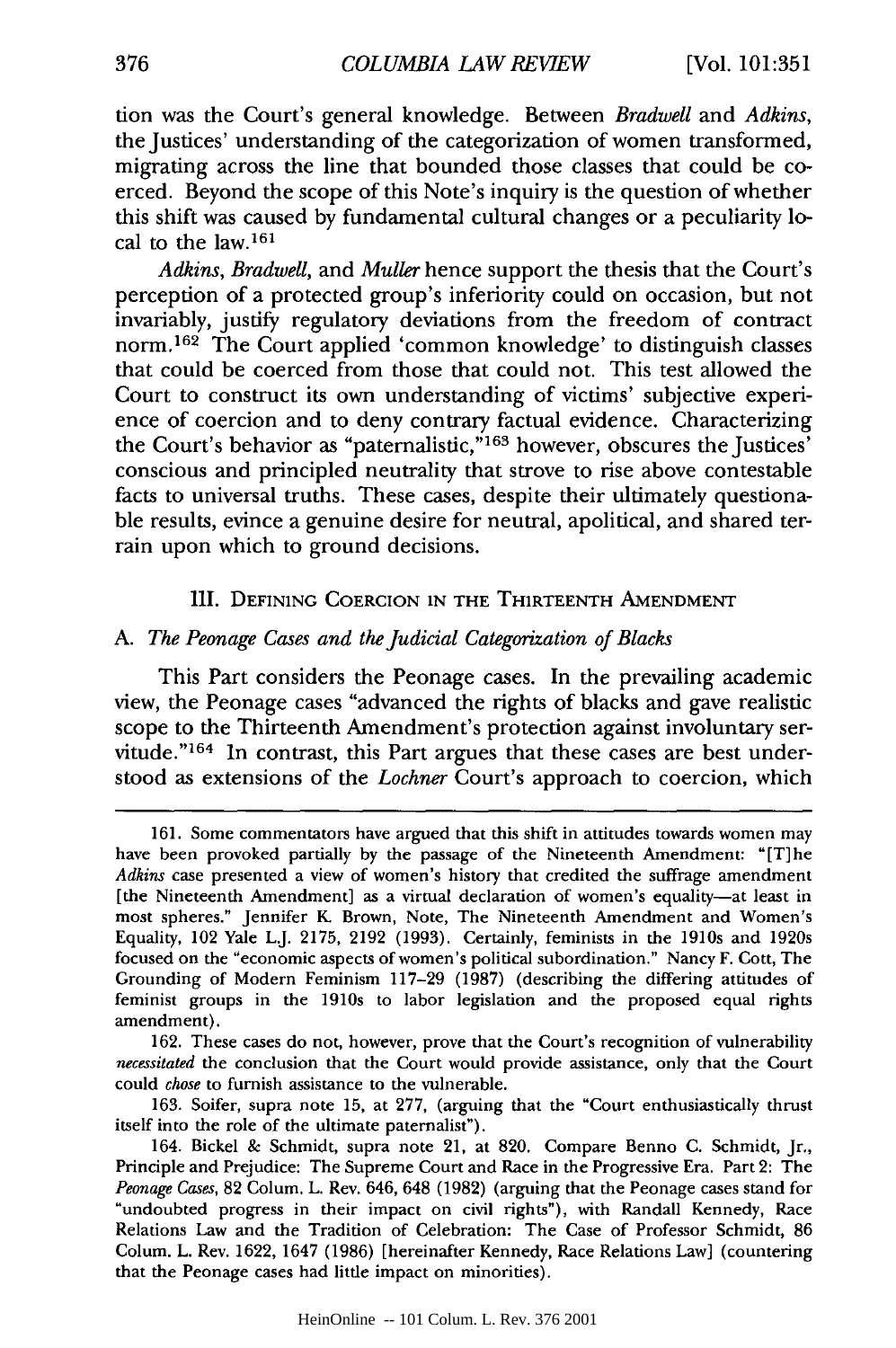tion was the Court's general knowledge. Between *Bradwell* and *Adkins*, the Justices' understanding of the categorization of women transformed, migrating across the line that bounded those classes that could be coerced. Beyond the scope of this Note's inquiry is the question of whether this shift was caused by fundamental cultural changes or a peculiarity local to the law.[161]

*Adkins*, *Bradwell*, and *Muller* hence support the thesis that the Court's perception of a protected group's inferiority could on occasion, but not invariably, justify regulatory deviations from the freedom of contract norm.[162] The Court applied 'common knowledge' to distinguish classes that could be coerced from those that could not. This test allowed the Court to construct its own understanding of victims' subjective experience of coercion and to deny contrary factual evidence. Characterizing the Court's behavior as "paternalistic,"[163] however, obscures the Justices' conscious and principled neutrality that strove to rise above contestable facts to universal truths. These cases, despite their ultimately questionable results, evince a genuine desire for neutral, apolitical, and shared terrain upon which to ground decisions.

## III. Defining Coercion in the Thirteenth Amendment

### A. *The Peonage Cases and the Judicial Categorization of Blacks*

This Part considers the Peonage cases. In the prevailing academic view, the Peonage cases "advanced the rights of blacks and gave realistic scope to the Thirteenth Amendment's protection against involuntary servitude."[164] In contrast, this Part argues that these cases are best understood as extensions of the *Lochner* Court's approach to coercion, which

---

161. Some commentators have argued that this shift in attitudes towards women may have been provoked partially by the passage of the Nineteenth Amendment: "[T]he *Adkins* case presented a view of women's history that credited the suffrage amendment [the Nineteenth Amendment] as a virtual declaration of women's equality—at least in most spheres." Jennifer K. Brown, Note, The Nineteenth Amendment and Women's Equality, 102 Yale L.J. 2175, 2192 (1993). Certainly, feminists in the 1910s and 1920s focused on the "economic aspects of women's political subordination." Nancy F. Cott, The Grounding of Modern Feminism 117–29 (1987) (describing the differing attitudes of feminist groups in the 1910s to labor legislation and the proposed equal rights amendment).

162. These cases do not, however, prove that the Court's recognition of vulnerability *necessitated* the conclusion that the Court would provide assistance, only that the Court could *chose* to furnish assistance to the vulnerable.

163. Soifer, supra note 15, at 277, (arguing that the "Court enthusiastically thrust itself into the role of the ultimate paternalist").

164. Bickel & Schmidt, supra note 21, at 820. Compare Benno C. Schmidt, Jr., Principle and Prejudice: The Supreme Court and Race in the Progressive Era. Part 2: The *Peonage Cases*, 82 Colum. L. Rev. 646, 648 (1982) (arguing that the Peonage cases stand for "undoubted progress in their impact on civil rights"), with Randall Kennedy, Race Relations Law and the Tradition of Celebration: The Case of Professor Schmidt, 86 Colum. L. Rev. 1622, 1647 (1986) [hereinafter Kennedy, Race Relations Law] (countering that the Peonage cases had little impact on minorities).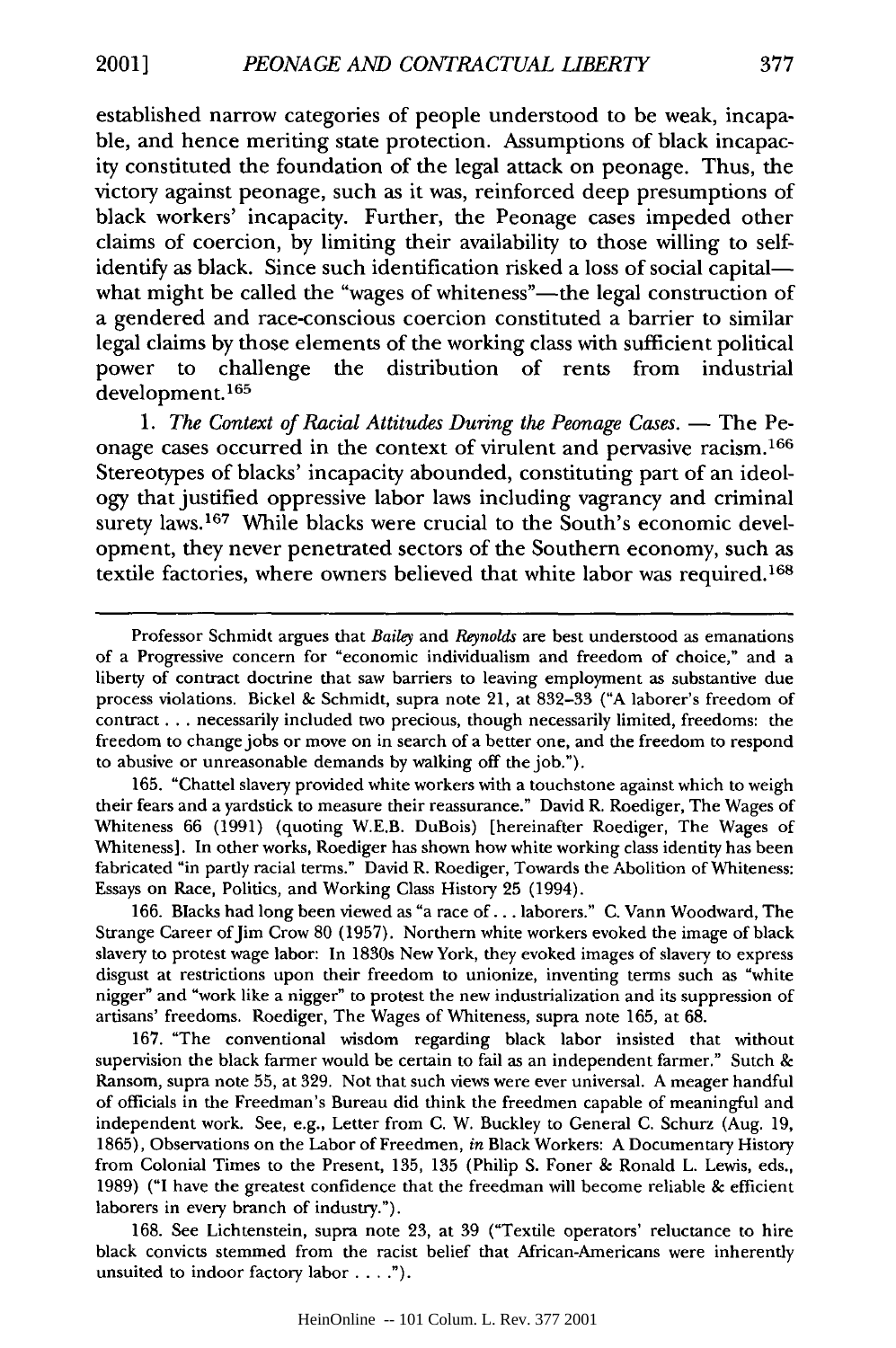established narrow categories of people understood to be weak, incapable, and hence meriting state protection. Assumptions of black incapacity constituted the foundation of the legal attack on peonage. Thus, the victory against peonage, such as it was, reinforced deep presumptions of black workers' incapacity. Further, the Peonage cases impeded other claims of coercion, by limiting their availability to those willing to self-identify as black. Since such identification risked a loss of social capital—what might be called the "wages of whiteness"—the legal construction of a gendered and race-conscious coercion constituted a barrier to similar legal claims by those elements of the working class with sufficient political power to challenge the distribution of rents from industrial development.[165]

1. *The Context of Racial Attitudes During the Peonage Cases.* — The Peonage cases occurred in the context of virulent and pervasive racism.[166] Stereotypes of blacks' incapacity abounded, constituting part of an ideology that justified oppressive labor laws including vagrancy and criminal surety laws.[167] While blacks were crucial to the South's economic development, they never penetrated sectors of the Southern economy, such as textile factories, where owners believed that white labor was required.[168]

---

Professor Schmidt argues that *Bailey* and *Reynolds* are best understood as emanations of a Progressive concern for "economic individualism and freedom of choice," and a liberty of contract doctrine that saw barriers to leaving employment as substantive due process violations. Bickel & Schmidt, supra note 21, at 832–33 ("A laborer's freedom of contract . . . necessarily included two precious, though necessarily limited, freedoms: the freedom to change jobs or move on in search of a better one, and the freedom to respond to abusive or unreasonable demands by walking off the job.").

165. "Chattel slavery provided white workers with a touchstone against which to weigh their fears and a yardstick to measure their reassurance." David R. Roediger, The Wages of Whiteness 66 (1991) (quoting W.E.B. DuBois) [hereinafter Roediger, The Wages of Whiteness]. In other works, Roediger has shown how white working class identity has been fabricated "in partly racial terms." David R. Roediger, Towards the Abolition of Whiteness: Essays on Race, Politics, and Working Class History 25 (1994).

166. Blacks had long been viewed as "a race of . . . laborers." C. Vann Woodward, The Strange Career of Jim Crow 80 (1957). Northern white workers evoked the image of black slavery to protest wage labor: In 1830s New York, they evoked images of slavery to express disgust at restrictions upon their freedom to unionize, inventing terms such as "white nigger" and "work like a nigger" to protest the new industrialization and its suppression of artisans' freedoms. Roediger, The Wages of Whiteness, supra note 165, at 68.

167. "The conventional wisdom regarding black labor insisted that without supervision the black farmer would be certain to fail as an independent farmer." Sutch & Ransom, supra note 55, at 329. Not that such views were ever universal. A meager handful of officials in the Freedman's Bureau did think the freedmen capable of meaningful and independent work. See, e.g., Letter from C. W. Buckley to General C. Schurz (Aug. 19, 1865), Observations on the Labor of Freedmen, *in* Black Workers: A Documentary History from Colonial Times to the Present, 135, 135 (Philip S. Foner & Ronald L. Lewis, eds., 1989) ("I have the greatest confidence that the freedman will become reliable & efficient laborers in every branch of industry.").

168. See Lichtenstein, supra note 23, at 39 ("Textile operators' reluctance to hire black convicts stemmed from the racist belief that African-Americans were inherently unsuited to indoor factory labor . . . .").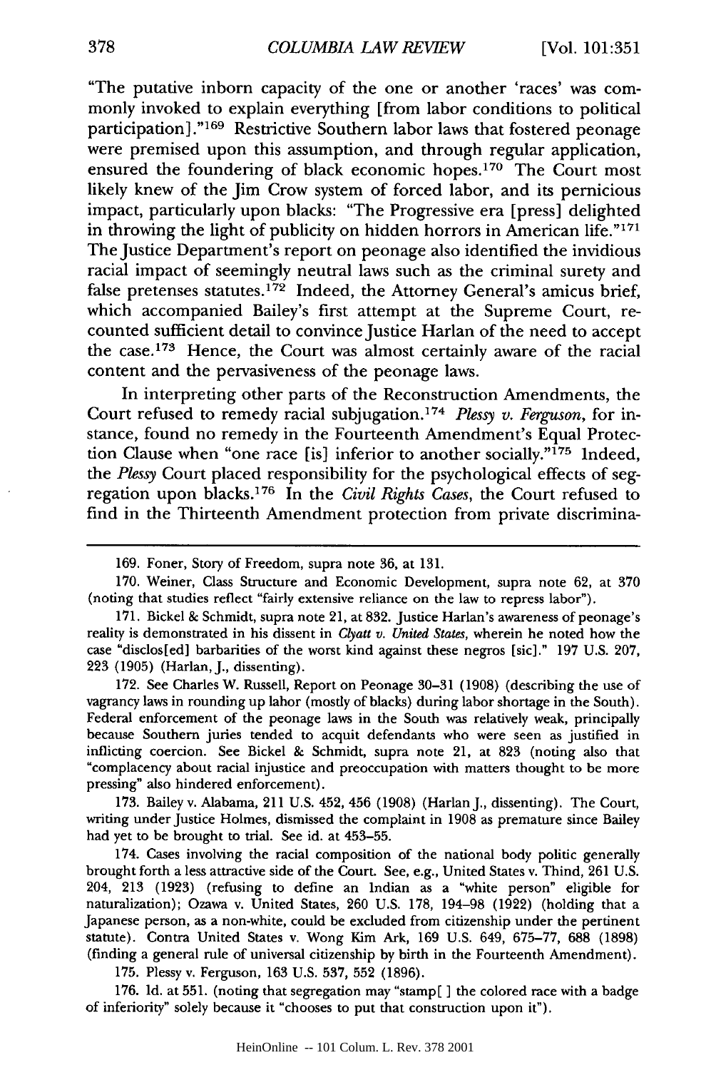"The putative inborn capacity of the one or another 'races' was commonly invoked to explain everything [from labor conditions to political participation]."[169] Restrictive Southern labor laws that fostered peonage were premised upon this assumption, and through regular application, ensured the foundering of black economic hopes.[170] The Court most likely knew of the Jim Crow system of forced labor, and its pernicious impact, particularly upon blacks: "The Progressive era [press] delighted in throwing the light of publicity on hidden horrors in American life."[171] The Justice Department's report on peonage also identified the invidious racial impact of seemingly neutral laws such as the criminal surety and false pretenses statutes.[172] Indeed, the Attorney General's amicus brief, which accompanied Bailey's first attempt at the Supreme Court, recounted sufficient detail to convince Justice Harlan of the need to accept the case.[173] Hence, the Court was almost certainly aware of the racial content and the pervasiveness of the peonage laws.

In interpreting other parts of the Reconstruction Amendments, the Court refused to remedy racial subjugation.[174] *Plessy v. Ferguson*, for instance, found no remedy in the Fourteenth Amendment's Equal Protection Clause when "one race [is] inferior to another socially."[175] Indeed, the *Plessy* Court placed responsibility for the psychological effects of segregation upon blacks.[176] In the *Civil Rights Cases*, the Court refused to find in the Thirteenth Amendment protection from private discrimina-

---

169. Foner, Story of Freedom, supra note 36, at 131.

170. Weiner, Class Structure and Economic Development, supra note 62, at 370 (noting that studies reflect "fairly extensive reliance on the law to repress labor").

171. Bickel & Schmidt, supra note 21, at 832. Justice Harlan's awareness of peonage's reality is demonstrated in his dissent in *Clyatt v. United States*, wherein he noted how the case "disclos[ed] barbarities of the worst kind against these negros [sic]." 197 U.S. 207, 223 (1905) (Harlan, J., dissenting).

172. See Charles W. Russell, Report on Peonage 30–31 (1908) (describing the use of vagrancy laws in rounding up labor (mostly of blacks) during labor shortage in the South). Federal enforcement of the peonage laws in the South was relatively weak, principally because Southern juries tended to acquit defendants who were seen as justified in inflicting coercion. See Bickel & Schmidt, supra note 21, at 823 (noting also that "complacency about racial injustice and preoccupation with matters thought to be more pressing" also hindered enforcement).

173. Bailey v. Alabama, 211 U.S. 452, 456 (1908) (Harlan J., dissenting). The Court, writing under Justice Holmes, dismissed the complaint in 1908 as premature since Bailey had yet to be brought to trial. See id. at 453–55.

174. Cases involving the racial composition of the national body politic generally brought forth a less attractive side of the Court. See, e.g., United States v. Thind, 261 U.S. 204, 213 (1923) (refusing to define an Indian as a "white person" eligible for naturalization); Ozawa v. United States, 260 U.S. 178, 194–98 (1922) (holding that a Japanese person, as a non-white, could be excluded from citizenship under the pertinent statute). Contra United States v. Wong Kim Ark, 169 U.S. 649, 675–77, 688 (1898) (finding a general rule of universal citizenship by birth in the Fourteenth Amendment).

175. Plessy v. Ferguson, 163 U.S. 537, 552 (1896).

176. Id. at 551. (noting that segregation may "stamp[ ] the colored race with a badge of inferiority" solely because it "chooses to put that construction upon it").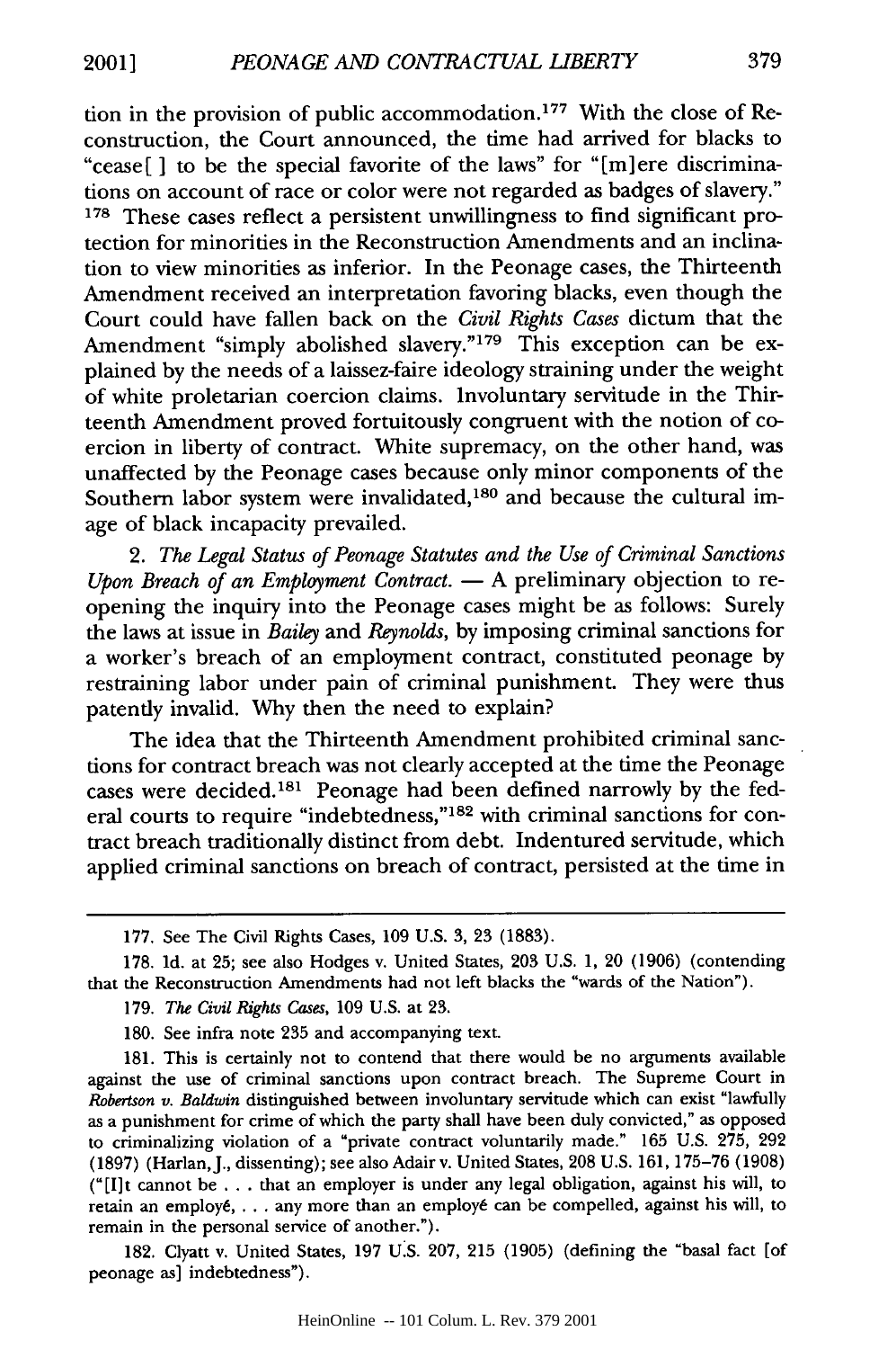tion in the provision of public accommodation.[177] With the close of Reconstruction, the Court announced, the time had arrived for blacks to "cease[ ] to be the special favorite of the laws" for "[m]ere discriminations on account of race or color were not regarded as badges of slavery." [178] These cases reflect a persistent unwillingness to find significant protection for minorities in the Reconstruction Amendments and an inclination to view minorities as inferior. In the Peonage cases, the Thirteenth Amendment received an interpretation favoring blacks, even though the Court could have fallen back on the *Civil Rights Cases* dictum that the Amendment "simply abolished slavery."[179] This exception can be explained by the needs of a laissez-faire ideology straining under the weight of white proletarian coercion claims. Involuntary servitude in the Thirteenth Amendment proved fortuitously congruent with the notion of coercion in liberty of contract. White supremacy, on the other hand, was unaffected by the Peonage cases because only minor components of the Southern labor system were invalidated,[180] and because the cultural image of black incapacity prevailed.

2. *The Legal Status of Peonage Statutes and the Use of Criminal Sanctions Upon Breach of an Employment Contract.* — A preliminary objection to reopening the inquiry into the Peonage cases might be as follows: Surely the laws at issue in *Bailey* and *Reynolds*, by imposing criminal sanctions for a worker's breach of an employment contract, constituted peonage by restraining labor under pain of criminal punishment. They were thus patently invalid. Why then the need to explain?

The idea that the Thirteenth Amendment prohibited criminal sanctions for contract breach was not clearly accepted at the time the Peonage cases were decided.[181] Peonage had been defined narrowly by the federal courts to require "indebtedness,"[182] with criminal sanctions for contract breach traditionally distinct from debt. Indentured servitude, which applied criminal sanctions on breach of contract, persisted at the time in

---

177. See The Civil Rights Cases, 109 U.S. 3, 23 (1883).

178. Id. at 25; see also Hodges v. United States, 203 U.S. 1, 20 (1906) (contending that the Reconstruction Amendments had not left blacks the "wards of the Nation").

179. *The Civil Rights Cases*, 109 U.S. at 23.

180. See infra note 235 and accompanying text.

181. This is certainly not to contend that there would be no arguments available against the use of criminal sanctions upon contract breach. The Supreme Court in *Robertson v. Baldwin* distinguished between involuntary servitude which can exist "lawfully as a punishment for crime of which the party shall have been duly convicted," as opposed to criminalizing violation of a "private contract voluntarily made." 165 U.S. 275, 292 (1897) (Harlan, J., dissenting); see also Adair v. United States, 208 U.S. 161, 175–76 (1908) ("[I]t cannot be . . . that an employer is under any legal obligation, against his will, to retain an employé, . . . any more than an employé can be compelled, against his will, to remain in the personal service of another.").

182. Clyatt v. United States, 197 U.S. 207, 215 (1905) (defining the "basal fact [of peonage as] indebtedness").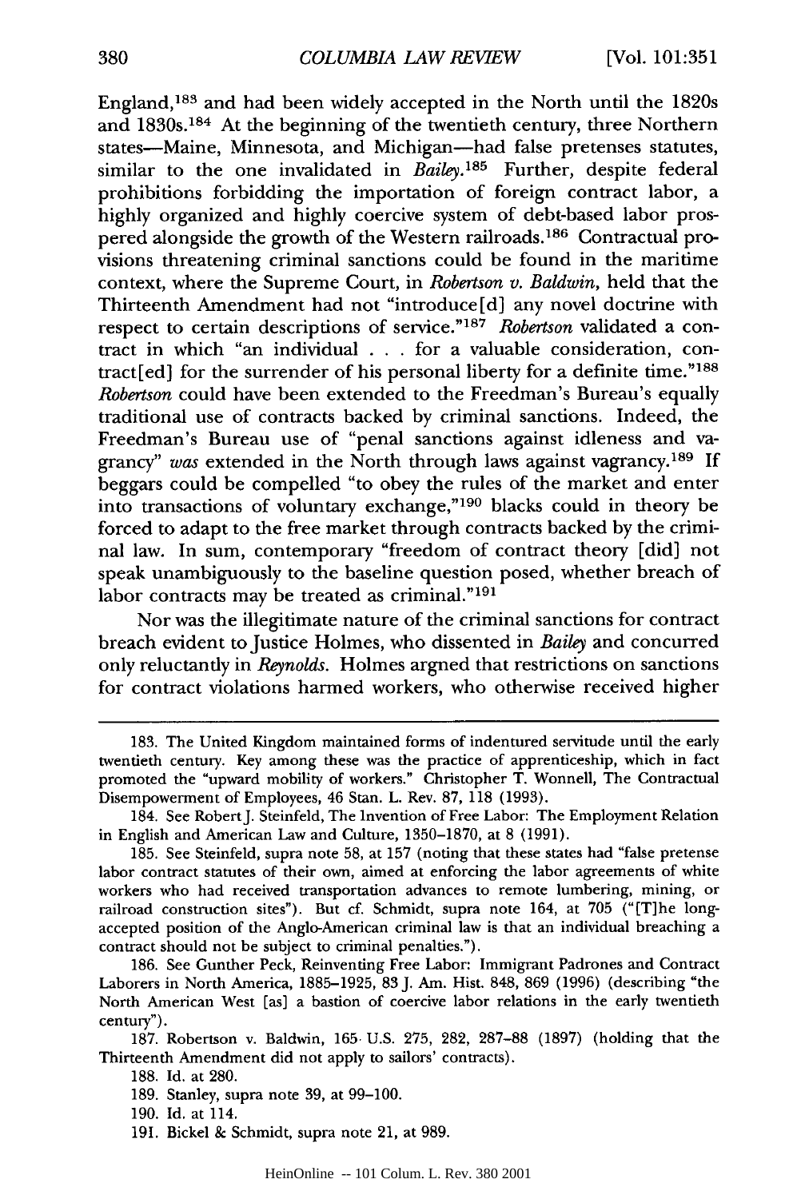England,[183] and had been widely accepted in the North until the 1820s and 1830s.[184] At the beginning of the twentieth century, three Northern states—Maine, Minnesota, and Michigan—had false pretenses statutes, similar to the one invalidated in *Bailey*.[185] Further, despite federal prohibitions forbidding the importation of foreign contract labor, a highly organized and highly coercive system of debt-based labor prospered alongside the growth of the Western railroads.[186] Contractual provisions threatening criminal sanctions could be found in the maritime context, where the Supreme Court, in *Robertson v. Baldwin*, held that the Thirteenth Amendment had not "introduce[d] any novel doctrine with respect to certain descriptions of service."[187] *Robertson* validated a contract in which "an individual . . . for a valuable consideration, contract[ed] for the surrender of his personal liberty for a definite time."[188] *Robertson* could have been extended to the Freedman's Bureau's equally traditional use of contracts backed by criminal sanctions. Indeed, the Freedman's Bureau use of "penal sanctions against idleness and vagrancy" *was* extended in the North through laws against vagrancy.[189] If beggars could be compelled "to obey the rules of the market and enter into transactions of voluntary exchange,"[190] blacks could in theory be forced to adapt to the free market through contracts backed by the criminal law. In sum, contemporary "freedom of contract theory [did] not speak unambiguously to the baseline question posed, whether breach of labor contracts may be treated as criminal."[191]

Nor was the illegitimate nature of the criminal sanctions for contract breach evident to Justice Holmes, who dissented in *Bailey* and concurred only reluctantly in *Reynolds*. Holmes argued that restrictions on sanctions for contract violations harmed workers, who otherwise received higher

---

183. The United Kingdom maintained forms of indentured servitude until the early twentieth century. Key among these was the practice of apprenticeship, which in fact promoted the "upward mobility of workers." Christopher T. Wonnell, The Contractual Disempowerment of Employees, 46 Stan. L. Rev. 87, 118 (1993).

184. See Robert J. Steinfeld, The Invention of Free Labor: The Employment Relation in English and American Law and Culture, 1350–1870, at 8 (1991).

185. See Steinfeld, supra note 58, at 157 (noting that these states had "false pretense labor contract statutes of their own, aimed at enforcing the labor agreements of white workers who had received transportation advances to remote lumbering, mining, or railroad construction sites"). But cf. Schmidt, supra note 164, at 705 ("[T]he long-accepted position of the Anglo-American criminal law is that an individual breaching a contract should not be subject to criminal penalties.").

186. See Gunther Peck, Reinventing Free Labor: Immigrant Padrones and Contract Laborers in North America, 1885–1925, 83 J. Am. Hist. 848, 869 (1996) (describing "the North American West [as] a bastion of coercive labor relations in the early twentieth century").

187. Robertson v. Baldwin, 165 U.S. 275, 282, 287–88 (1897) (holding that the Thirteenth Amendment did not apply to sailors' contracts).

188. Id. at 280.

189. Stanley, supra note 39, at 99–100.

190. Id. at 114.

191. Bickel & Schmidt, supra note 21, at 989.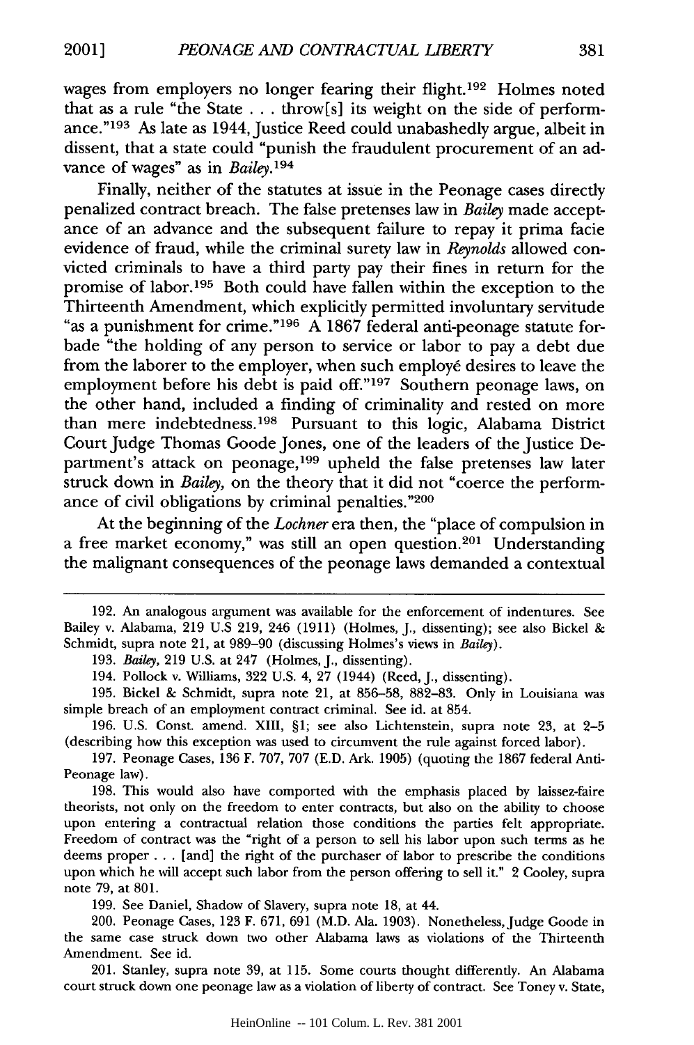wages from employers no longer fearing their flight.[192] Holmes noted that as a rule "the State . . . throw[s] its weight on the side of performance."[193] As late as 1944, Justice Reed could unabashedly argue, albeit in dissent, that a state could "punish the fraudulent procurement of an advance of wages" as in *Bailey*.[194]

Finally, neither of the statutes at issue in the Peonage cases directly penalized contract breach. The false pretenses law in *Bailey* made acceptance of an advance and the subsequent failure to repay it prima facie evidence of fraud, while the criminal surety law in *Reynolds* allowed convicted criminals to have a third party pay their fines in return for the promise of labor.[195] Both could have fallen within the exception to the Thirteenth Amendment, which explicitly permitted involuntary servitude "as a punishment for crime."[196] A 1867 federal anti-peonage statute forbade "the holding of any person to service or labor to pay a debt due from the laborer to the employer, when such employé desires to leave the employment before his debt is paid off."[197] Southern peonage laws, on the other hand, included a finding of criminality and rested on more than mere indebtedness.[198] Pursuant to this logic, Alabama District Court Judge Thomas Goode Jones, one of the leaders of the Justice Department's attack on peonage,[199] upheld the false pretenses law later struck down in *Bailey*, on the theory that it did not "coerce the performance of civil obligations by criminal penalties."[200]

At the beginning of the *Lochner* era then, the "place of compulsion in a free market economy," was still an open question.[201] Understanding the malignant consequences of the peonage laws demanded a contextual

---

192. An analogous argument was available for the enforcement of indentures. See Bailey v. Alabama, 219 U.S 219, 246 (1911) (Holmes, J., dissenting); see also Bickel & Schmidt, supra note 21, at 989–90 (discussing Holmes's views in *Bailey*).

193. *Bailey*, 219 U.S. at 247 (Holmes, J., dissenting).

194. Pollock v. Williams, 322 U.S. 4, 27 (1944) (Reed, J., dissenting).

195. Bickel & Schmidt, supra note 21, at 856–58, 882–83. Only in Louisiana was simple breach of an employment contract criminal. See id. at 854.

196. U.S. Const. amend. XIII, §1; see also Lichtenstein, supra note 23, at 2–5 (describing how this exception was used to circumvent the rule against forced labor).

197. Peonage Cases, 136 F. 707, 707 (E.D. Ark. 1905) (quoting the 1867 federal Anti-Peonage law).

198. This would also have comported with the emphasis placed by laissez-faire theorists, not only on the freedom to enter contracts, but also on the ability to choose upon entering a contractual relation those conditions the parties felt appropriate. Freedom of contract was the "right of a person to sell his labor upon such terms as he deems proper . . . [and] the right of the purchaser of labor to prescribe the conditions upon which he will accept such labor from the person offering to sell it." 2 Cooley, supra note 79, at 801.

199. See Daniel, Shadow of Slavery, supra note 18, at 44.

200. Peonage Cases, 123 F. 671, 691 (M.D. Ala. 1903). Nonetheless, Judge Goode in the same case struck down two other Alabama laws as violations of the Thirteenth Amendment. See id.

201. Stanley, supra note 39, at 115. Some courts thought differently. An Alabama court struck down one peonage law as a violation of liberty of contract. See Toney v. State,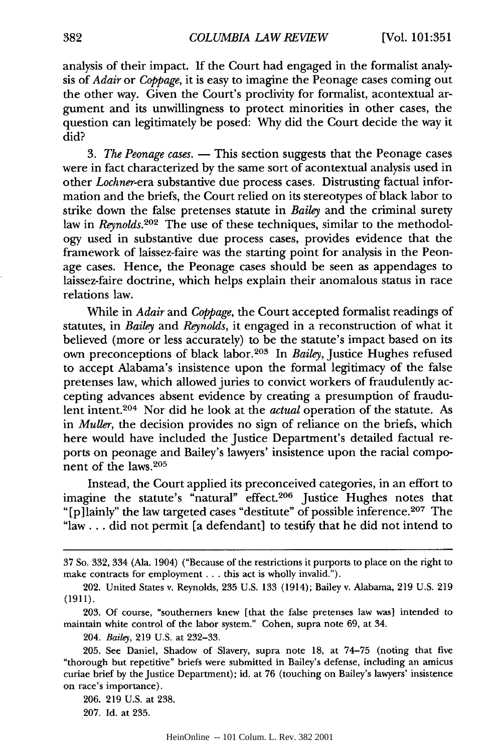analysis of their impact. If the Court had engaged in the formalist analysis of *Adair* or *Coppage*, it is easy to imagine the Peonage cases coming out the other way. Given the Court's proclivity for formalist, acontextual argument and its unwillingness to protect minorities in other cases, the question can legitimately be posed: Why did the Court decide the way it did?

3. *The Peonage cases.* — This section suggests that the Peonage cases were in fact characterized by the same sort of acontextual analysis used in other *Lochner*-era substantive due process cases. Distrusting factual information and the briefs, the Court relied on its stereotypes of black labor to strike down the false pretenses statute in *Bailey* and the criminal surety law in *Reynolds*.[202] The use of these techniques, similar to the methodology used in substantive due process cases, provides evidence that the framework of laissez-faire was the starting point for analysis in the Peonage cases. Hence, the Peonage cases should be seen as appendages to laissez-faire doctrine, which helps explain their anomalous status in race relations law.

While in *Adair* and *Coppage*, the Court accepted formalist readings of statutes, in *Bailey* and *Reynolds*, it engaged in a reconstruction of what it believed (more or less accurately) to be the statute's impact based on its own preconceptions of black labor.[203] In *Bailey*, Justice Hughes refused to accept Alabama's insistence upon the formal legitimacy of the false pretenses law, which allowed juries to convict workers of fraudulently accepting advances absent evidence by creating a presumption of fraudulent intent.[204] Nor did he look at the *actual* operation of the statute. As in *Muller*, the decision provides no sign of reliance on the briefs, which here would have included the Justice Department's detailed factual reports on peonage and Bailey's lawyers' insistence upon the racial component of the laws.[205]

Instead, the Court applied its preconceived categories, in an effort to imagine the statute's "natural" effect.[206] Justice Hughes notes that "[p]lainly" the law targeted cases "destitute" of possible inference.[207] The "law . . . did not permit [a defendant] to testify that he did not intend to

---

37 So. 332, 334 (Ala. 1904) ("Because of the restrictions it purports to place on the right to make contracts for employment . . . this act is wholly invalid.").

202. United States v. Reynolds, 235 U.S. 133 (1914); Bailey v. Alabama, 219 U.S. 219 (1911).

203. Of course, "southerners knew [that the false pretenses law was] intended to maintain white control of the labor system." Cohen, supra note 69, at 34.

204. *Bailey*, 219 U.S. at 232–33.

205. See Daniel, Shadow of Slavery, supra note 18, at 74–75 (noting that five "thorough but repetitive" briefs were submitted in Bailey's defense, including an amicus curiae brief by the Justice Department); id. at 76 (touching on Bailey's lawyers' insistence on race's importance).

206. 219 U.S. at 238.

207. Id. at 235.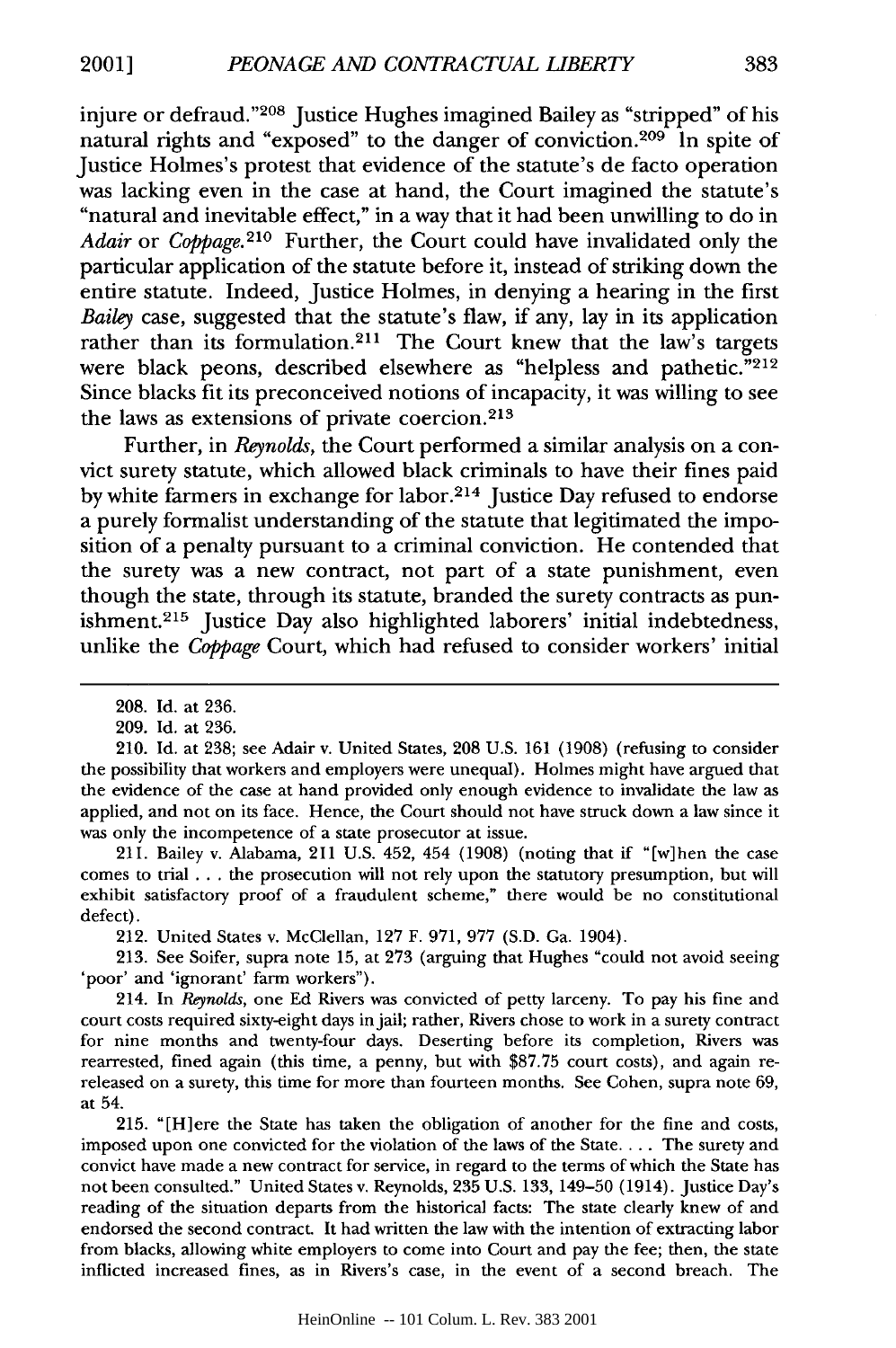injure or defraud."[208] Justice Hughes imagined Bailey as "stripped" of his natural rights and "exposed" to the danger of conviction.[209] In spite of Justice Holmes's protest that evidence of the statute's de facto operation was lacking even in the case at hand, the Court imagined the statute's "natural and inevitable effect," in a way that it had been unwilling to do in *Adair* or *Coppage*.[210] Further, the Court could have invalidated only the particular application of the statute before it, instead of striking down the entire statute. Indeed, Justice Holmes, in denying a hearing in the first *Bailey* case, suggested that the statute's flaw, if any, lay in its application rather than its formulation.[211] The Court knew that the law's targets were black peons, described elsewhere as "helpless and pathetic."[212] Since blacks fit its preconceived notions of incapacity, it was willing to see the laws as extensions of private coercion.[213]

Further, in *Reynolds*, the Court performed a similar analysis on a convict surety statute, which allowed black criminals to have their fines paid by white farmers in exchange for labor.[214] Justice Day refused to endorse a purely formalist understanding of the statute that legitimated the imposition of a penalty pursuant to a criminal conviction. He contended that the surety was a new contract, not part of a state punishment, even though the state, through its statute, branded the surety contracts as punishment.[215] Justice Day also highlighted laborers' initial indebtedness, unlike the *Coppage* Court, which had refused to consider workers' initial

---

208. Id. at 236.

209. Id. at 236.

210. Id. at 238; see Adair v. United States, 208 U.S. 161 (1908) (refusing to consider the possibility that workers and employers were unequal). Holmes might have argued that the evidence of the case at hand provided only enough evidence to invalidate the law as applied, and not on its face. Hence, the Court should not have struck down a law since it was only the incompetence of a state prosecutor at issue.

211. Bailey v. Alabama, 211 U.S. 452, 454 (1908) (noting that if "[w]hen the case comes to trial . . . the prosecution will not rely upon the statutory presumption, but will exhibit satisfactory proof of a fraudulent scheme," there would be no constitutional defect).

212. United States v. McClellan, 127 F. 971, 977 (S.D. Ga. 1904).

213. See Soifer, supra note 15, at 273 (arguing that Hughes "could not avoid seeing 'poor' and 'ignorant' farm workers").

214. In *Reynolds*, one Ed Rivers was convicted of petty larceny. To pay his fine and court costs required sixty-eight days in jail; rather, Rivers chose to work in a surety contract for nine months and twenty-four days. Deserting before its completion, Rivers was rearrested, fined again (this time, a penny, but with $87.75 court costs), and again re-released on a surety, this time for more than fourteen months. See Cohen, supra note 69, at 54.

215. "[H]ere the State has taken the obligation of another for the fine and costs, imposed upon one convicted for the violation of the laws of the State. . . . The surety and convict have made a new contract for service, in regard to the terms of which the State has not been consulted." United States v. Reynolds, 235 U.S. 133, 149–50 (1914). Justice Day's reading of the situation departs from the historical facts: The state clearly knew of and endorsed the second contract. It had written the law with the intention of extracting labor from blacks, allowing white employers to come into Court and pay the fee; then, the state inflicted increased fines, as in Rivers's case, in the event of a second breach. The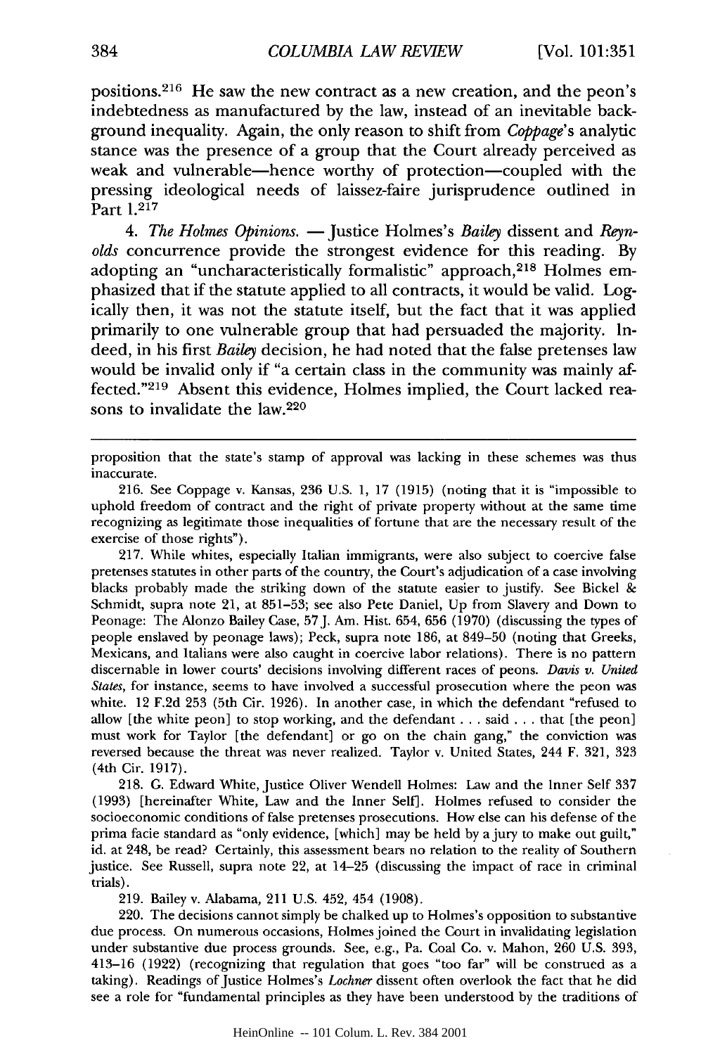positions.[216] He saw the new contract as a new creation, and the peon's indebtedness as manufactured by the law, instead of an inevitable background inequality. Again, the only reason to shift from *Coppage*'s analytic stance was the presence of a group that the Court already perceived as weak and vulnerable—hence worthy of protection—coupled with the pressing ideological needs of laissez-faire jurisprudence outlined in Part I.[217]

4. *The Holmes Opinions.* — Justice Holmes's *Bailey* dissent and *Reynolds* concurrence provide the strongest evidence for this reading. By adopting an "uncharacteristically formalistic" approach,[218] Holmes emphasized that if the statute applied to all contracts, it would be valid. Logically then, it was not the statute itself, but the fact that it was applied primarily to one vulnerable group that had persuaded the majority. Indeed, in his first *Bailey* decision, he had noted that the false pretenses law would be invalid only if "a certain class in the community was mainly affected."[219] Absent this evidence, Holmes implied, the Court lacked reasons to invalidate the law.[220]

---

proposition that the state's stamp of approval was lacking in these schemes was thus inaccurate.

216. See Coppage v. Kansas, 236 U.S. 1, 17 (1915) (noting that it is "impossible to uphold freedom of contract and the right of private property without at the same time recognizing as legitimate those inequalities of fortune that are the necessary result of the exercise of those rights").

217. While whites, especially Italian immigrants, were also subject to coercive false pretenses statutes in other parts of the country, the Court's adjudication of a case involving blacks probably made the striking down of the statute easier to justify. See Bickel & Schmidt, supra note 21, at 851–53; see also Pete Daniel, Up from Slavery and Down to Peonage: The Alonzo Bailey Case, 57 J. Am. Hist. 654, 656 (1970) (discussing the types of people enslaved by peonage laws); Peck, supra note 186, at 849–50 (noting that Greeks, Mexicans, and Italians were also caught in coercive labor relations). There is no pattern discernable in lower courts' decisions involving different races of peons. *Davis v. United States*, for instance, seems to have involved a successful prosecution where the peon was white. 12 F.2d 253 (5th Cir. 1926). In another case, in which the defendant "refused to allow [the white peon] to stop working, and the defendant . . . said . . . that [the peon] must work for Taylor [the defendant] or go on the chain gang," the conviction was reversed because the threat was never realized. Taylor v. United States, 244 F. 321, 323 (4th Cir. 1917).

218. G. Edward White, Justice Oliver Wendell Holmes: Law and the Inner Self 337 (1993) [hereinafter White, Law and the Inner Self]. Holmes refused to consider the socioeconomic conditions of false pretenses prosecutions. How else can his defense of the prima facie standard as "only evidence, [which] may be held by a jury to make out guilt," id. at 248, be read? Certainly, this assessment bears no relation to the reality of Southern justice. See Russell, supra note 22, at 14–25 (discussing the impact of race in criminal trials).

219. Bailey v. Alabama, 211 U.S. 452, 454 (1908).

220. The decisions cannot simply be chalked up to Holmes's opposition to substantive due process. On numerous occasions, Holmes joined the Court in invalidating legislation under substantive due process grounds. See, e.g., Pa. Coal Co. v. Mahon, 260 U.S. 393, 413–16 (1922) (recognizing that regulation that goes "too far" will be construed as a taking). Readings of Justice Holmes's *Lochner* dissent often overlook the fact that he did see a role for "fundamental principles as they have been understood by the traditions of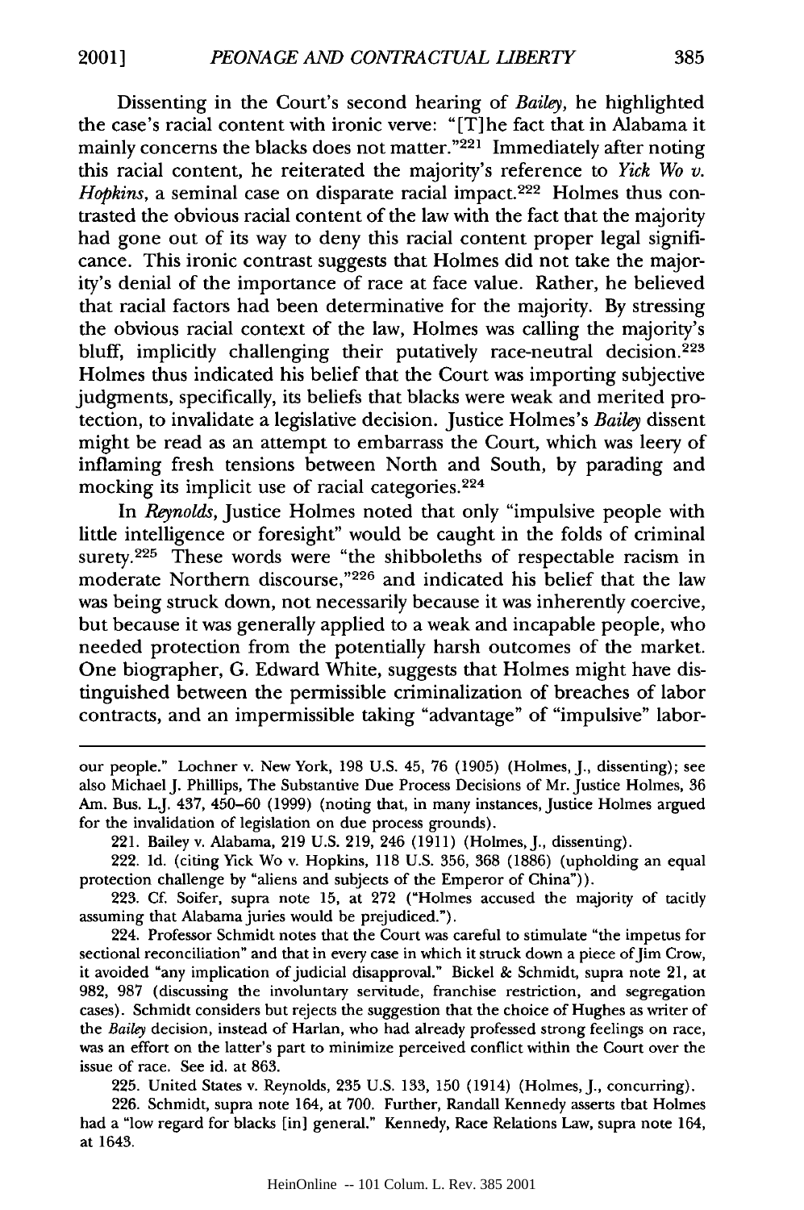Dissenting in the Court's second hearing of *Bailey*, he highlighted the case's racial content with ironic verve: "[T]he fact that in Alabama it mainly concerns the blacks does not matter."[221] Immediately after noting this racial content, he reiterated the majority's reference to *Yick Wo v. Hopkins*, a seminal case on disparate racial impact.[222] Holmes thus contrasted the obvious racial content of the law with the fact that the majority had gone out of its way to deny this racial content proper legal significance. This ironic contrast suggests that Holmes did not take the majority's denial of the importance of race at face value. Rather, he believed that racial factors had been determinative for the majority. By stressing the obvious racial context of the law, Holmes was calling the majority's bluff, implicitly challenging their putatively race-neutral decision.[223] Holmes thus indicated his belief that the Court was importing subjective judgments, specifically, its beliefs that blacks were weak and merited protection, to invalidate a legislative decision. Justice Holmes's *Bailey* dissent might be read as an attempt to embarrass the Court, which was leery of inflaming fresh tensions between North and South, by parading and mocking its implicit use of racial categories.[224]

In *Reynolds*, Justice Holmes noted that only "impulsive people with little intelligence or foresight" would be caught in the folds of criminal surety.[225] These words were "the shibboleths of respectable racism in moderate Northern discourse,"[226] and indicated his belief that the law was being struck down, not necessarily because it was inherently coercive, but because it was generally applied to a weak and incapable people, who needed protection from the potentially harsh outcomes of the market. One biographer, G. Edward White, suggests that Holmes might have distinguished between the permissible criminalization of breaches of labor contracts, and an impermissible taking "advantage" of "impulsive" labor-

---

our people." Lochner v. New York, 198 U.S. 45, 76 (1905) (Holmes, J., dissenting); see also Michael J. Phillips, The Substantive Due Process Decisions of Mr. Justice Holmes, 36 Am. Bus. L.J. 437, 450–60 (1999) (noting that, in many instances, Justice Holmes argued for the invalidation of legislation on due process grounds).

221. Bailey v. Alabama, 219 U.S. 219, 246 (1911) (Holmes, J., dissenting).

222. Id. (citing Yick Wo v. Hopkins, 118 U.S. 356, 368 (1886) (upholding an equal protection challenge by "aliens and subjects of the Emperor of China")).

223. Cf. Soifer, supra note 15, at 272 ("Holmes accused the majority of tacitly assuming that Alabama juries would be prejudiced.").

224. Professor Schmidt notes that the Court was careful to stimulate "the impetus for sectional reconciliation" and that in every case in which it struck down a piece of Jim Crow, it avoided "any implication of judicial disapproval." Bickel & Schmidt, supra note 21, at 982, 987 (discussing the involuntary servitude, franchise restriction, and segregation cases). Schmidt considers but rejects the suggestion that the choice of Hughes as writer of the *Bailey* decision, instead of Harlan, who had already professed strong feelings on race, was an effort on the latter's part to minimize perceived conflict within the Court over the issue of race. See id. at 863.

225. United States v. Reynolds, 235 U.S. 133, 150 (1914) (Holmes, J., concurring).

226. Schmidt, supra note 164, at 700. Further, Randall Kennedy asserts that Holmes had a "low regard for blacks [in] general." Kennedy, Race Relations Law, supra note 164, at 1643.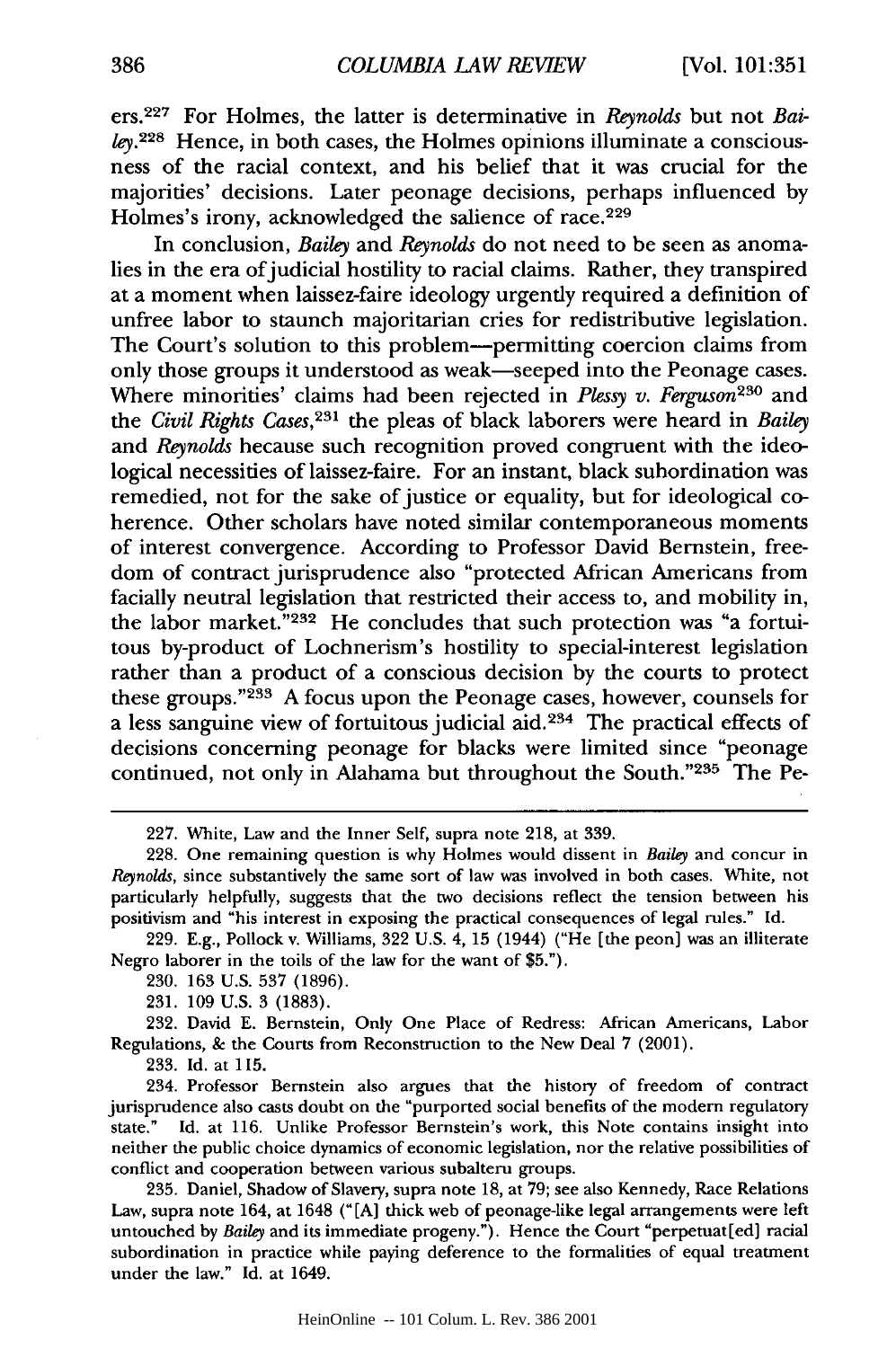ers.[227] For Holmes, the latter is determinative in *Reynolds* but not *Bailey*.[228] Hence, in both cases, the Holmes opinions illuminate a consciousness of the racial context, and his belief that it was crucial for the majorities' decisions. Later peonage decisions, perhaps influenced by Holmes's irony, acknowledged the salience of race.[229]

In conclusion, *Bailey* and *Reynolds* do not need to be seen as anomalies in the era of judicial hostility to racial claims. Rather, they transpired at a moment when laissez-faire ideology urgently required a definition of unfree labor to staunch majoritarian cries for redistributive legislation. The Court's solution to this problem—permitting coercion claims from only those groups it understood as weak—seeped into the Peonage cases. Where minorities' claims had been rejected in *Plessy v. Ferguson*[230] and the *Civil Rights Cases*,[231] the pleas of black laborers were heard in *Bailey* and *Reynolds* because such recognition proved congruent with the ideological necessities of laissez-faire. For an instant, black subordination was remedied, not for the sake of justice or equality, but for ideological coherence. Other scholars have noted similar contemporaneous moments of interest convergence. According to Professor David Bernstein, freedom of contract jurisprudence also "protected African Americans from facially neutral legislation that restricted their access to, and mobility in, the labor market."[232] He concludes that such protection was "a fortuitous by-product of Lochnerism's hostility to special-interest legislation rather than a product of a conscious decision by the courts to protect these groups."[233] A focus upon the Peonage cases, however, counsels for a less sanguine view of fortuitous judicial aid.[234] The practical effects of decisions concerning peonage for blacks were limited since "peonage continued, not only in Alabama but throughout the South."[235] The Pe-

---

227. White, Law and the Inner Self, supra note 218, at 339.

228. One remaining question is why Holmes would dissent in *Bailey* and concur in *Reynolds*, since substantively the same sort of law was involved in both cases. White, not particularly helpfully, suggests that the two decisions reflect the tension between his positivism and "his interest in exposing the practical consequences of legal rules." Id.

229. E.g., Pollock v. Williams, 322 U.S. 4, 15 (1944) ("He [the peon] was an illiterate Negro laborer in the toils of the law for the want of $5.").

230. 163 U.S. 537 (1896).

231. 109 U.S. 3 (1883).

232. David E. Bernstein, Only One Place of Redress: African Americans, Labor Regulations, & the Courts from Reconstruction to the New Deal 7 (2001).

233. Id. at 115.

234. Professor Bernstein also argues that the history of freedom of contract jurisprudence also casts doubt on the "purported social benefits of the modern regulatory state." Id. at 116. Unlike Professor Bernstein's work, this Note contains insight into neither the public choice dynamics of economic legislation, nor the relative possibilities of conflict and cooperation between various subaltern groups.

235. Daniel, Shadow of Slavery, supra note 18, at 79; see also Kennedy, Race Relations Law, supra note 164, at 1648 ("[A] thick web of peonage-like legal arrangements were left untouched by *Bailey* and its immediate progeny."). Hence the Court "perpetuat[ed] racial subordination in practice while paying deference to the formalities of equal treatment under the law." Id. at 1649.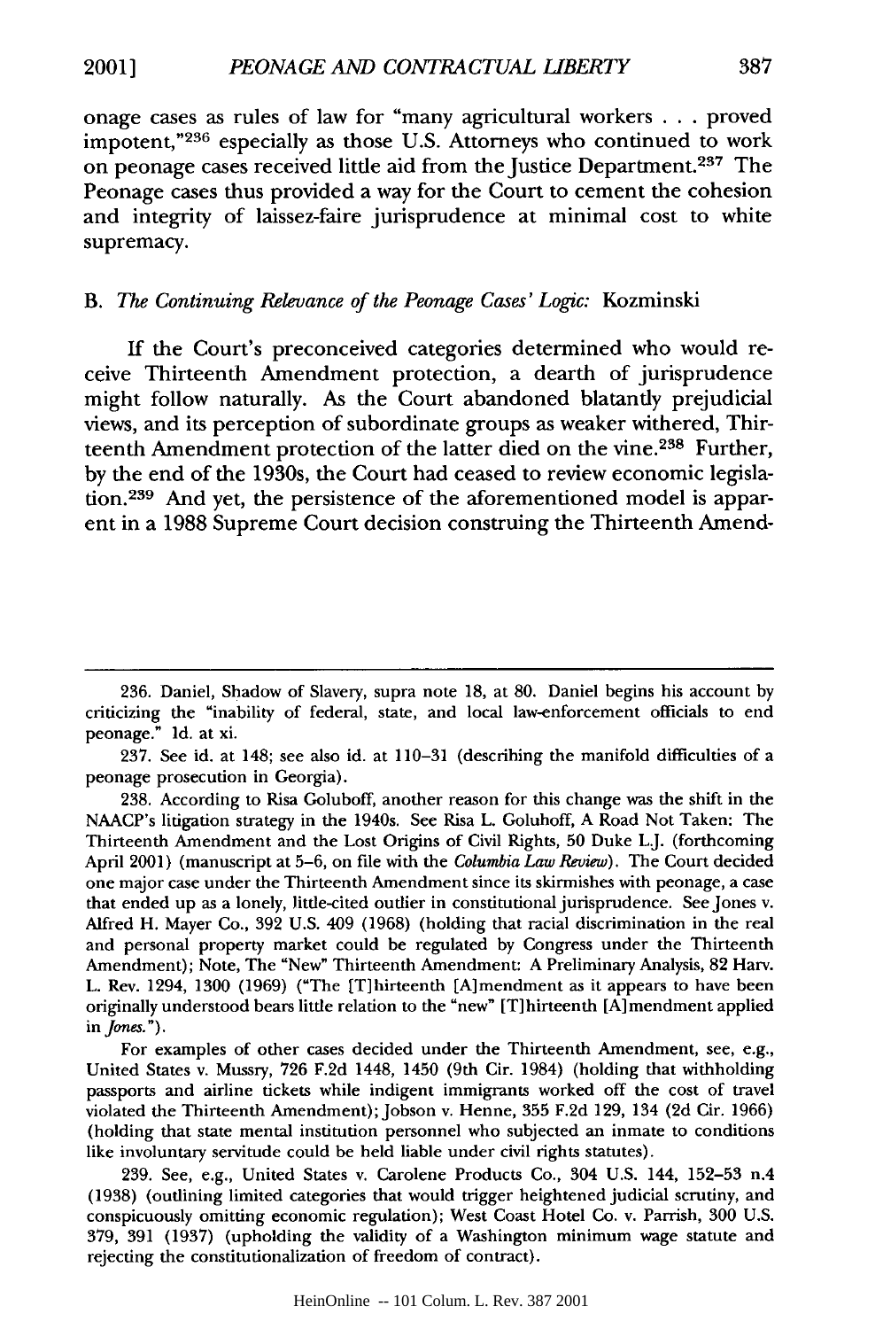onage cases as rules of law for "many agricultural workers . . . proved impotent,"[236] especially as those U.S. Attorneys who continued to work on peonage cases received little aid from the Justice Department.[237] The Peonage cases thus provided a way for the Court to cement the cohesion and integrity of laissez-faire jurisprudence at minimal cost to white supremacy.

### B. *The Continuing Relevance of the Peonage Cases' Logic:* Kozminski

If the Court's preconceived categories determined who would receive Thirteenth Amendment protection, a dearth of jurisprudence might follow naturally. As the Court abandoned blatantly prejudicial views, and its perception of subordinate groups as weaker withered, Thirteenth Amendment protection of the latter died on the vine.[238] Further, by the end of the 1930s, the Court had ceased to review economic legislation.[239] And yet, the persistence of the aforementioned model is apparent in a 1988 Supreme Court decision construing the Thirteenth Amend-

---

236. Daniel, Shadow of Slavery, supra note 18, at 80. Daniel begins his account by criticizing the "inability of federal, state, and local law-enforcement officials to end peonage." Id. at xi.

237. See id. at 148; see also id. at 110–31 (describing the manifold difficulties of a peonage prosecution in Georgia).

238. According to Risa Goluboff, another reason for this change was the shift in the NAACP's litigation strategy in the 1940s. See Risa L. Goluboff, A Road Not Taken: The Thirteenth Amendment and the Lost Origins of Civil Rights, 50 Duke L.J. (forthcoming April 2001) (manuscript at 5–6, on file with the *Columbia Law Review*). The Court decided one major case under the Thirteenth Amendment since its skirmishes with peonage, a case that ended up as a lonely, little-cited outlier in constitutional jurisprudence. See Jones v. Alfred H. Mayer Co., 392 U.S. 409 (1968) (holding that racial discrimination in the real and personal property market could be regulated by Congress under the Thirteenth Amendment); Note, The "New" Thirteenth Amendment: A Preliminary Analysis, 82 Harv. L. Rev. 1294, 1300 (1969) ("The [T]hirteenth [A]mendment as it appears to have been originally understood bears little relation to the "new" [T]hirteenth [A]mendment applied in *Jones*.").

For examples of other cases decided under the Thirteenth Amendment, see, e.g., United States v. Mussry, 726 F.2d 1448, 1450 (9th Cir. 1984) (holding that withholding passports and airline tickets while indigent immigrants worked off the cost of travel violated the Thirteenth Amendment); Jobson v. Henne, 355 F.2d 129, 134 (2d Cir. 1966) (holding that state mental institution personnel who subjected an inmate to conditions like involuntary servitude could be held liable under civil rights statutes).

239. See, e.g., United States v. Carolene Products Co., 304 U.S. 144, 152–53 n.4 (1938) (outlining limited categories that would trigger heightened judicial scrutiny, and conspicuously omitting economic regulation); West Coast Hotel Co. v. Parrish, 300 U.S. 379, 391 (1937) (upholding the validity of a Washington minimum wage statute and rejecting the constitutionalization of freedom of contract).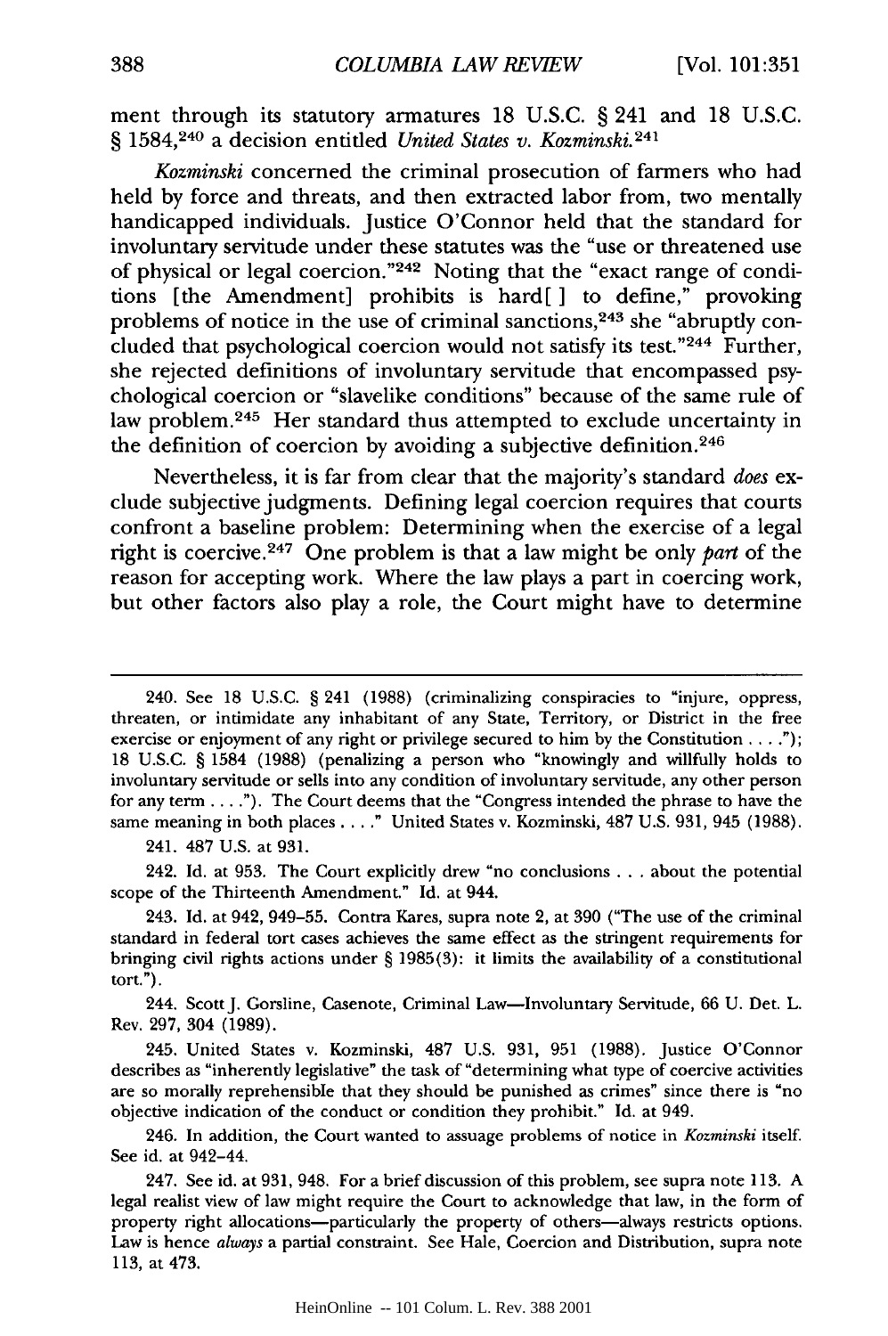ment through its statutory armatures 18 U.S.C. § 241 and 18 U.S.C. § 1584,[240] a decision entitled *United States v. Kozminski*.[241]

*Kozminski* concerned the criminal prosecution of farmers who had held by force and threats, and then extracted labor from, two mentally handicapped individuals. Justice O'Connor held that the standard for involuntary servitude under these statutes was the "use or threatened use of physical or legal coercion."[242] Noting that the "exact range of conditions [the Amendment] prohibits is hard[ ] to define," provoking problems of notice in the use of criminal sanctions,[243] she "abruptly concluded that psychological coercion would not satisfy its test."[244] Further, she rejected definitions of involuntary servitude that encompassed psychological coercion or "slavelike conditions" because of the same rule of law problem.[245] Her standard thus attempted to exclude uncertainty in the definition of coercion by avoiding a subjective definition.[246]

Nevertheless, it is far from clear that the majority's standard *does* exclude subjective judgments. Defining legal coercion requires that courts confront a baseline problem: Determining when the exercise of a legal right is coercive.[247] One problem is that a law might be only *part* of the reason for accepting work. Where the law plays a part in coercing work, but other factors also play a role, the Court might have to determine

---

240. See 18 U.S.C. § 241 (1988) (criminalizing conspiracies to "injure, oppress, threaten, or intimidate any inhabitant of any State, Territory, or District in the free exercise or enjoyment of any right or privilege secured to him by the Constitution . . . ."); 18 U.S.C. § 1584 (1988) (penalizing a person who "knowingly and willfully holds to involuntary servitude or sells into any condition of involuntary servitude, any other person for any term . . . ."). The Court deems that the "Congress intended the phrase to have the same meaning in both places . . . ." United States v. Kozminski, 487 U.S. 931, 945 (1988).

241. 487 U.S. at 931.

242. Id. at 953. The Court explicitly drew "no conclusions . . . about the potential scope of the Thirteenth Amendment." Id. at 944.

243. Id. at 942, 949–55. Contra Kares, supra note 2, at 390 ("The use of the criminal standard in federal tort cases achieves the same effect as the stringent requirements for bringing civil rights actions under § 1985(3): it limits the availability of a constitutional tort.").

244. Scott J. Gorsline, Casenote, Criminal Law—Involuntary Servitude, 66 U. Det. L. Rev. 297, 304 (1989).

245. United States v. Kozminski, 487 U.S. 931, 951 (1988). Justice O'Connor describes as "inherently legislative" the task of "determining what type of coercive activities are so morally reprehensible that they should be punished as crimes" since there is "no objective indication of the conduct or condition they prohibit." Id. at 949.

246. In addition, the Court wanted to assuage problems of notice in *Kozminski* itself. See id. at 942–44.

247. See id. at 931, 948. For a brief discussion of this problem, see supra note 113. A legal realist view of law might require the Court to acknowledge that law, in the form of property right allocations—particularly the property of others—always restricts options. Law is hence *always* a partial constraint. See Hale, Coercion and Distribution, supra note 113, at 473.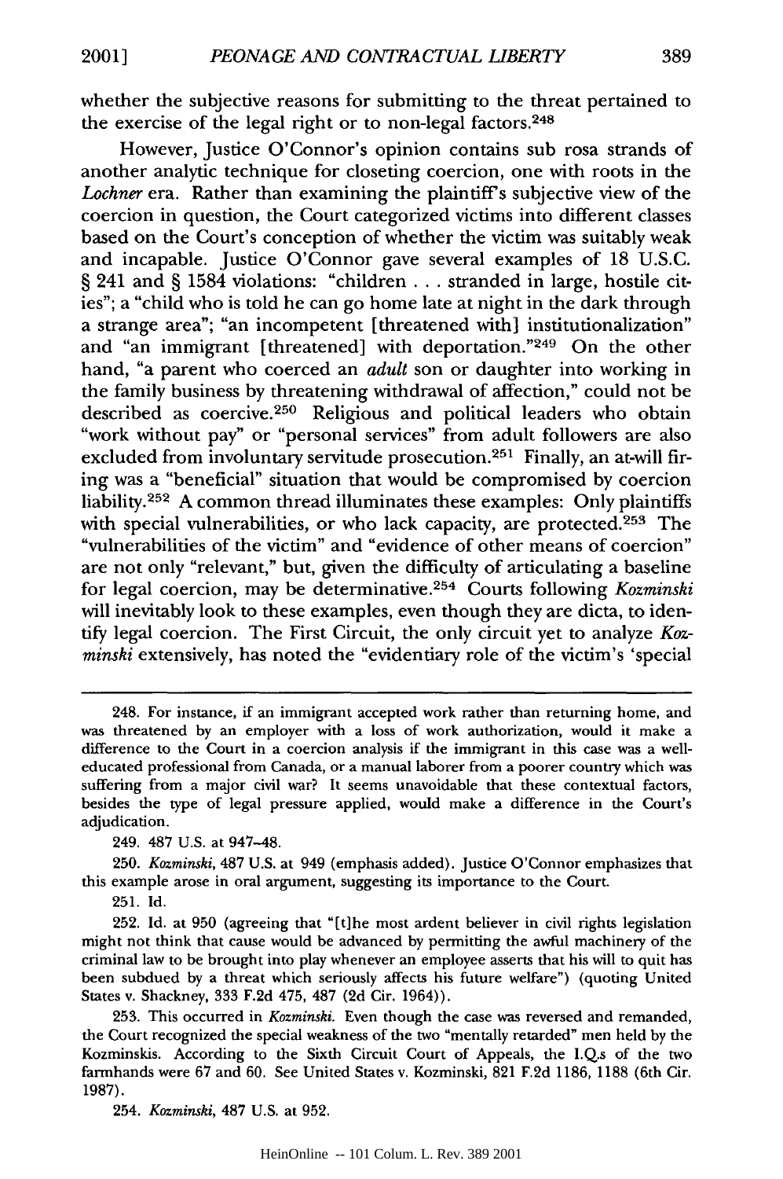whether the subjective reasons for submitting to the threat pertained to the exercise of the legal right or to non-legal factors.[248]

However, Justice O'Connor's opinion contains sub rosa strands of another analytic technique for closeting coercion, one with roots in the *Lochner* era. Rather than examining the plaintiff's subjective view of the coercion in question, the Court categorized victims into different classes based on the Court's conception of whether the victim was suitably weak and incapable. Justice O'Connor gave several examples of 18 U.S.C. § 241 and § 1584 violations: "children . . . stranded in large, hostile cities"; a "child who is told he can go home late at night in the dark through a strange area"; "an incompetent [threatened with] institutionalization" and "an immigrant [threatened] with deportation."[249] On the other hand, "a parent who coerced an *adult* son or daughter into working in the family business by threatening withdrawal of affection," could not be described as coercive.[250] Religious and political leaders who obtain "work without pay" or "personal services" from adult followers are also excluded from involuntary servitude prosecution.[251] Finally, an at-will firing was a "beneficial" situation that would be compromised by coercion liability.[252] A common thread illuminates these examples: Only plaintiffs with special vulnerabilities, or who lack capacity, are protected.[253] The "vulnerabilities of the victim" and "evidence of other means of coercion" are not only "relevant," but, given the difficulty of articulating a baseline for legal coercion, may be determinative.[254] Courts following *Kozminski* will inevitably look to these examples, even though they are dicta, to identify legal coercion. The First Circuit, the only circuit yet to analyze *Kozminski* extensively, has noted the "evidentiary role of the victim's 'special

---

248. For instance, if an immigrant accepted work rather than returning home, and was threatened by an employer with a loss of work authorization, would it make a difference to the Court in a coercion analysis if the immigrant in this case was a well-educated professional from Canada, or a manual laborer from a poorer country which was suffering from a major civil war? It seems unavoidable that these contextual factors, besides the type of legal pressure applied, would make a difference in the Court's adjudication.

249. 487 U.S. at 947–48.

250. *Kozminski*, 487 U.S. at 949 (emphasis added). Justice O'Connor emphasizes that this example arose in oral argument, suggesting its importance to the Court.

251. Id.

252. Id. at 950 (agreeing that "[t]he most ardent believer in civil rights legislation might not think that cause would be advanced by permitting the awful machinery of the criminal law to be brought into play whenever an employee asserts that his will to quit has been subdued by a threat which seriously affects his future welfare") (quoting United States v. Shackney, 333 F.2d 475, 487 (2d Cir. 1964)).

253. This occurred in *Kozminski*. Even though the case was reversed and remanded, the Court recognized the special weakness of the two "mentally retarded" men held by the Kozminskis. According to the Sixth Circuit Court of Appeals, the I.Q.s of the two farmhands were 67 and 60. See United States v. Kozminski, 821 F.2d 1186, 1188 (6th Cir. 1987).

254. *Kozminski*, 487 U.S. at 952.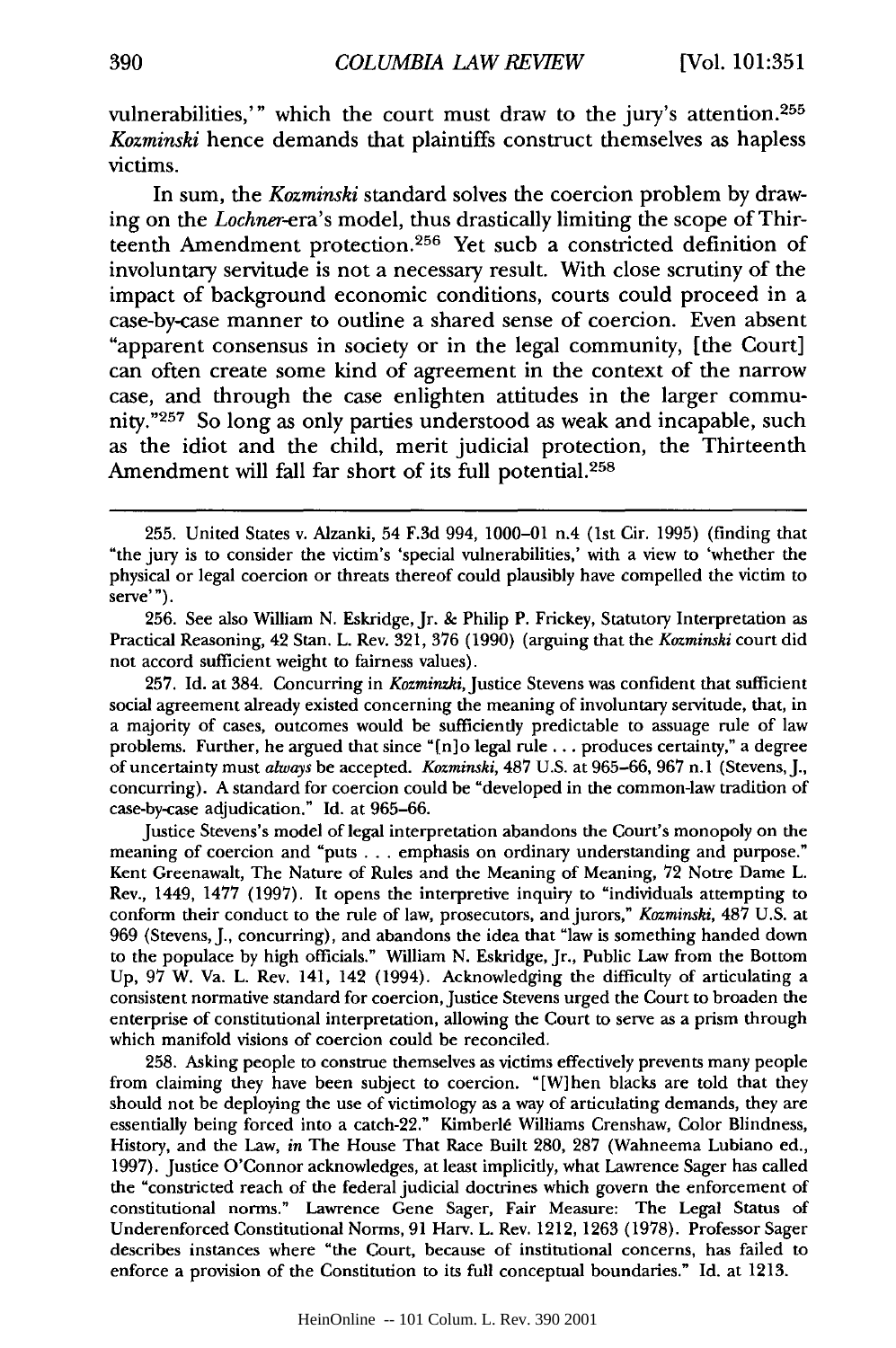vulnerabilities,'" which the court must draw to the jury's attention.[255] *Kozminski* hence demands that plaintiffs construct themselves as hapless victims.

In sum, the *Kozminski* standard solves the coercion problem by drawing on the *Lochner*-era's model, thus drastically limiting the scope of Thirteenth Amendment protection.[256] Yet sucb a constricted definition of involuntary servitude is not a necessary result. With close scrutiny of the impact of background economic conditions, courts could proceed in a case-by-case manner to outline a shared sense of coercion. Even absent "apparent consensus in society or in the legal community, [the Court] can often create some kind of agreement in the context of the narrow case, and through the case enlighten attitudes in the larger community."[257] So long as only parties understood as weak and incapable, such as the idiot and the child, merit judicial protection, the Thirteenth Amendment will fall far short of its full potential.[258]

---

255. United States v. Alzanki, 54 F.3d 994, 1000–01 n.4 (1st Cir. 1995) (finding that "the jury is to consider the victim's 'special vulnerabilities,' with a view to 'whether the physical or legal coercion or threats thereof could plausibly have compelled the victim to serve'").

256. See also William N. Eskridge, Jr. & Philip P. Frickey, Statutory Interpretation as Practical Reasoning, 42 Stan. L. Rev. 321, 376 (1990) (arguing that the *Kozminski* court did not accord sufficient weight to fairness values).

257. Id. at 384. Concurring in *Kozminzki*, Justice Stevens was confident that sufficient social agreement already existed concerning the meaning of involuntary servitude, that, in a majority of cases, outcomes would be sufficiently predictable to assuage rule of law problems. Further, he argued that since "[n]o legal rule . . . produces certainty," a degree of uncertainty must *always* be accepted. *Kozminski*, 487 U.S. at 965–66, 967 n.1 (Stevens, J., concurring). A standard for coercion could be "developed in the common-law tradition of case-by-case adjudication." Id. at 965–66.

Justice Stevens's model of legal interpretation abandons the Court's monopoly on the meaning of coercion and "puts . . . emphasis on ordinary understanding and purpose." Kent Greenawalt, The Nature of Rules and the Meaning of Meaning, 72 Notre Dame L. Rev., 1449, 1477 (1997). It opens the interpretive inquiry to "individuals attempting to conform their conduct to the rule of law, prosecutors, and jurors," *Kozminski*, 487 U.S. at 969 (Stevens, J., concurring), and abandons the idea that "law is something handed down to the populace by high officials." William N. Eskridge, Jr., Public Law from the Bottom Up, 97 W. Va. L. Rev. 141, 142 (1994). Acknowledging the difficulty of articulating a consistent normative standard for coercion, Justice Stevens urged the Court to broaden the enterprise of constitutional interpretation, allowing the Court to serve as a prism through which manifold visions of coercion could be reconciled.

258. Asking people to construe themselves as victims effectively prevents many people from claiming they have been subject to coercion. "[W]hen blacks are told that they should not be deploying the use of victimology as a way of articulating demands, they are essentially being forced into a catch-22." Kimberlé Williams Crenshaw, Color Blindness, History, and the Law, *in* The House That Race Built 280, 287 (Wahneema Lubiano ed., 1997). Justice O'Connor acknowledges, at least implicitly, what Lawrence Sager has called the "constricted reach of the federal judicial doctrines which govern the enforcement of constitutional norms." Lawrence Gene Sager, Fair Measure: The Legal Status of Underenforced Constitutional Norms, 91 Harv. L. Rev. 1212, 1263 (1978). Professor Sager describes instances where "the Court, because of institutional concerns, has failed to enforce a provision of the Constitution to its full conceptual boundaries." Id. at 1213.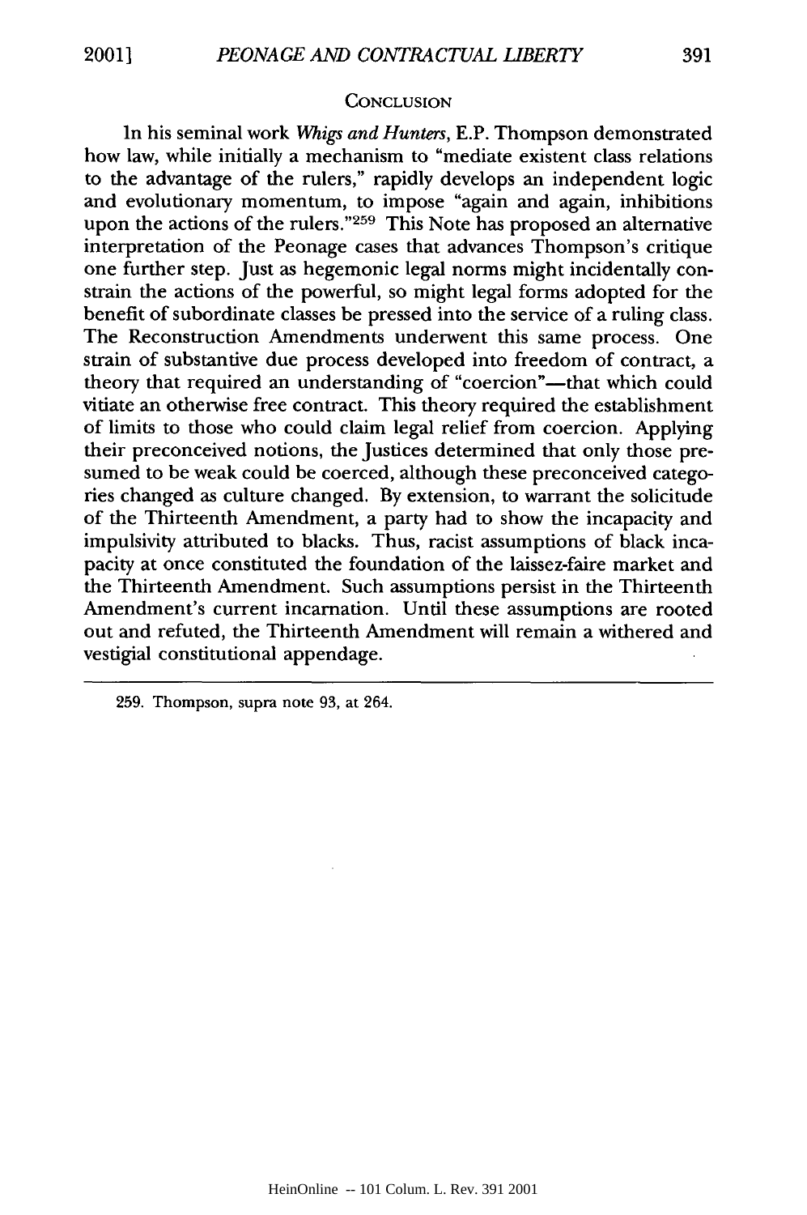## CONCLUSION

In his seminal work *Whigs and Hunters*, E.P. Thompson demonstrated how law, while initially a mechanism to "mediate existent class relations to the advantage of the rulers," rapidly develops an independent logic and evolutionary momentum, to impose "again and again, inhibitions upon the actions of the rulers."[259] This Note has proposed an alternative interpretation of the Peonage cases that advances Thompson's critique one further step. Just as hegemonic legal norms might incidentally constrain the actions of the powerful, so might legal forms adopted for the benefit of subordinate classes be pressed into the service of a ruling class. The Reconstruction Amendments underwent this same process. One strain of substantive due process developed into freedom of contract, a theory that required an understanding of "coercion"—that which could vitiate an otherwise free contract. This theory required the establishment of limits to those who could claim legal relief from coercion. Applying their preconceived notions, the Justices determined that only those presumed to be weak could be coerced, although these preconceived categories changed as culture changed. By extension, to warrant the solicitude of the Thirteenth Amendment, a party had to show the incapacity and impulsivity attributed to blacks. Thus, racist assumptions of black incapacity at once constituted the foundation of the laissez-faire market and the Thirteenth Amendment. Such assumptions persist in the Thirteenth Amendment's current incarnation. Until these assumptions are rooted out and refuted, the Thirteenth Amendment will remain a withered and vestigial constitutional appendage.

---

259. Thompson, supra note 93, at 264.